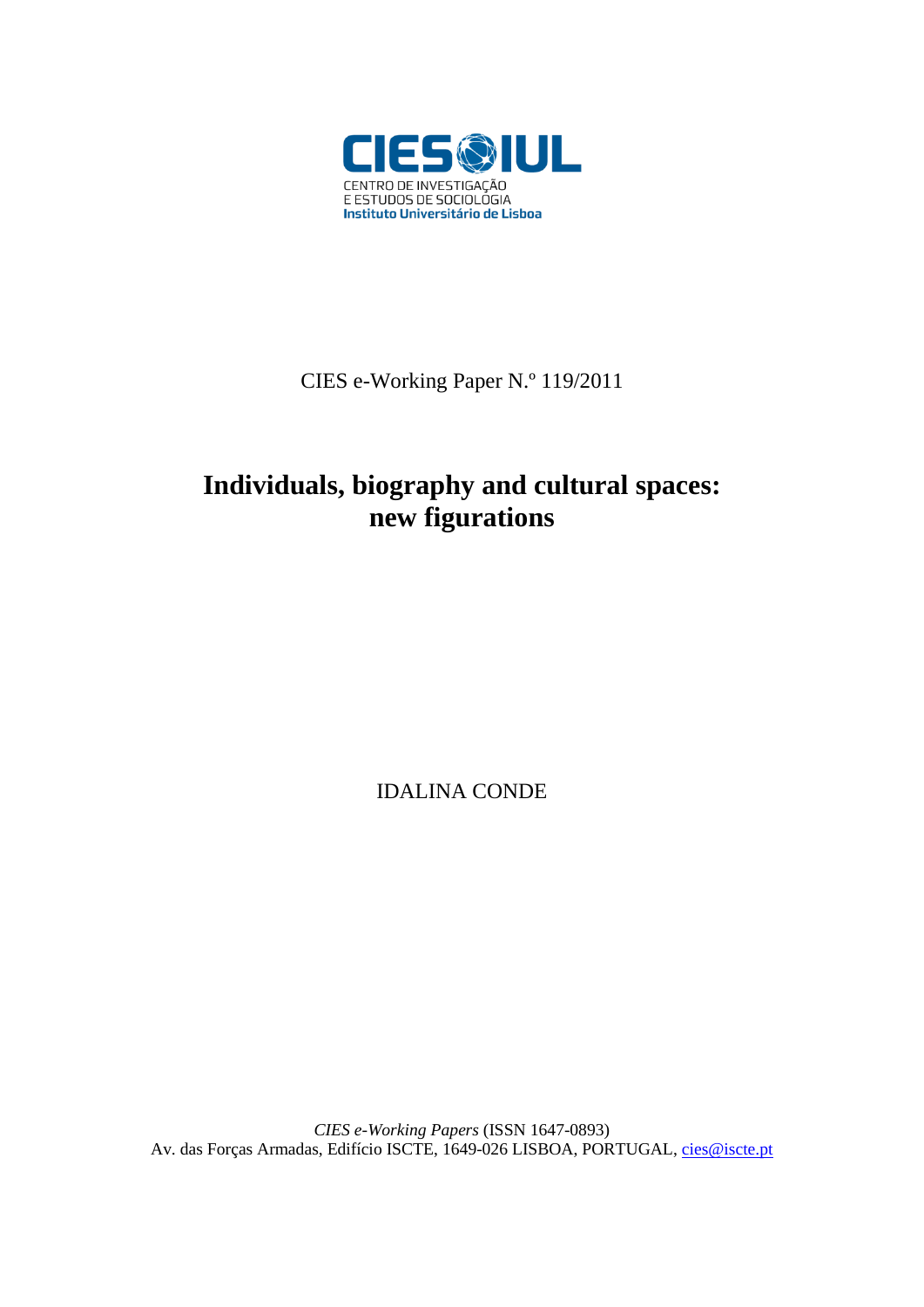CIES|IUL

CENTRO DE INVESTIGAÇÃO
E ESTUDOS DE SOCIOLOGIA
Instituto Universitário de Lisboa

CIES e-Working Paper N.º 119/2011

# Individuals, biography and cultural spaces: new figurations

IDALINA CONDE

*CIES e-Working Papers* (ISSN 1647-0893)
Av. das Forças Armadas, Edifício ISCTE, 1649-026 LISBOA, PORTUGAL, cies@iscte.pt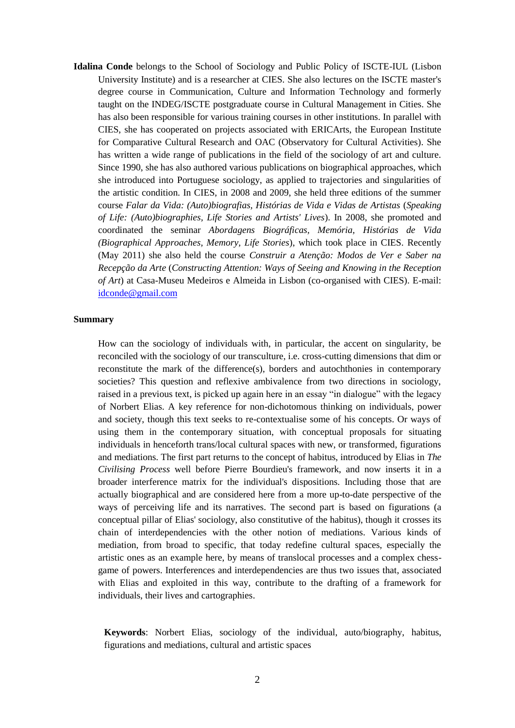**Idalina Conde** belongs to the School of Sociology and Public Policy of ISCTE-IUL (Lisbon University Institute) and is a researcher at CIES. She also lectures on the ISCTE master's degree course in Communication, Culture and Information Technology and formerly taught on the INDEG/ISCTE postgraduate course in Cultural Management in Cities. She has also been responsible for various training courses in other institutions. In parallel with CIES, she has cooperated on projects associated with ERICArts, the European Institute for Comparative Cultural Research and OAC (Observatory for Cultural Activities). She has written a wide range of publications in the field of the sociology of art and culture. Since 1990, she has also authored various publications on biographical approaches, which she introduced into Portuguese sociology, as applied to trajectories and singularities of the artistic condition. In CIES, in 2008 and 2009, she held three editions of the summer course *Falar da Vida: (Auto)biografias, Histórias de Vida e Vidas de Artistas* (*Speaking of Life: (Auto)biographies, Life Stories and Artists' Lives*). In 2008, she promoted and coordinated the seminar *Abordagens Biográficas, Memória, Histórias de Vida (Biographical Approaches, Memory, Life Stories*), which took place in CIES. Recently (May 2011) she also held the course *Construir a Atenção: Modos de Ver e Saber na Recepção da Arte* (*Constructing Attention: Ways of Seeing and Knowing in the Reception of Art*) at Casa-Museu Medeiros e Almeida in Lisbon (co-organised with CIES). E-mail: idconde@gmail.com

## Summary

How can the sociology of individuals with, in particular, the accent on singularity, be reconciled with the sociology of our transculture, i.e. cross-cutting dimensions that dim or reconstitute the mark of the difference(s), borders and autochthonies in contemporary societies? This question and reflexive ambivalence from two directions in sociology, raised in a previous text, is picked up again here in an essay "in dialogue" with the legacy of Norbert Elias. A key reference for non-dichotomous thinking on individuals, power and society, though this text seeks to re-contextualise some of his concepts. Or ways of using them in the contemporary situation, with conceptual proposals for situating individuals in henceforth trans/local cultural spaces with new, or transformed, figurations and mediations. The first part returns to the concept of habitus, introduced by Elias in *The Civilising Process* well before Pierre Bourdieu's framework, and now inserts it in a broader interference matrix for the individual's dispositions. Including those that are actually biographical and are considered here from a more up-to-date perspective of the ways of perceiving life and its narratives. The second part is based on figurations (a conceptual pillar of Elias' sociology, also constitutive of the habitus), though it crosses its chain of interdependencies with the other notion of mediations. Various kinds of mediation, from broad to specific, that today redefine cultural spaces, especially the artistic ones as an example here, by means of translocal processes and a complex chess-game of powers. Interferences and interdependencies are thus two issues that, associated with Elias and exploited in this way, contribute to the drafting of a framework for individuals, their lives and cartographies.

**Keywords**: Norbert Elias, sociology of the individual, auto/biography, habitus, figurations and mediations, cultural and artistic spaces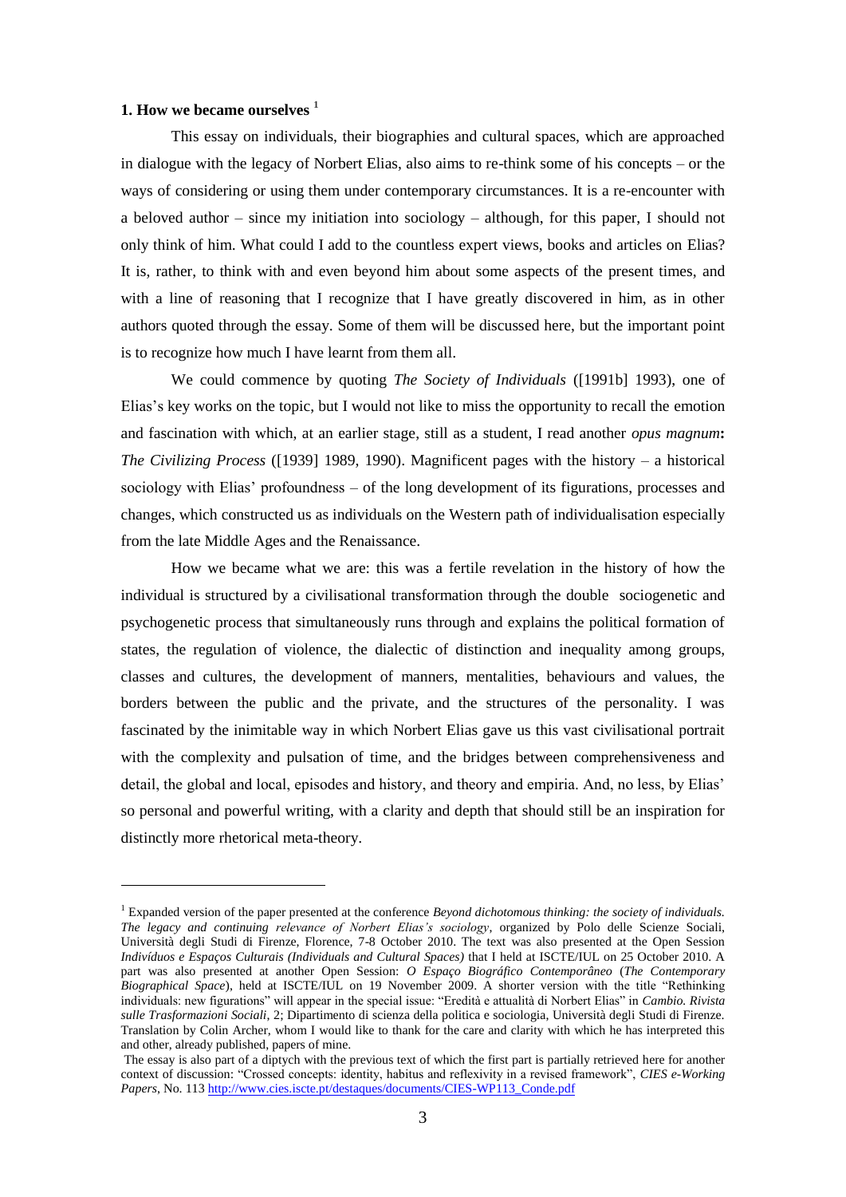## 1. How we became ourselves [1]

This essay on individuals, their biographies and cultural spaces, which are approached in dialogue with the legacy of Norbert Elias, also aims to re-think some of his concepts – or the ways of considering or using them under contemporary circumstances. It is a re-encounter with a beloved author – since my initiation into sociology – although, for this paper, I should not only think of him. What could I add to the countless expert views, books and articles on Elias? It is, rather, to think with and even beyond him about some aspects of the present times, and with a line of reasoning that I recognize that I have greatly discovered in him, as in other authors quoted through the essay. Some of them will be discussed here, but the important point is to recognize how much I have learnt from them all.

We could commence by quoting *The Society of Individuals* ([1991b] 1993), one of Elias's key works on the topic, but I would not like to miss the opportunity to recall the emotion and fascination with which, at an earlier stage, still as a student, I read another *opus magnum***:** *The Civilizing Process* ([1939] 1989, 1990). Magnificent pages with the history – a historical sociology with Elias' profoundness – of the long development of its figurations, processes and changes, which constructed us as individuals on the Western path of individualisation especially from the late Middle Ages and the Renaissance.

How we became what we are: this was a fertile revelation in the history of how the individual is structured by a civilisational transformation through the double sociogenetic and psychogenetic process that simultaneously runs through and explains the political formation of states, the regulation of violence, the dialectic of distinction and inequality among groups, classes and cultures, the development of manners, mentalities, behaviours and values, the borders between the public and the private, and the structures of the personality. I was fascinated by the inimitable way in which Norbert Elias gave us this vast civilisational portrait with the complexity and pulsation of time, and the bridges between comprehensiveness and detail, the global and local, episodes and history, and theory and empiria. And, no less, by Elias' so personal and powerful writing, with a clarity and depth that should still be an inspiration for distinctly more rhetorical meta-theory.

---

[1] Expanded version of the paper presented at the conference *Beyond dichotomous thinking: the society of individuals. The legacy and continuing relevance of Norbert Elias's sociology*, organized by Polo delle Scienze Sociali, Università degli Studi di Firenze, Florence, 7-8 October 2010. The text was also presented at the Open Session *Indivíduos e Espaços Culturais (Individuals and Cultural Spaces)* that I held at ISCTE/IUL on 25 October 2010. A part was also presented at another Open Session: *O Espaço Biográfico Contemporâneo* (*The Contemporary Biographical Space*), held at ISCTE/IUL on 19 November 2009. A shorter version with the title "Rethinking individuals: new figurations" will appear in the special issue: "Eredità e attualità di Norbert Elias" in *Cambio. Rivista sulle Trasformazioni Sociali*, 2; Dipartimento di scienza della politica e sociologia, Università degli Studi di Firenze. Translation by Colin Archer, whom I would like to thank for the care and clarity with which he has interpreted this and other, already published, papers of mine.

The essay is also part of a diptych with the previous text of which the first part is partially retrieved here for another context of discussion: "Crossed concepts: identity, habitus and reflexivity in a revised framework", *CIES e-Working Papers*, No. 113 http://www.cies.iscte.pt/destaques/documents/CIES-WP113_Conde.pdf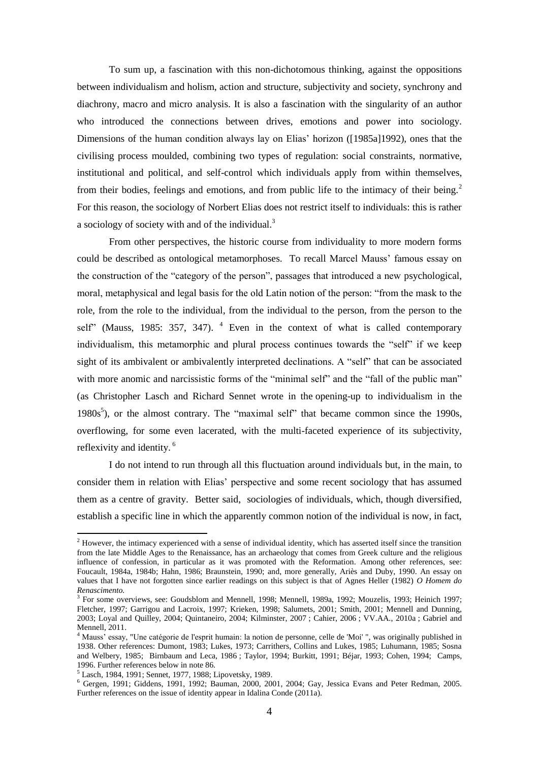To sum up, a fascination with this non-dichotomous thinking, against the oppositions between individualism and holism, action and structure, subjectivity and society, synchrony and diachrony, macro and micro analysis. It is also a fascination with the singularity of an author who introduced the connections between drives, emotions and power into sociology. Dimensions of the human condition always lay on Elias' horizon ([1985a]1992), ones that the civilising process moulded, combining two types of regulation: social constraints, normative, institutional and political, and self-control which individuals apply from within themselves, from their bodies, feelings and emotions, and from public life to the intimacy of their being.[2] For this reason, the sociology of Norbert Elias does not restrict itself to individuals: this is rather a sociology of society with and of the individual.[3]

From other perspectives, the historic course from individuality to more modern forms could be described as ontological metamorphoses. To recall Marcel Mauss' famous essay on the construction of the "category of the person", passages that introduced a new psychological, moral, metaphysical and legal basis for the old Latin notion of the person: "from the mask to the role, from the role to the individual, from the individual to the person, from the person to the self" (Mauss, 1985: 357, 347). [4] Even in the context of what is called contemporary individualism, this metamorphic and plural process continues towards the "self" if we keep sight of its ambivalent or ambivalently interpreted declinations. A "self" that can be associated with more anomic and narcissistic forms of the "minimal self" and the "fall of the public man" (as Christopher Lasch and Richard Sennet wrote in the opening-up to individualism in the 1980s[5]), or the almost contrary. The "maximal self" that became common since the 1990s, overflowing, for some even lacerated, with the multi-faceted experience of its subjectivity, reflexivity and identity. [6]

I do not intend to run through all this fluctuation around individuals but, in the main, to consider them in relation with Elias' perspective and some recent sociology that has assumed them as a centre of gravity. Better said, sociologies of individuals, which, though diversified, establish a specific line in which the apparently common notion of the individual is now, in fact,

---

[2] However, the intimacy experienced with a sense of individual identity, which has asserted itself since the transition from the late Middle Ages to the Renaissance, has an archaeology that comes from Greek culture and the religious influence of confession, in particular as it was promoted with the Reformation. Among other references, see: Foucault, 1984a, 1984b; Hahn, 1986; Braunstein, 1990; and, more generally, Ariès and Duby, 1990. An essay on values that I have not forgotten since earlier readings on this subject is that of Agnes Heller (1982) *O Homem do Renascimento.*

[3] For some overviews, see: Goudsblom and Mennell, 1998; Mennell, 1989a, 1992; Mouzelis, 1993; Heinich 1997; Fletcher, 1997; Garrigou and Lacroix, 1997; Krieken, 1998; Salumets, 2001; Smith, 2001; Mennell and Dunning, 2003; Loyal and Quilley, 2004; Quintaneiro, 2004; Kilminster, 2007 ; Cahier, 2006 ; VV.AA., 2010a ; Gabriel and Mennell, 2011.

[4] Mauss' essay, "Une catégorie de l'esprit humain: la notion de personne, celle de 'Moi' ", was originally published in 1938. Other references: Dumont, 1983; Lukes, 1973; Carrithers, Collins and Lukes, 1985; Luhumann, 1985; Sosna and Welbery, 1985; Birnbaum and Leca, 1986 ; Taylor, 1994; Burkitt, 1991; Béjar, 1993; Cohen, 1994; Camps, 1996. Further references below in note 86.

[5] Lasch, 1984, 1991; Sennet, 1977, 1988; Lipovetsky, 1989.

[6] Gergen, 1991; Giddens, 1991, 1992; Bauman, 2000, 2001, 2004; Gay, Jessica Evans and Peter Redman, 2005. Further references on the issue of identity appear in Idalina Conde (2011a).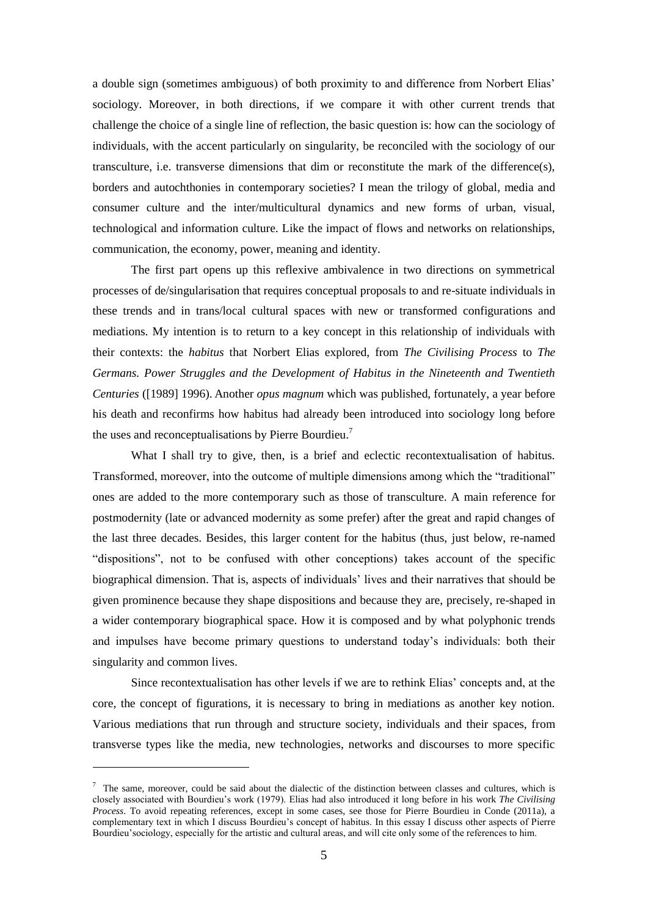a double sign (sometimes ambiguous) of both proximity to and difference from Norbert Elias' sociology. Moreover, in both directions, if we compare it with other current trends that challenge the choice of a single line of reflection, the basic question is: how can the sociology of individuals, with the accent particularly on singularity, be reconciled with the sociology of our transculture, i.e. transverse dimensions that dim or reconstitute the mark of the difference(s), borders and autochthonies in contemporary societies? I mean the trilogy of global, media and consumer culture and the inter/multicultural dynamics and new forms of urban, visual, technological and information culture. Like the impact of flows and networks on relationships, communication, the economy, power, meaning and identity.

The first part opens up this reflexive ambivalence in two directions on symmetrical processes of de/singularisation that requires conceptual proposals to and re-situate individuals in these trends and in trans/local cultural spaces with new or transformed configurations and mediations. My intention is to return to a key concept in this relationship of individuals with their contexts: the *habitus* that Norbert Elias explored, from *The Civilising Process* to *The Germans. Power Struggles and the Development of Habitus in the Nineteenth and Twentieth Centuries* ([1989] 1996). Another *opus magnum* which was published, fortunately, a year before his death and reconfirms how habitus had already been introduced into sociology long before the uses and reconceptualisations by Pierre Bourdieu.[7]

What I shall try to give, then, is a brief and eclectic recontextualisation of habitus. Transformed, moreover, into the outcome of multiple dimensions among which the "traditional" ones are added to the more contemporary such as those of transculture. A main reference for postmodernity (late or advanced modernity as some prefer) after the great and rapid changes of the last three decades. Besides, this larger content for the habitus (thus, just below, re-named "dispositions", not to be confused with other conceptions) takes account of the specific biographical dimension. That is, aspects of individuals' lives and their narratives that should be given prominence because they shape dispositions and because they are, precisely, re-shaped in a wider contemporary biographical space. How it is composed and by what polyphonic trends and impulses have become primary questions to understand today's individuals: both their singularity and common lives.

Since recontextualisation has other levels if we are to rethink Elias' concepts and, at the core, the concept of figurations, it is necessary to bring in mediations as another key notion. Various mediations that run through and structure society, individuals and their spaces, from transverse types like the media, new technologies, networks and discourses to more specific

---

[7] The same, moreover, could be said about the dialectic of the distinction between classes and cultures, which is closely associated with Bourdieu's work (1979). Elias had also introduced it long before in his work *The Civilising Process*. To avoid repeating references, except in some cases, see those for Pierre Bourdieu in Conde (2011a), a complementary text in which I discuss Bourdieu's concept of habitus. In this essay I discuss other aspects of Pierre Bourdieu'sociology, especially for the artistic and cultural areas, and will cite only some of the references to him.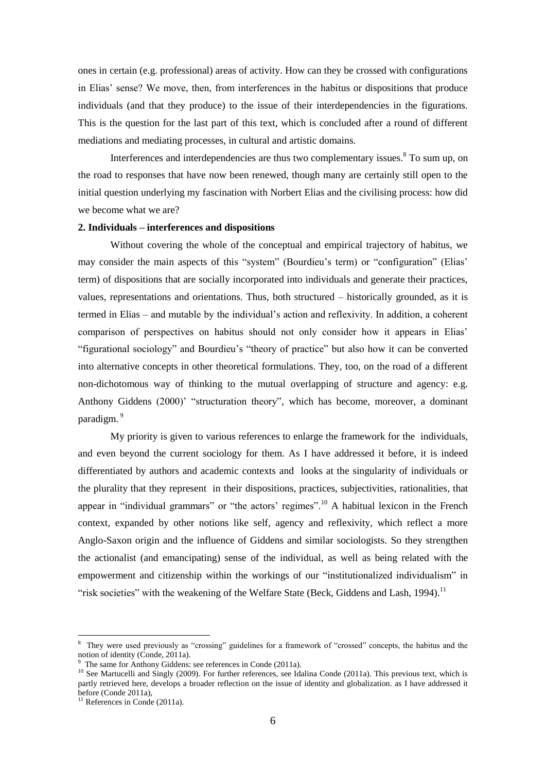ones in certain (e.g. professional) areas of activity. How can they be crossed with configurations in Elias' sense? We move, then, from interferences in the habitus or dispositions that produce individuals (and that they produce) to the issue of their interdependencies in the figurations. This is the question for the last part of this text, which is concluded after a round of different mediations and mediating processes, in cultural and artistic domains.

Interferences and interdependencies are thus two complementary issues.[8] To sum up, on the road to responses that have now been renewed, though many are certainly still open to the initial question underlying my fascination with Norbert Elias and the civilising process: how did we become what we are?

**2. Individuals – interferences and dispositions**

Without covering the whole of the conceptual and empirical trajectory of habitus, we may consider the main aspects of this "system" (Bourdieu's term) or "configuration" (Elias' term) of dispositions that are socially incorporated into individuals and generate their practices, values, representations and orientations. Thus, both structured – historically grounded, as it is termed in Elias – and mutable by the individual's action and reflexivity. In addition, a coherent comparison of perspectives on habitus should not only consider how it appears in Elias' "figurational sociology" and Bourdieu's "theory of practice" but also how it can be converted into alternative concepts in other theoretical formulations. They, too, on the road of a different non-dichotomous way of thinking to the mutual overlapping of structure and agency: e.g. Anthony Giddens (2000)' "structuration theory", which has become, moreover, a dominant paradigm.[9]

My priority is given to various references to enlarge the framework for the individuals, and even beyond the current sociology for them. As I have addressed it before, it is indeed differentiated by authors and academic contexts and looks at the singularity of individuals or the plurality that they represent in their dispositions, practices, subjectivities, rationalities, that appear in "individual grammars" or "the actors' regimes".[10] A habitual lexicon in the French context, expanded by other notions like self, agency and reflexivity, which reflect a more Anglo-Saxon origin and the influence of Giddens and similar sociologists. So they strengthen the actionalist (and emancipating) sense of the individual, as well as being related with the empowerment and citizenship within the workings of our "institutionalized individualism" in "risk societies" with the weakening of the Welfare State (Beck, Giddens and Lash, 1994).[11]

---

[8] They were used previously as "crossing" guidelines for a framework of "crossed" concepts, the habitus and the notion of identity (Conde, 2011a).

[9] The same for Anthony Giddens: see references in Conde (2011a).

[10] See Martucelli and Singly (2009). For further references, see Idalina Conde (2011a). This previous text, which is partly retrieved here, develops a broader reflection on the issue of identity and globalization. as I have addressed it before (Conde 2011a),

[11] References in Conde (2011a).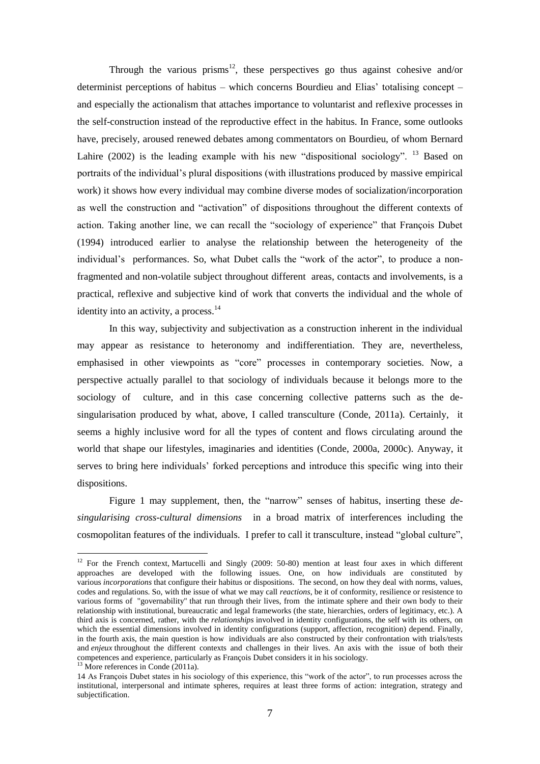Through the various prisms[12], these perspectives go thus against cohesive and/or determinist perceptions of habitus – which concerns Bourdieu and Elias' totalising concept – and especially the actionalism that attaches importance to voluntarist and reflexive processes in the self-construction instead of the reproductive effect in the habitus. In France, some outlooks have, precisely, aroused renewed debates among commentators on Bourdieu, of whom Bernard Lahire (2002) is the leading example with his new "dispositional sociology". [13] Based on portraits of the individual's plural dispositions (with illustrations produced by massive empirical work) it shows how every individual may combine diverse modes of socialization/incorporation as well the construction and "activation" of dispositions throughout the different contexts of action. Taking another line, we can recall the "sociology of experience" that François Dubet (1994) introduced earlier to analyse the relationship between the heterogeneity of the individual's performances. So, what Dubet calls the "work of the actor", to produce a non-fragmented and non-volatile subject throughout different areas, contacts and involvements, is a practical, reflexive and subjective kind of work that converts the individual and the whole of identity into an activity, a process.[14]

In this way, subjectivity and subjectivation as a construction inherent in the individual may appear as resistance to heteronomy and indifferentiation. They are, nevertheless, emphasised in other viewpoints as "core" processes in contemporary societies. Now, a perspective actually parallel to that sociology of individuals because it belongs more to the sociology of culture, and in this case concerning collective patterns such as the de-singularisation produced by what, above, I called transculture (Conde, 2011a). Certainly, it seems a highly inclusive word for all the types of content and flows circulating around the world that shape our lifestyles, imaginaries and identities (Conde, 2000a, 2000c). Anyway, it serves to bring here individuals' forked perceptions and introduce this specific wing into their dispositions.

Figure 1 may supplement, then, the "narrow" senses of habitus, inserting these *de-singularising cross-cultural dimensions* in a broad matrix of interferences including the cosmopolitan features of the individuals. I prefer to call it transculture, instead "global culture",

---

[12] For the French context, Martucelli and Singly (2009: 50-80) mention at least four axes in which different approaches are developed with the following issues. One, on how individuals are constituted by various *incorporations* that configure their habitus or dispositions. The second, on how they deal with norms, values, codes and regulations. So, with the issue of what we may call *reactions*, be it of conformity, resilience or resistence to various forms of "governability" that run through their lives, from the intimate sphere and their own body to their relationship with institutional, bureaucratic and legal frameworks (the state, hierarchies, orders of legitimacy, etc.). A third axis is concerned, rather, with the *relationships* involved in identity configurations, the self with its others, on which the essential dimensions involved in identity configurations (support, affection, recognition) depend. Finally, in the fourth axis, the main question is how individuals are also constructed by their confrontation with trials/tests and *enjeux* throughout the different contexts and challenges in their lives. An axis with the issue of both their competences and experience, particularly as François Dubet considers it in his sociology.

[13] More references in Conde (2011a).

[14] As François Dubet states in his sociology of this experience, this "work of the actor", to run processes across the institutional, interpersonal and intimate spheres, requires at least three forms of action: integration, strategy and subjectification.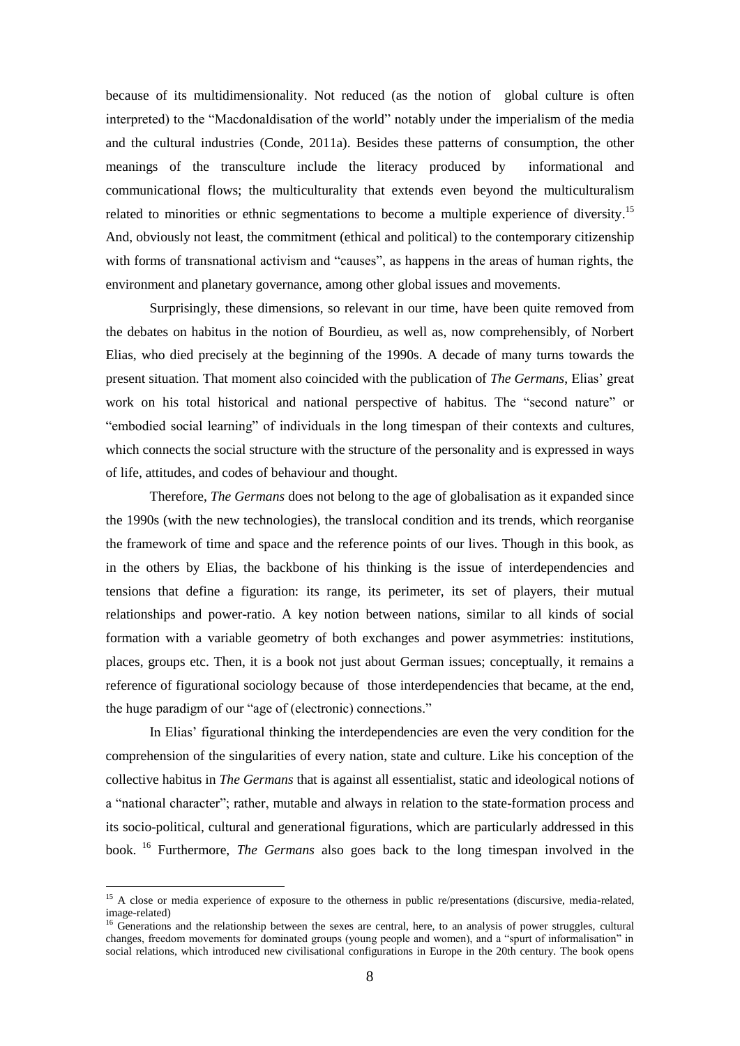because of its multidimensionality. Not reduced (as the notion of global culture is often interpreted) to the "Macdonaldisation of the world" notably under the imperialism of the media and the cultural industries (Conde, 2011a). Besides these patterns of consumption, the other meanings of the transculture include the literacy produced by informational and communicational flows; the multiculturality that extends even beyond the multiculturalism related to minorities or ethnic segmentations to become a multiple experience of diversity.[15] And, obviously not least, the commitment (ethical and political) to the contemporary citizenship with forms of transnational activism and "causes", as happens in the areas of human rights, the environment and planetary governance, among other global issues and movements.

Surprisingly, these dimensions, so relevant in our time, have been quite removed from the debates on habitus in the notion of Bourdieu, as well as, now comprehensibly, of Norbert Elias, who died precisely at the beginning of the 1990s. A decade of many turns towards the present situation. That moment also coincided with the publication of *The Germans*, Elias' great work on his total historical and national perspective of habitus. The "second nature" or "embodied social learning" of individuals in the long timespan of their contexts and cultures, which connects the social structure with the structure of the personality and is expressed in ways of life, attitudes, and codes of behaviour and thought.

Therefore, *The Germans* does not belong to the age of globalisation as it expanded since the 1990s (with the new technologies), the translocal condition and its trends, which reorganise the framework of time and space and the reference points of our lives. Though in this book, as in the others by Elias, the backbone of his thinking is the issue of interdependencies and tensions that define a figuration: its range, its perimeter, its set of players, their mutual relationships and power-ratio. A key notion between nations, similar to all kinds of social formation with a variable geometry of both exchanges and power asymmetries: institutions, places, groups etc. Then, it is a book not just about German issues; conceptually, it remains a reference of figurational sociology because of those interdependencies that became, at the end, the huge paradigm of our "age of (electronic) connections."

In Elias' figurational thinking the interdependencies are even the very condition for the comprehension of the singularities of every nation, state and culture. Like his conception of the collective habitus in *The Germans* that is against all essentialist, static and ideological notions of a "national character"; rather, mutable and always in relation to the state-formation process and its socio-political, cultural and generational figurations, which are particularly addressed in this book. [16] Furthermore, *The Germans* also goes back to the long timespan involved in the

---

[15] A close or media experience of exposure to the otherness in public re/presentations (discursive, media-related, image-related)

[16] Generations and the relationship between the sexes are central, here, to an analysis of power struggles, cultural changes, freedom movements for dominated groups (young people and women), and a "spurt of informalisation" in social relations, which introduced new civilisational configurations in Europe in the 20th century. The book opens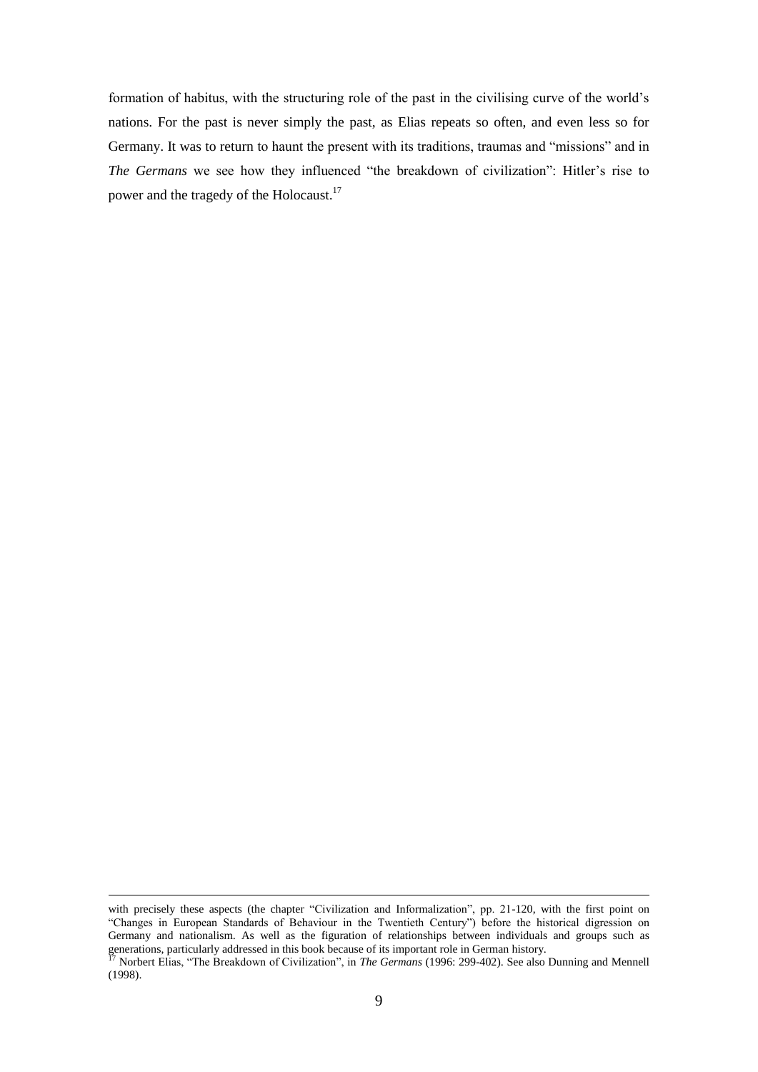formation of habitus, with the structuring role of the past in the civilising curve of the world's nations. For the past is never simply the past, as Elias repeats so often, and even less so for Germany. It was to return to haunt the present with its traditions, traumas and "missions" and in *The Germans* we see how they influenced "the breakdown of civilization": Hitler's rise to power and the tragedy of the Holocaust.[17]

---

with precisely these aspects (the chapter "Civilization and Informalization", pp. 21-120, with the first point on "Changes in European Standards of Behaviour in the Twentieth Century") before the historical digression on Germany and nationalism. As well as the figuration of relationships between individuals and groups such as generations, particularly addressed in this book because of its important role in German history.

[17] Norbert Elias, "The Breakdown of Civilization", in *The Germans* (1996: 299-402). See also Dunning and Mennell (1998).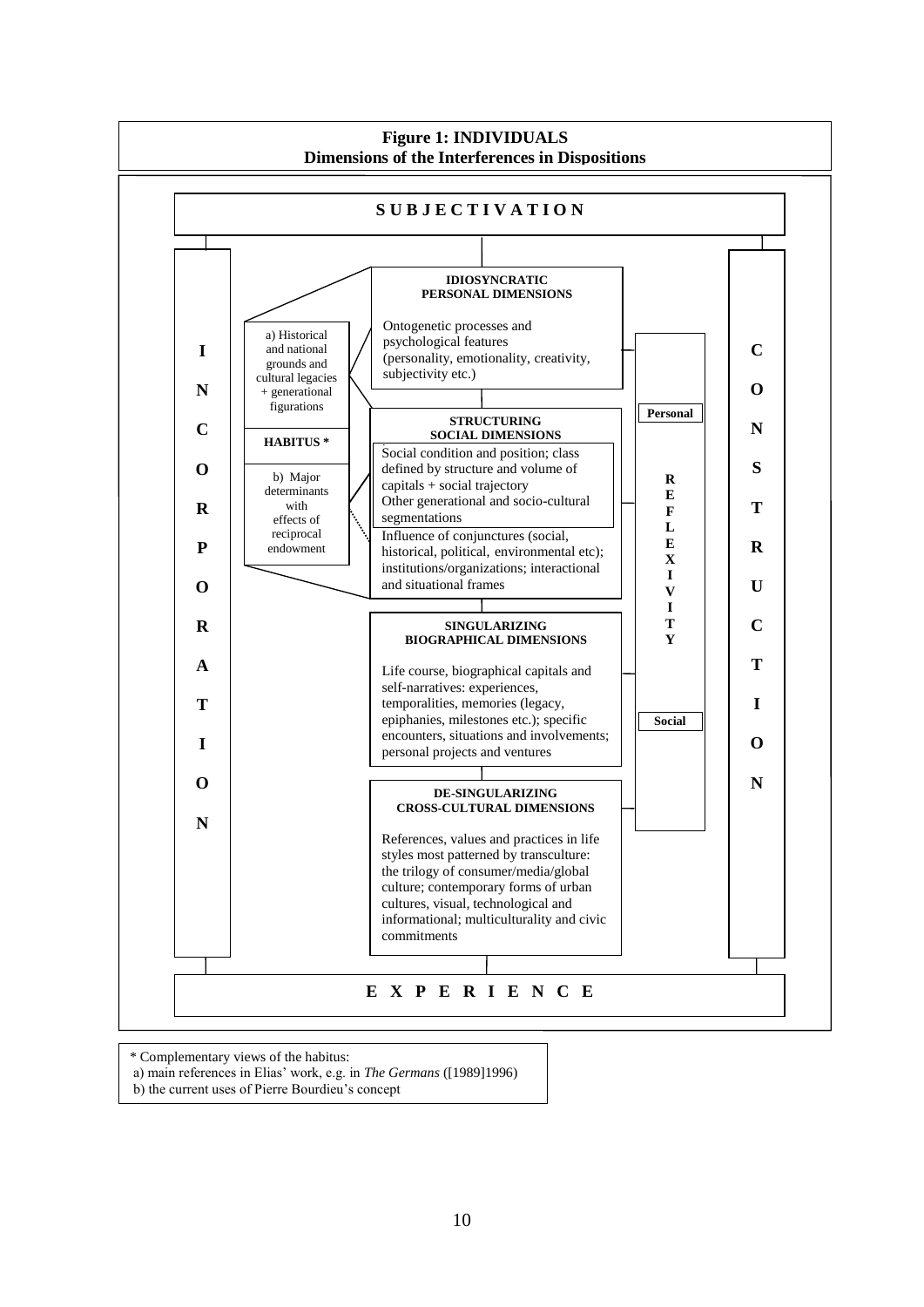**Figure 1: INDIVIDUALS**
**Dimensions of the Interferences in Dispositions**

**S U B J E C T I V A T I O N**

**I N C O R P O R A T I O N**

**C O N S T R U C T I O N**

a) Historical and national grounds and cultural legacies + generational figurations

**HABITUS ***

b) Major determinants with effects of reciprocal endowment

**IDIOSYNCRATIC PERSONAL DIMENSIONS**

Ontogenetic processes and psychological features (personality, emotionality, creativity, subjectivity etc.)

**STRUCTURING SOCIAL DIMENSIONS**

Social condition and position; class defined by structure and volume of capitals + social trajectory
Other generational and socio-cultural segmentations
Influence of conjunctures (social, historical, political, environmental etc); institutions/organizations; interactional and situational frames

**SINGULARIZING BIOGRAPHICAL DIMENSIONS**

Life course, biographical capitals and self-narratives: experiences, temporalities, memories (legacy, epiphanies, milestones etc.); specific encounters, situations and involvements; personal projects and ventures

**DE-SINGULARIZING CROSS-CULTURAL DIMENSIONS**

References, values and practices in life styles most patterned by transculture: the trilogy of consumer/media/global culture; contemporary forms of urban cultures, visual, technological and informational; multiculturality and civic commitments

**Personal**

**R E F L E X I V I T Y**

**Social**

**E X P E R I E N C E**

\* Complementary views of the habitus:
a) main references in Elias' work, e.g. in *The Germans* ([1989]1996)
b) the current uses of Pierre Bourdieu's concept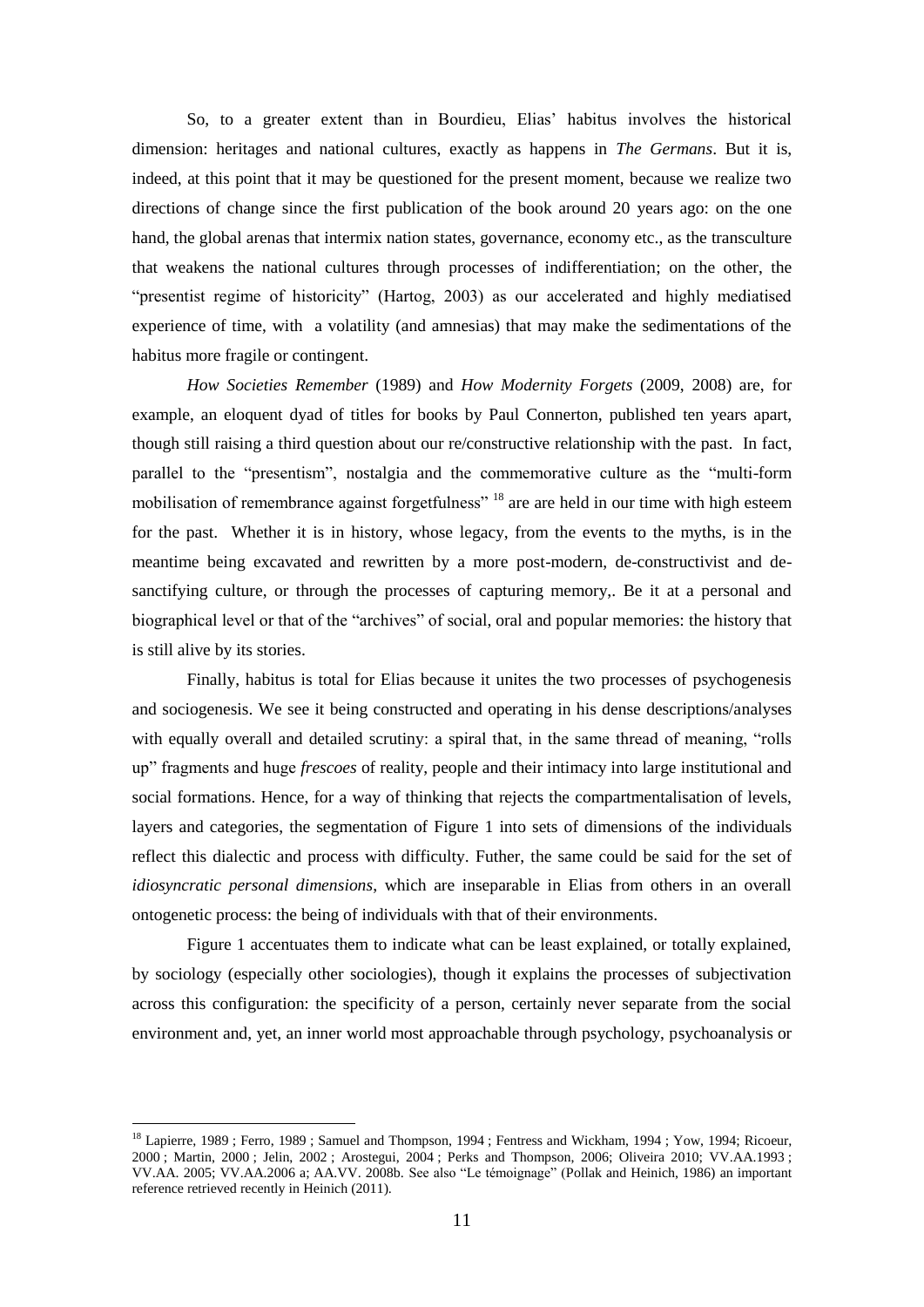So, to a greater extent than in Bourdieu, Elias' habitus involves the historical dimension: heritages and national cultures, exactly as happens in *The Germans*. But it is, indeed, at this point that it may be questioned for the present moment, because we realize two directions of change since the first publication of the book around 20 years ago: on the one hand, the global arenas that intermix nation states, governance, economy etc., as the transculture that weakens the national cultures through processes of indifferentiation; on the other, the "presentist regime of historicity" (Hartog, 2003) as our accelerated and highly mediatised experience of time, with a volatility (and amnesias) that may make the sedimentations of the habitus more fragile or contingent.

*How Societies Remember* (1989) and *How Modernity Forgets* (2009, 2008) are, for example, an eloquent dyad of titles for books by Paul Connerton, published ten years apart, though still raising a third question about our re/constructive relationship with the past. In fact, parallel to the "presentism", nostalgia and the commemorative culture as the "multi-form mobilisation of remembrance against forgetfulness" [18] are are held in our time with high esteem for the past. Whether it is in history, whose legacy, from the events to the myths, is in the meantime being excavated and rewritten by a more post-modern, de-constructivist and de-sanctifying culture, or through the processes of capturing memory,. Be it at a personal and biographical level or that of the "archives" of social, oral and popular memories: the history that is still alive by its stories.

Finally, habitus is total for Elias because it unites the two processes of psychogenesis and sociogenesis. We see it being constructed and operating in his dense descriptions/analyses with equally overall and detailed scrutiny: a spiral that, in the same thread of meaning, "rolls up" fragments and huge *frescoes* of reality, people and their intimacy into large institutional and social formations. Hence, for a way of thinking that rejects the compartmentalisation of levels, layers and categories, the segmentation of Figure 1 into sets of dimensions of the individuals reflect this dialectic and process with difficulty. Futher, the same could be said for the set of *idiosyncratic personal dimensions*, which are inseparable in Elias from others in an overall ontogenetic process: the being of individuals with that of their environments.

Figure 1 accentuates them to indicate what can be least explained, or totally explained, by sociology (especially other sociologies), though it explains the processes of subjectivation across this configuration: the specificity of a person, certainly never separate from the social environment and, yet, an inner world most approachable through psychology, psychoanalysis or

---

[18] Lapierre, 1989 ; Ferro, 1989 ; Samuel and Thompson, 1994 ; Fentress and Wickham, 1994 ; Yow, 1994; Ricoeur, 2000 ; Martin, 2000 ; Jelin, 2002 ; Arostegui, 2004 ; Perks and Thompson, 2006; Oliveira 2010; VV.AA.1993 ; VV.AA. 2005; VV.AA.2006 a; AA.VV. 2008b. See also "Le témoignage" (Pollak and Heinich, 1986) an important reference retrieved recently in Heinich (2011).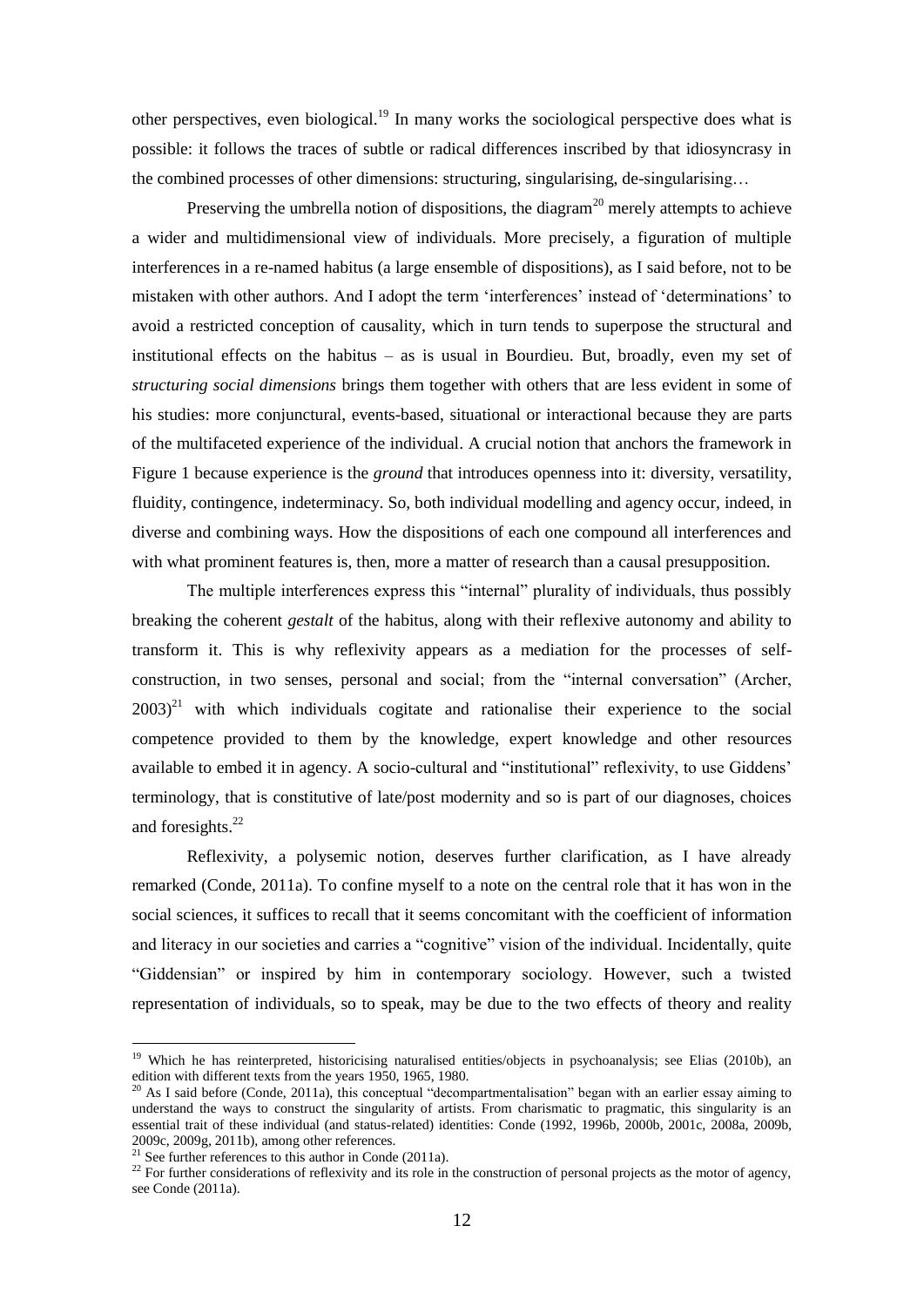other perspectives, even biological.[19] In many works the sociological perspective does what is possible: it follows the traces of subtle or radical differences inscribed by that idiosyncrasy in the combined processes of other dimensions: structuring, singularising, de-singularising…

Preserving the umbrella notion of dispositions, the diagram[20] merely attempts to achieve a wider and multidimensional view of individuals. More precisely, a figuration of multiple interferences in a re-named habitus (a large ensemble of dispositions), as I said before, not to be mistaken with other authors. And I adopt the term 'interferences' instead of 'determinations' to avoid a restricted conception of causality, which in turn tends to superpose the structural and institutional effects on the habitus – as is usual in Bourdieu. But, broadly, even my set of *structuring social dimensions* brings them together with others that are less evident in some of his studies: more conjunctural, events-based, situational or interactional because they are parts of the multifaceted experience of the individual. A crucial notion that anchors the framework in Figure 1 because experience is the *ground* that introduces openness into it: diversity, versatility, fluidity, contingence, indeterminacy. So, both individual modelling and agency occur, indeed, in diverse and combining ways. How the dispositions of each one compound all interferences and with what prominent features is, then, more a matter of research than a causal presupposition.

The multiple interferences express this "internal" plurality of individuals, thus possibly breaking the coherent *gestalt* of the habitus, along with their reflexive autonomy and ability to transform it. This is why reflexivity appears as a mediation for the processes of self-construction, in two senses, personal and social; from the "internal conversation" (Archer, 2003)[21] with which individuals cogitate and rationalise their experience to the social competence provided to them by the knowledge, expert knowledge and other resources available to embed it in agency. A socio-cultural and "institutional" reflexivity, to use Giddens' terminology, that is constitutive of late/post modernity and so is part of our diagnoses, choices and foresights.[22]

Reflexivity, a polysemic notion, deserves further clarification, as I have already remarked (Conde, 2011a). To confine myself to a note on the central role that it has won in the social sciences, it suffices to recall that it seems concomitant with the coefficient of information and literacy in our societies and carries a "cognitive" vision of the individual. Incidentally, quite "Giddensian" or inspired by him in contemporary sociology. However, such a twisted representation of individuals, so to speak, may be due to the two effects of theory and reality

---

[19] Which he has reinterpreted, historicising naturalised entities/objects in psychoanalysis; see Elias (2010b), an edition with different texts from the years 1950, 1965, 1980.

[20] As I said before (Conde, 2011a), this conceptual "decompartmentalisation" began with an earlier essay aiming to understand the ways to construct the singularity of artists. From charismatic to pragmatic, this singularity is an essential trait of these individual (and status-related) identities: Conde (1992, 1996b, 2000b, 2001c, 2008a, 2009b, 2009c, 2009g, 2011b), among other references.

[21] See further references to this author in Conde (2011a).

[22] For further considerations of reflexivity and its role in the construction of personal projects as the motor of agency, see Conde (2011a).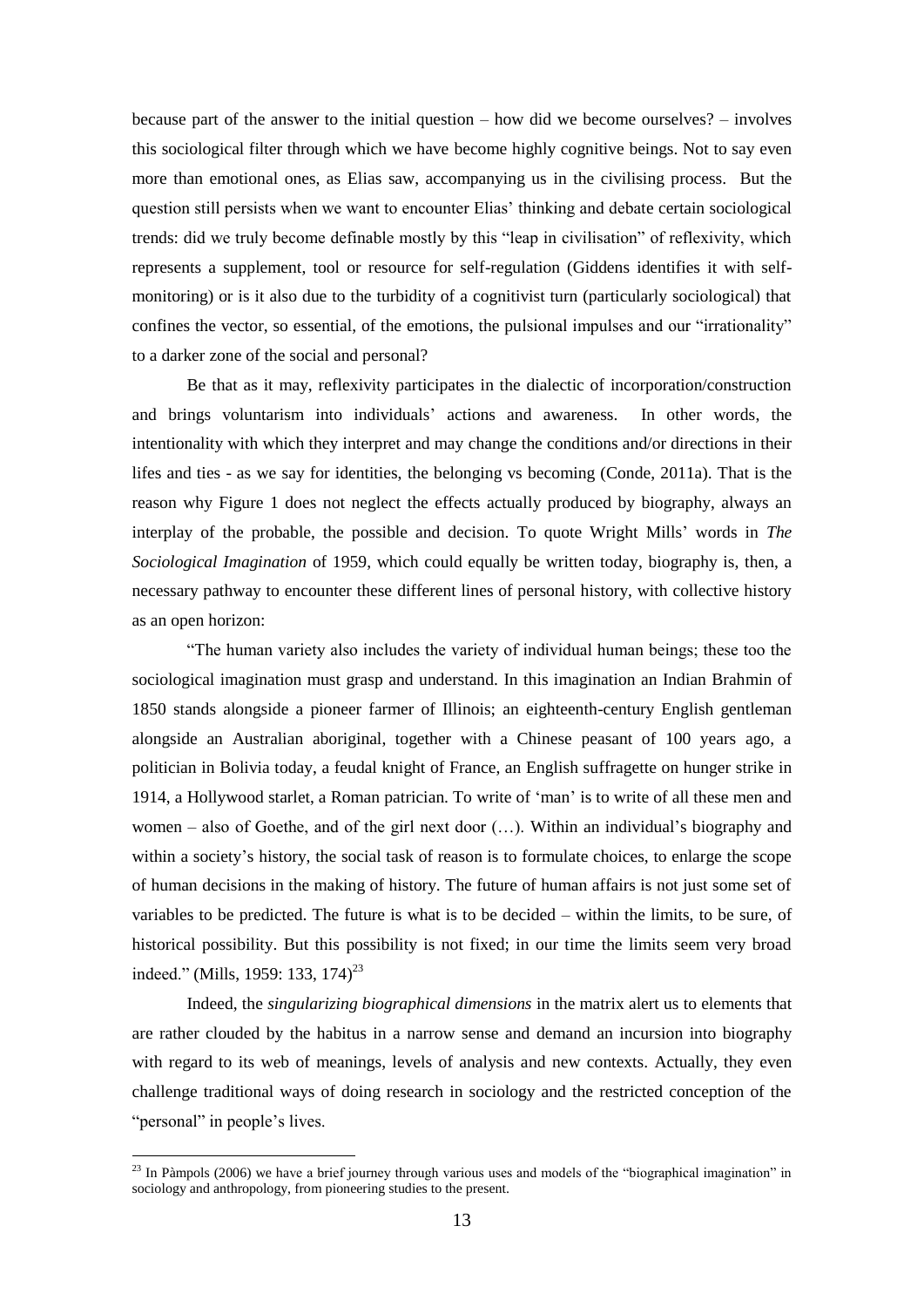because part of the answer to the initial question – how did we become ourselves? – involves this sociological filter through which we have become highly cognitive beings. Not to say even more than emotional ones, as Elias saw, accompanying us in the civilising process. But the question still persists when we want to encounter Elias' thinking and debate certain sociological trends: did we truly become definable mostly by this "leap in civilisation" of reflexivity, which represents a supplement, tool or resource for self-regulation (Giddens identifies it with self-monitoring) or is it also due to the turbidity of a cognitivist turn (particularly sociological) that confines the vector, so essential, of the emotions, the pulsional impulses and our "irrationality" to a darker zone of the social and personal?

Be that as it may, reflexivity participates in the dialectic of incorporation/construction and brings voluntarism into individuals' actions and awareness. In other words, the intentionality with which they interpret and may change the conditions and/or directions in their lifes and ties - as we say for identities, the belonging vs becoming (Conde, 2011a). That is the reason why Figure 1 does not neglect the effects actually produced by biography, always an interplay of the probable, the possible and decision. To quote Wright Mills' words in *The Sociological Imagination* of 1959, which could equally be written today, biography is, then, a necessary pathway to encounter these different lines of personal history, with collective history as an open horizon:

"The human variety also includes the variety of individual human beings; these too the sociological imagination must grasp and understand. In this imagination an Indian Brahmin of 1850 stands alongside a pioneer farmer of Illinois; an eighteenth-century English gentleman alongside an Australian aboriginal, together with a Chinese peasant of 100 years ago, a politician in Bolivia today, a feudal knight of France, an English suffragette on hunger strike in 1914, a Hollywood starlet, a Roman patrician. To write of 'man' is to write of all these men and women – also of Goethe, and of the girl next door (…). Within an individual's biography and within a society's history, the social task of reason is to formulate choices, to enlarge the scope of human decisions in the making of history. The future of human affairs is not just some set of variables to be predicted. The future is what is to be decided – within the limits, to be sure, of historical possibility. But this possibility is not fixed; in our time the limits seem very broad indeed." (Mills, 1959: 133, 174)[23]

Indeed, the *singularizing biographical dimensions* in the matrix alert us to elements that are rather clouded by the habitus in a narrow sense and demand an incursion into biography with regard to its web of meanings, levels of analysis and new contexts. Actually, they even challenge traditional ways of doing research in sociology and the restricted conception of the "personal" in people's lives.

---

[23] In Pàmpols (2006) we have a brief journey through various uses and models of the "biographical imagination" in sociology and anthropology, from pioneering studies to the present.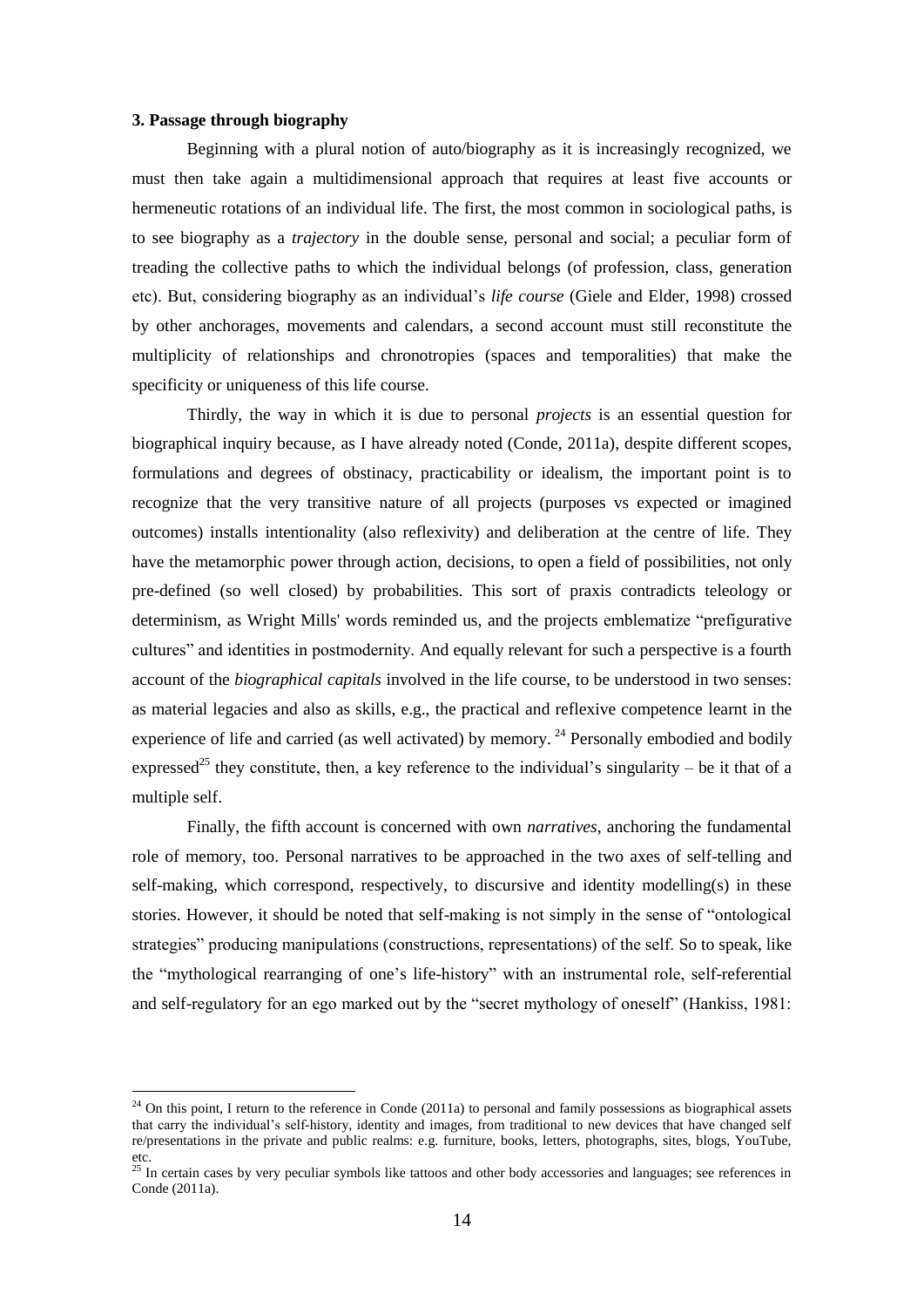**3. Passage through biography**

Beginning with a plural notion of auto/biography as it is increasingly recognized, we must then take again a multidimensional approach that requires at least five accounts or hermeneutic rotations of an individual life. The first, the most common in sociological paths, is to see biography as a *trajectory* in the double sense, personal and social; a peculiar form of treading the collective paths to which the individual belongs (of profession, class, generation etc). But, considering biography as an individual's *life course* (Giele and Elder, 1998) crossed by other anchorages, movements and calendars, a second account must still reconstitute the multiplicity of relationships and chronotropies (spaces and temporalities) that make the specificity or uniqueness of this life course.

Thirdly, the way in which it is due to personal *projects* is an essential question for biographical inquiry because, as I have already noted (Conde, 2011a), despite different scopes, formulations and degrees of obstinacy, practicability or idealism, the important point is to recognize that the very transitive nature of all projects (purposes vs expected or imagined outcomes) installs intentionality (also reflexivity) and deliberation at the centre of life. They have the metamorphic power through action, decisions, to open a field of possibilities, not only pre-defined (so well closed) by probabilities. This sort of praxis contradicts teleology or determinism, as Wright Mills' words reminded us, and the projects emblematize "prefigurative cultures" and identities in postmodernity. And equally relevant for such a perspective is a fourth account of the *biographical capitals* involved in the life course, to be understood in two senses: as material legacies and also as skills, e.g., the practical and reflexive competence learnt in the experience of life and carried (as well activated) by memory. [24] Personally embodied and bodily expressed[25] they constitute, then, a key reference to the individual's singularity – be it that of a multiple self.

Finally, the fifth account is concerned with own *narratives*, anchoring the fundamental role of memory, too. Personal narratives to be approached in the two axes of self-telling and self-making, which correspond, respectively, to discursive and identity modelling(s) in these stories. However, it should be noted that self-making is not simply in the sense of "ontological strategies" producing manipulations (constructions, representations) of the self. So to speak, like the "mythological rearranging of one's life-history" with an instrumental role, self-referential and self-regulatory for an ego marked out by the "secret mythology of oneself" (Hankiss, 1981:

---

[24] On this point, I return to the reference in Conde (2011a) to personal and family possessions as biographical assets that carry the individual's self-history, identity and images, from traditional to new devices that have changed self re/presentations in the private and public realms: e.g. furniture, books, letters, photographs, sites, blogs, YouTube, etc.

[25] In certain cases by very peculiar symbols like tattoos and other body accessories and languages; see references in Conde (2011a).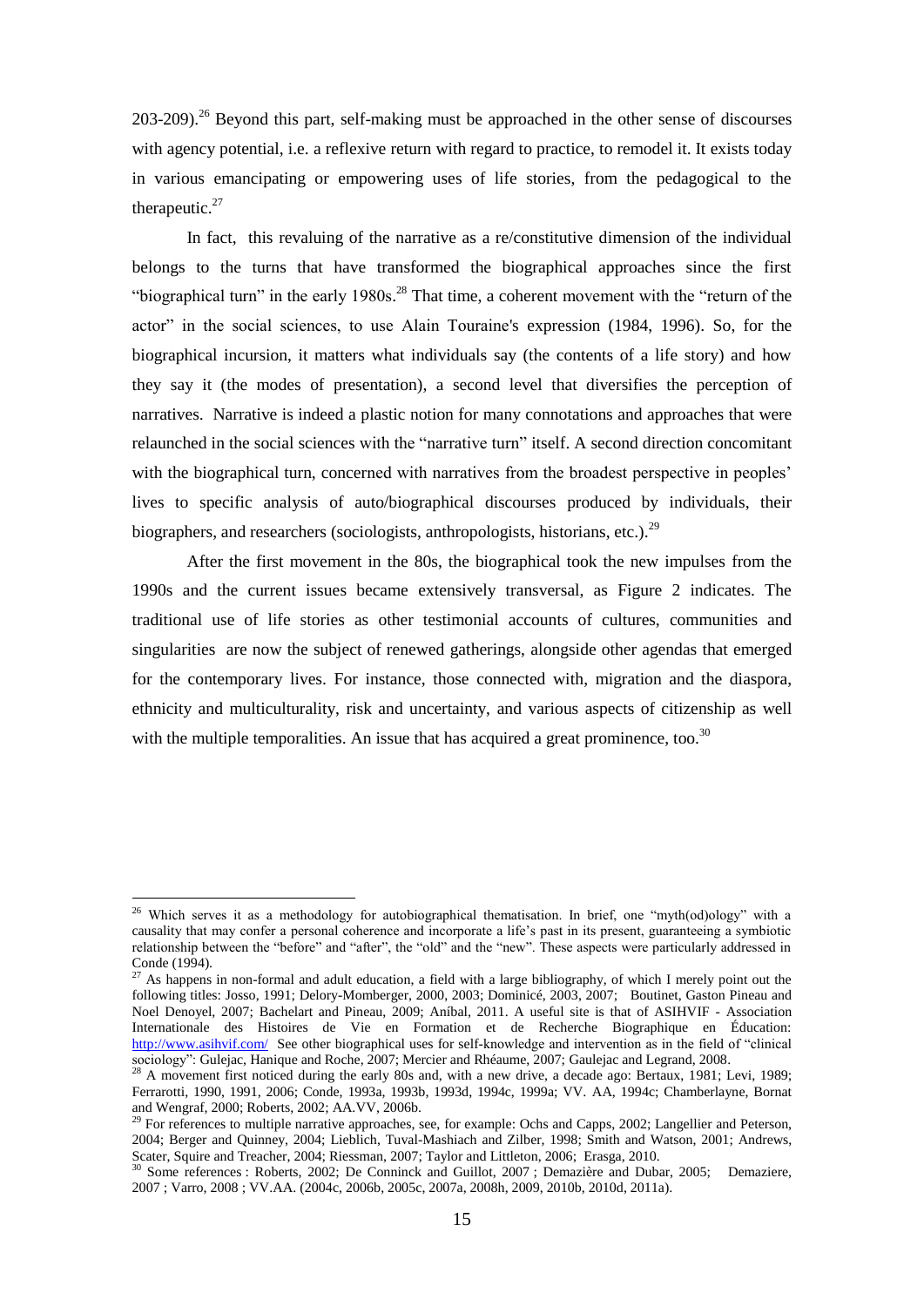203-209).[26] Beyond this part, self-making must be approached in the other sense of discourses with agency potential, i.e. a reflexive return with regard to practice, to remodel it. It exists today in various emancipating or empowering uses of life stories, from the pedagogical to the therapeutic.[27]

In fact, this revaluing of the narrative as a re/constitutive dimension of the individual belongs to the turns that have transformed the biographical approaches since the first "biographical turn" in the early 1980s.[28] That time, a coherent movement with the "return of the actor" in the social sciences, to use Alain Touraine's expression (1984, 1996). So, for the biographical incursion, it matters what individuals say (the contents of a life story) and how they say it (the modes of presentation), a second level that diversifies the perception of narratives. Narrative is indeed a plastic notion for many connotations and approaches that were relaunched in the social sciences with the "narrative turn" itself. A second direction concomitant with the biographical turn, concerned with narratives from the broadest perspective in peoples' lives to specific analysis of auto/biographical discourses produced by individuals, their biographers, and researchers (sociologists, anthropologists, historians, etc.).[29]

After the first movement in the 80s, the biographical took the new impulses from the 1990s and the current issues became extensively transversal, as Figure 2 indicates. The traditional use of life stories as other testimonial accounts of cultures, communities and singularities are now the subject of renewed gatherings, alongside other agendas that emerged for the contemporary lives. For instance, those connected with, migration and the diaspora, ethnicity and multiculturality, risk and uncertainty, and various aspects of citizenship as well with the multiple temporalities. An issue that has acquired a great prominence, too.[30]

---

[26] Which serves it as a methodology for autobiographical thematisation. In brief, one "myth(od)ology" with a causality that may confer a personal coherence and incorporate a life's past in its present, guaranteeing a symbiotic relationship between the "before" and "after", the "old" and the "new". These aspects were particularly addressed in Conde (1994).

[27] As happens in non-formal and adult education, a field with a large bibliography, of which I merely point out the following titles: Josso, 1991; Delory-Momberger, 2000, 2003; Dominicé, 2003, 2007; Boutinet, Gaston Pineau and Noel Denoyel, 2007; Bachelart and Pineau, 2009; Aníbal, 2011. A useful site is that of ASIHVIF - Association Internationale des Histoires de Vie en Formation et de Recherche Biographique en Éducation: http://www.asihvif.com/ See other biographical uses for self-knowledge and intervention as in the field of "clinical sociology": Gulejac, Hanique and Roche, 2007; Mercier and Rhéaume, 2007; Gaulejac and Legrand, 2008.

[28] A movement first noticed during the early 80s and, with a new drive, a decade ago: Bertaux, 1981; Levi, 1989; Ferrarotti, 1990, 1991, 2006; Conde, 1993a, 1993b, 1993d, 1994c, 1999a; VV. AA, 1994c; Chamberlayne, Bornat and Wengraf, 2000; Roberts, 2002; AA.VV, 2006b.

[29] For references to multiple narrative approaches, see, for example: Ochs and Capps, 2002; Langellier and Peterson, 2004; Berger and Quinney, 2004; Lieblich, Tuval-Mashiach and Zilber, 1998; Smith and Watson, 2001; Andrews, Scater, Squire and Treacher, 2004; Riessman, 2007; Taylor and Littleton, 2006; Erasga, 2010.

[30] Some references : Roberts, 2002; De Conninck and Guillot, 2007 ; Demazière and Dubar, 2005; Demaziere, 2007 ; Varro, 2008 ; VV.AA. (2004c, 2006b, 2005c, 2007a, 2008h, 2009, 2010b, 2010d, 2011a).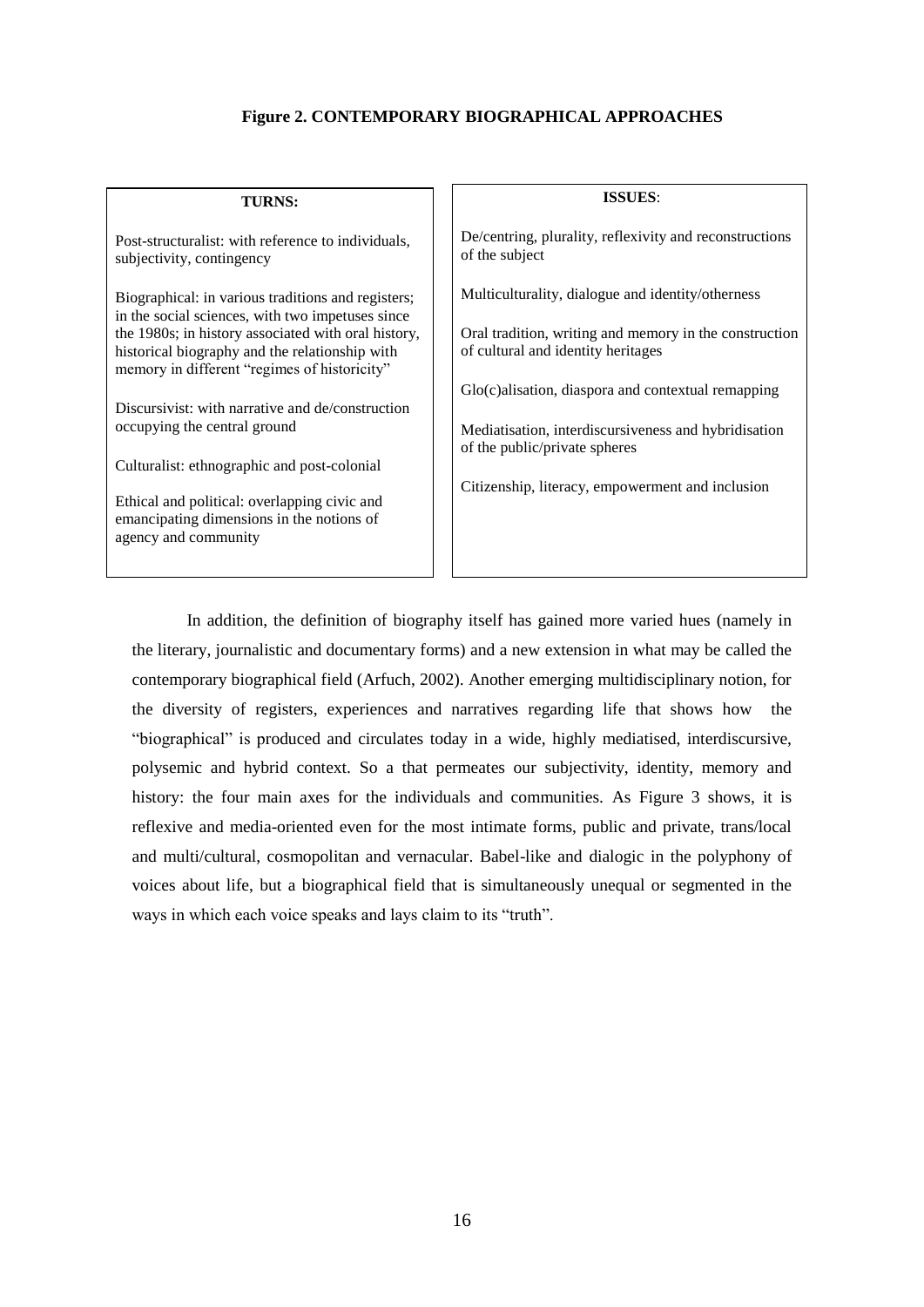**Figure 2. CONTEMPORARY BIOGRAPHICAL APPROACHES**

| TURNS: | ISSUES: |
|---|---|
| Post-structuralist: with reference to individuals, subjectivity, contingency | De/centring, plurality, reflexivity and reconstructions of the subject |
| Biographical: in various traditions and registers; in the social sciences, with two impetuses since the 1980s; in history associated with oral history, historical biography and the relationship with memory in different "regimes of historicity" | Multiculturality, dialogue and identity/otherness |
| Discursivist: with narrative and de/construction occupying the central ground | Oral tradition, writing and memory in the construction of cultural and identity heritages |
| Culturalist: ethnographic and post-colonial | Glo(c)alisation, diaspora and contextual remapping |
| Ethical and political: overlapping civic and emancipating dimensions in the notions of agency and community | Mediatisation, interdiscursiveness and hybridisation of the public/private spheres |
| | Citizenship, literacy, empowerment and inclusion |

In addition, the definition of biography itself has gained more varied hues (namely in the literary, journalistic and documentary forms) and a new extension in what may be called the contemporary biographical field (Arfuch, 2002). Another emerging multidisciplinary notion, for the diversity of registers, experiences and narratives regarding life that shows how the "biographical" is produced and circulates today in a wide, highly mediatised, interdiscursive, polysemic and hybrid context. So a that permeates our subjectivity, identity, memory and history: the four main axes for the individuals and communities. As Figure 3 shows, it is reflexive and media-oriented even for the most intimate forms, public and private, trans/local and multi/cultural, cosmopolitan and vernacular. Babel-like and dialogic in the polyphony of voices about life, but a biographical field that is simultaneously unequal or segmented in the ways in which each voice speaks and lays claim to its "truth".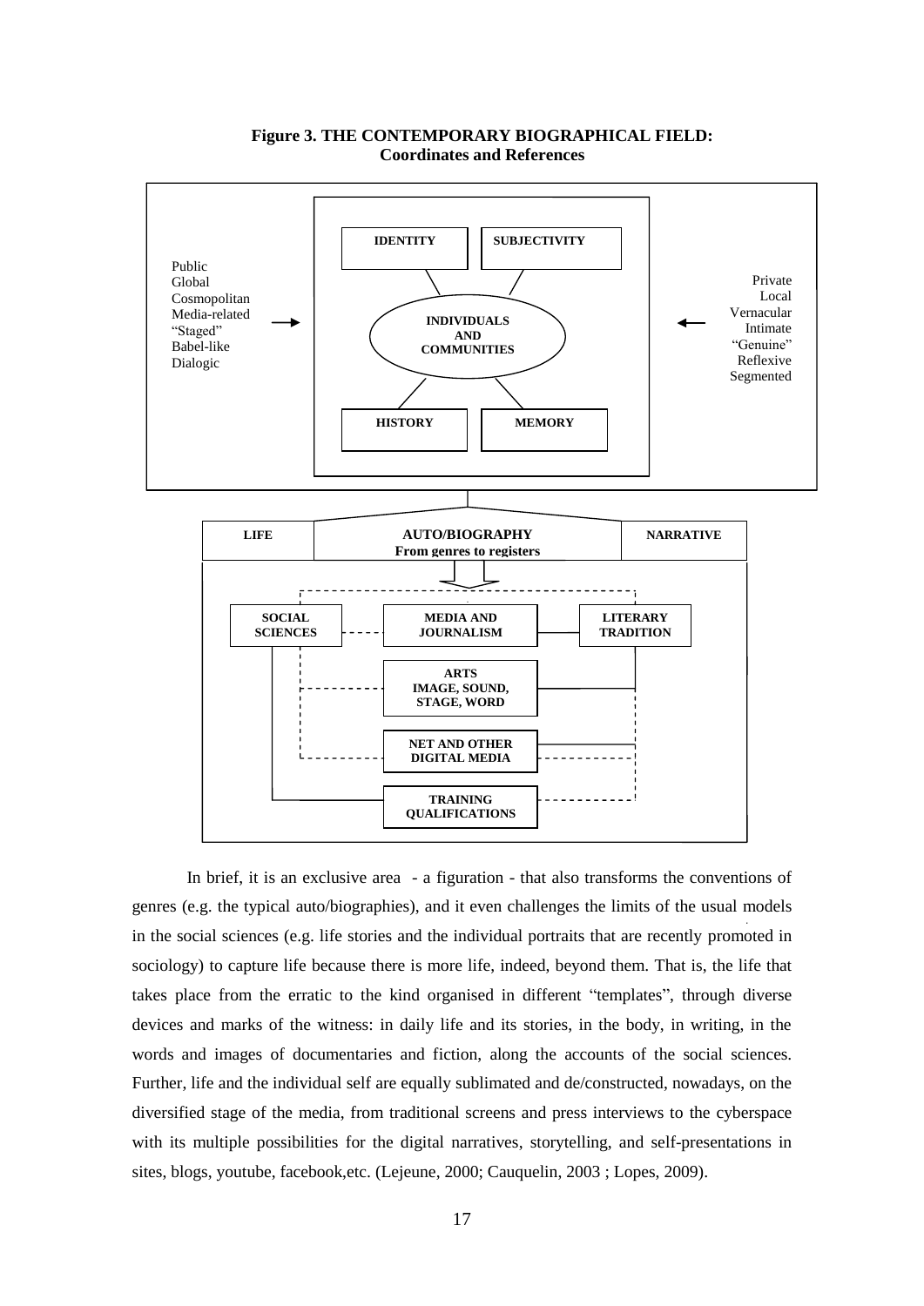**Figure 3. THE CONTEMPORARY BIOGRAPHICAL FIELD: Coordinates and References**

IDENTITY | SUBJECTIVITY

Public
Global
Cosmopolitan
Media-related
"Staged"
Babel-like
Dialogic

INDIVIDUALS AND COMMUNITIES

Private
Local
Vernacular
Intimate
"Genuine"
Reflexive
Segmented

HISTORY | MEMORY

LIFE | AUTO/BIOGRAPHY From genres to registers | NARRATIVE

SOCIAL SCIENCES | MEDIA AND JOURNALISM | LITERARY TRADITION

ARTS IMAGE, SOUND, STAGE, WORD

NET AND OTHER DIGITAL MEDIA

TRAINING QUALIFICATIONS

In brief, it is an exclusive area - a figuration - that also transforms the conventions of genres (e.g. the typical auto/biographies), and it even challenges the limits of the usual models in the social sciences (e.g. life stories and the individual portraits that are recently promoted in sociology) to capture life because there is more life, indeed, beyond them. That is, the life that takes place from the erratic to the kind organised in different "templates", through diverse devices and marks of the witness: in daily life and its stories, in the body, in writing, in the words and images of documentaries and fiction, along the accounts of the social sciences. Further, life and the individual self are equally sublimated and de/constructed, nowadays, on the diversified stage of the media, from traditional screens and press interviews to the cyberspace with its multiple possibilities for the digital narratives, storytelling, and self-presentations in sites, blogs, youtube, facebook,etc. (Lejeune, 2000; Cauquelin, 2003 ; Lopes, 2009).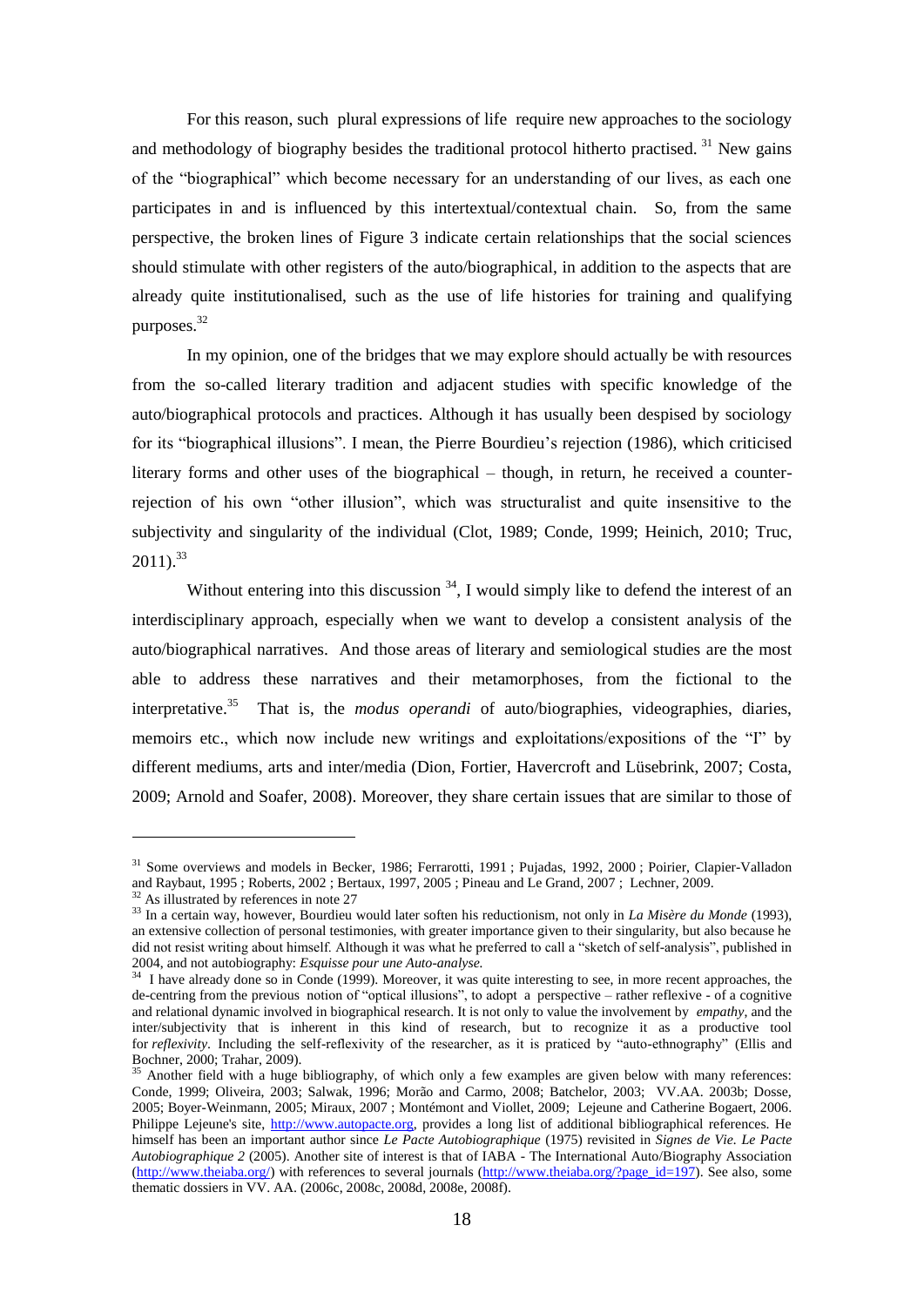For this reason, such plural expressions of life require new approaches to the sociology and methodology of biography besides the traditional protocol hitherto practised. [31] New gains of the "biographical" which become necessary for an understanding of our lives, as each one participates in and is influenced by this intertextual/contextual chain. So, from the same perspective, the broken lines of Figure 3 indicate certain relationships that the social sciences should stimulate with other registers of the auto/biographical, in addition to the aspects that are already quite institutionalised, such as the use of life histories for training and qualifying purposes.[32]

In my opinion, one of the bridges that we may explore should actually be with resources from the so-called literary tradition and adjacent studies with specific knowledge of the auto/biographical protocols and practices. Although it has usually been despised by sociology for its "biographical illusions". I mean, the Pierre Bourdieu's rejection (1986), which criticised literary forms and other uses of the biographical – though, in return, he received a counter-rejection of his own "other illusion", which was structuralist and quite insensitive to the subjectivity and singularity of the individual (Clot, 1989; Conde, 1999; Heinich, 2010; Truc, 2011).[33]

Without entering into this discussion [34], I would simply like to defend the interest of an interdisciplinary approach, especially when we want to develop a consistent analysis of the auto/biographical narratives. And those areas of literary and semiological studies are the most able to address these narratives and their metamorphoses, from the fictional to the interpretative.[35] That is, the *modus operandi* of auto/biographies, videographies, diaries, memoirs etc., which now include new writings and exploitations/expositions of the "I" by different mediums, arts and inter/media (Dion, Fortier, Havercroft and Lüsebrink, 2007; Costa, 2009; Arnold and Soafer, 2008). Moreover, they share certain issues that are similar to those of

---

[31] Some overviews and models in Becker, 1986; Ferrarotti, 1991 ; Pujadas, 1992, 2000 ; Poirier, Clapier-Valladon and Raybaut, 1995 ; Roberts, 2002 ; Bertaux, 1997, 2005 ; Pineau and Le Grand, 2007 ; Lechner, 2009.

[32] As illustrated by references in note 27

[33] In a certain way, however, Bourdieu would later soften his reductionism, not only in *La Misère du Monde* (1993), an extensive collection of personal testimonies, with greater importance given to their singularity, but also because he did not resist writing about himself. Although it was what he preferred to call a "sketch of self-analysis", published in 2004, and not autobiography: *Esquisse pour une Auto-analyse.*

[34] I have already done so in Conde (1999). Moreover, it was quite interesting to see, in more recent approaches, the de-centring from the previous notion of "optical illusions", to adopt a perspective – rather reflexive - of a cognitive and relational dynamic involved in biographical research. It is not only to value the involvement by *empathy*, and the inter/subjectivity that is inherent in this kind of research, but to recognize it as a productive tool for *reflexivity*. Including the self-reflexivity of the researcher, as it is praticed by "auto-ethnography" (Ellis and Bochner, 2000; Trahar, 2009).

[35] Another field with a huge bibliography, of which only a few examples are given below with many references: Conde, 1999; Oliveira, 2003; Salwak, 1996; Morão and Carmo, 2008; Batchelor, 2003; VV.AA. 2003b; Dosse, 2005; Boyer-Weinmann, 2005; Miraux, 2007 ; Montémont and Viollet, 2009; Lejeune and Catherine Bogaert, 2006. Philippe Lejeune's site, http://www.autopacte.org, provides a long list of additional bibliographical references. He himself has been an important author since *Le Pacte Autobiographique* (1975) revisited in *Signes de Vie. Le Pacte Autobiographique 2* (2005). Another site of interest is that of IABA - The International Auto/Biography Association (http://www.theiaba.org/) with references to several journals (http://www.theiaba.org/?page_id=197). See also, some thematic dossiers in VV. AA. (2006c, 2008c, 2008d, 2008e, 2008f).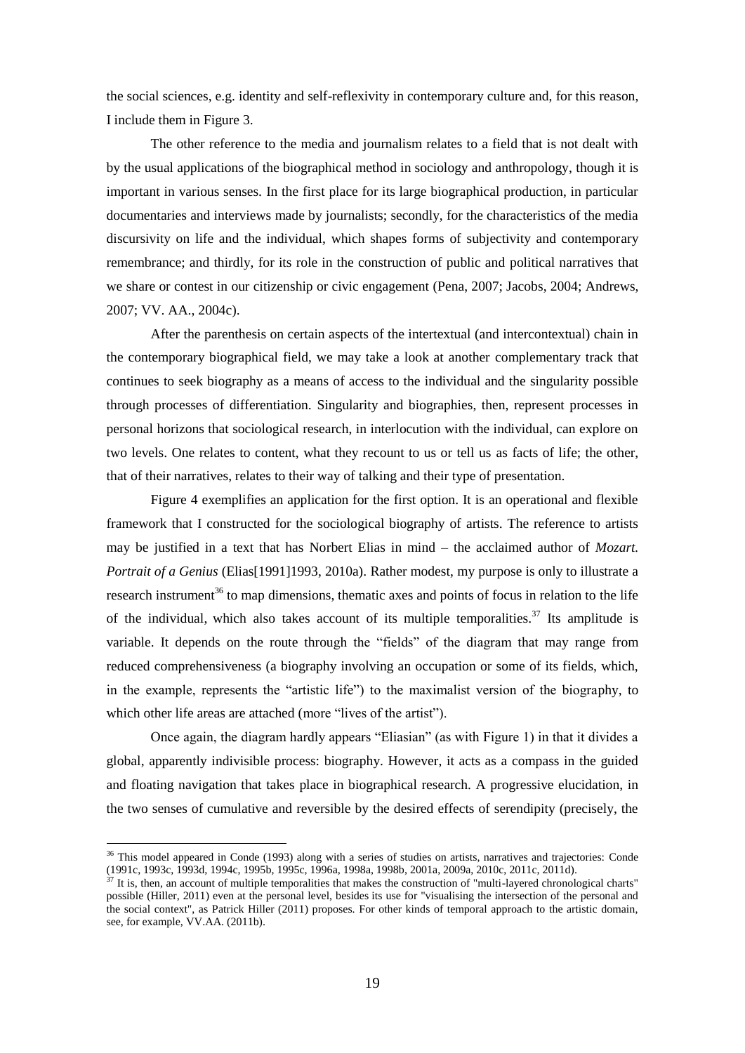the social sciences, e.g. identity and self-reflexivity in contemporary culture and, for this reason, I include them in Figure 3.

The other reference to the media and journalism relates to a field that is not dealt with by the usual applications of the biographical method in sociology and anthropology, though it is important in various senses. In the first place for its large biographical production, in particular documentaries and interviews made by journalists; secondly, for the characteristics of the media discursivity on life and the individual, which shapes forms of subjectivity and contemporary remembrance; and thirdly, for its role in the construction of public and political narratives that we share or contest in our citizenship or civic engagement (Pena, 2007; Jacobs, 2004; Andrews, 2007; VV. AA., 2004c).

After the parenthesis on certain aspects of the intertextual (and intercontextual) chain in the contemporary biographical field, we may take a look at another complementary track that continues to seek biography as a means of access to the individual and the singularity possible through processes of differentiation. Singularity and biographies, then, represent processes in personal horizons that sociological research, in interlocution with the individual, can explore on two levels. One relates to content, what they recount to us or tell us as facts of life; the other, that of their narratives, relates to their way of talking and their type of presentation.

Figure 4 exemplifies an application for the first option. It is an operational and flexible framework that I constructed for the sociological biography of artists. The reference to artists may be justified in a text that has Norbert Elias in mind – the acclaimed author of *Mozart. Portrait of a Genius* (Elias[1991]1993, 2010a). Rather modest, my purpose is only to illustrate a research instrument[36] to map dimensions, thematic axes and points of focus in relation to the life of the individual, which also takes account of its multiple temporalities.[37] Its amplitude is variable. It depends on the route through the "fields" of the diagram that may range from reduced comprehensiveness (a biography involving an occupation or some of its fields, which, in the example, represents the "artistic life") to the maximalist version of the biography, to which other life areas are attached (more "lives of the artist").

Once again, the diagram hardly appears "Eliasian" (as with Figure 1) in that it divides a global, apparently indivisible process: biography. However, it acts as a compass in the guided and floating navigation that takes place in biographical research. A progressive elucidation, in the two senses of cumulative and reversible by the desired effects of serendipity (precisely, the

---

[36] This model appeared in Conde (1993) along with a series of studies on artists, narratives and trajectories: Conde (1991c, 1993c, 1993d, 1994c, 1995b, 1995c, 1996a, 1998a, 1998b, 2001a, 2009a, 2010c, 2011c, 2011d).

[37] It is, then, an account of multiple temporalities that makes the construction of "multi-layered chronological charts" possible (Hiller, 2011) even at the personal level, besides its use for "visualising the intersection of the personal and the social context", as Patrick Hiller (2011) proposes. For other kinds of temporal approach to the artistic domain, see, for example, VV.AA. (2011b).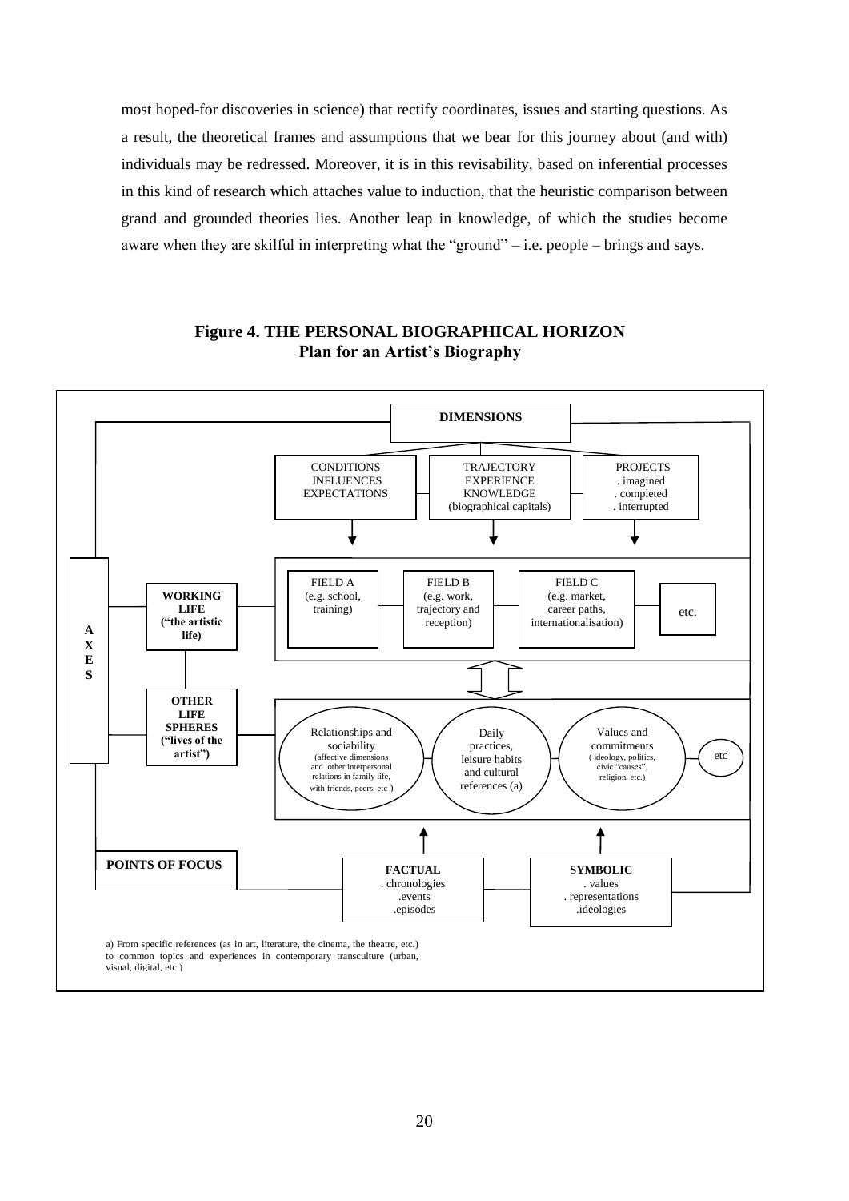most hoped-for discoveries in science) that rectify coordinates, issues and starting questions. As a result, the theoretical frames and assumptions that we bear for this journey about (and with) individuals may be redressed. Moreover, it is in this revisability, based on inferential processes in this kind of research which attaches value to induction, that the heuristic comparison between grand and grounded theories lies. Another leap in knowledge, of which the studies become aware when they are skilful in interpreting what the "ground" – i.e. people – brings and says.

**Figure 4. THE PERSONAL BIOGRAPHICAL HORIZON**
**Plan for an Artist's Biography**

**DIMENSIONS**

- CONDITIONS INFLUENCES EXPECTATIONS
- TRAJECTORY EXPERIENCE KNOWLEDGE (biographical capitals)
- PROJECTS . imagined . completed . interrupted

**AXES**

**WORKING LIFE ("the artistic life")**

- FIELD A (e.g. school, training)
- FIELD B (e.g. work, trajectory and reception)
- FIELD C (e.g. market, career paths, internationalisation)
- etc.

**OTHER LIFE SPHERES ("lives of the artist")**

- Relationships and sociability (affective dimensions and other interpersonal relations in family life, with friends, peers, etc )
- Daily practices, leisure habits and cultural references (a)
- Values and commitments ( ideology, politics, civic "causes", religion, etc.)
- etc

**POINTS OF FOCUS**

- **FACTUAL** . chronologies .events .episodes
- **SYMBOLIC** . values . representations .ideologies

a) From specific references (as in art, literature, the cinema, the theatre, etc.) to common topics and experiences in contemporary transculture (urban, visual, digital, etc.)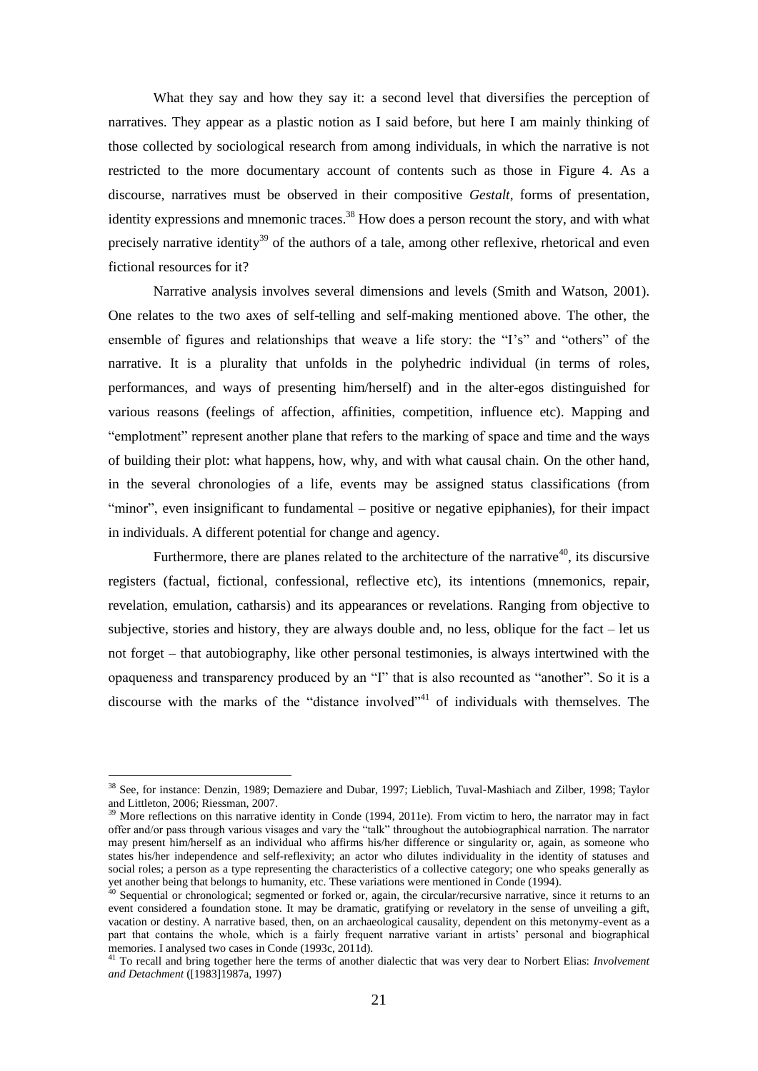What they say and how they say it: a second level that diversifies the perception of narratives. They appear as a plastic notion as I said before, but here I am mainly thinking of those collected by sociological research from among individuals, in which the narrative is not restricted to the more documentary account of contents such as those in Figure 4. As a discourse, narratives must be observed in their compositive *Gestalt*, forms of presentation, identity expressions and mnemonic traces.[38] How does a person recount the story, and with what precisely narrative identity[39] of the authors of a tale, among other reflexive, rhetorical and even fictional resources for it?

Narrative analysis involves several dimensions and levels (Smith and Watson, 2001). One relates to the two axes of self-telling and self-making mentioned above. The other, the ensemble of figures and relationships that weave a life story: the "I's" and "others" of the narrative. It is a plurality that unfolds in the polyhedric individual (in terms of roles, performances, and ways of presenting him/herself) and in the alter-egos distinguished for various reasons (feelings of affection, affinities, competition, influence etc). Mapping and "emplotment" represent another plane that refers to the marking of space and time and the ways of building their plot: what happens, how, why, and with what causal chain. On the other hand, in the several chronologies of a life, events may be assigned status classifications (from "minor", even insignificant to fundamental – positive or negative epiphanies), for their impact in individuals. A different potential for change and agency.

Furthermore, there are planes related to the architecture of the narrative[40], its discursive registers (factual, fictional, confessional, reflective etc), its intentions (mnemonics, repair, revelation, emulation, catharsis) and its appearances or revelations. Ranging from objective to subjective, stories and history, they are always double and, no less, oblique for the fact – let us not forget – that autobiography, like other personal testimonies, is always intertwined with the opaqueness and transparency produced by an "I" that is also recounted as "another". So it is a discourse with the marks of the "distance involved"[41] of individuals with themselves. The

---

[38] See, for instance: Denzin, 1989; Demaziere and Dubar, 1997; Lieblich, Tuval-Mashiach and Zilber, 1998; Taylor and Littleton, 2006; Riessman, 2007.

[39] More reflections on this narrative identity in Conde (1994, 2011e). From victim to hero, the narrator may in fact offer and/or pass through various visages and vary the "talk" throughout the autobiographical narration. The narrator may present him/herself as an individual who affirms his/her difference or singularity or, again, as someone who states his/her independence and self-reflexivity; an actor who dilutes individuality in the identity of statuses and social roles; a person as a type representing the characteristics of a collective category; one who speaks generally as yet another being that belongs to humanity, etc. These variations were mentioned in Conde (1994).

[40] Sequential or chronological; segmented or forked or, again, the circular/recursive narrative, since it returns to an event considered a foundation stone. It may be dramatic, gratifying or revelatory in the sense of unveiling a gift, vacation or destiny. A narrative based, then, on an archaeological causality, dependent on this metonymy-event as a part that contains the whole, which is a fairly frequent narrative variant in artists' personal and biographical memories. I analysed two cases in Conde (1993c, 2011d).

[41] To recall and bring together here the terms of another dialectic that was very dear to Norbert Elias: *Involvement and Detachment* ([1983]1987a, 1997)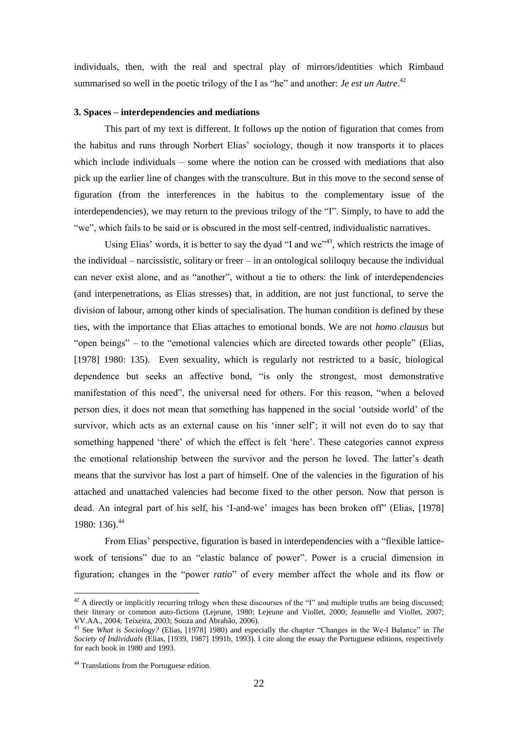individuals, then, with the real and spectral play of mirrors/identities which Rimbaud summarised so well in the poetic trilogy of the I as "he" and another: *Je est un Autre*.[42]

### 3. Spaces – interdependencies and mediations

This part of my text is different. It follows up the notion of figuration that comes from the habitus and runs through Norbert Elias' sociology, though it now transports it to places which include individuals – some where the notion can be crossed with mediations that also pick up the earlier line of changes with the transculture. But in this move to the second sense of figuration (from the interferences in the habitus to the complementary issue of the interdependencies), we may return to the previous trilogy of the "I". Simply, to have to add the "we", which fails to be said or is obscured in the most self-centred, individualistic narratives.

Using Elias' words, it is better to say the dyad "I and we"[43], which restricts the image of the individual – narcissistic, solitary or freer – in an ontological soliloquy because the individual can never exist alone, and as "another", without a tie to others: the link of interdependencies (and interpenetrations, as Elias stresses) that, in addition, are not just functional, to serve the division of labour, among other kinds of specialisation. The human condition is defined by these ties, with the importance that Elias attaches to emotional bonds. We are not *homo clausus* but "open beings" – to the "emotional valencies which are directed towards other people" (Elias, [1978] 1980: 135). Even sexuality, which is regularly not restricted to a basic, biological dependence but seeks an affective bond, "is only the strongest, most demonstrative manifestation of this need", the universal need for others. For this reason, "when a beloved person dies, it does not mean that something has happened in the social 'outside world' of the survivor, which acts as an external cause on his 'inner self'; it will not even do to say that something happened 'there' of which the effect is felt 'here'. These categories cannot express the emotional relationship between the survivor and the person he loved. The latter's death means that the survivor has lost a part of himself. One of the valencies in the figuration of his attached and unattached valencies had become fixed to the other person. Now that person is dead. An integral part of his self, his 'I-and-we' images has been broken off" (Elias, [1978] 1980: 136).[44]

From Elias' perspective, figuration is based in interdependencies with a "flexible lattice-work of tensions" due to an "elastic balance of power". Power is a crucial dimension in figuration; changes in the "power *ratio*" of every member affect the whole and its flow or

---

[42] A directly or implicitly recurring trilogy when these discourses of the "I" and multiple truths are being discussed; their literary or common auto-fictions (Lejeune, 1980; Lejeune and Viollet, 2000; Jeannelle and Viollet, 2007; VV.AA., 2004; Teixeira, 2003; Souza and Abrahão, 2006).

[43] See *What is Sociology?* (Elias, [1978] 1980) and especially the chapter "Changes in the We-I Balance" in *The Society of Individuals* (Elias, [1939, 1987] 1991b, 1993). I cite along the essay the Portuguese editions, respectively for each book in 1980 and 1993.

[44] Translations from the Portuguese edition.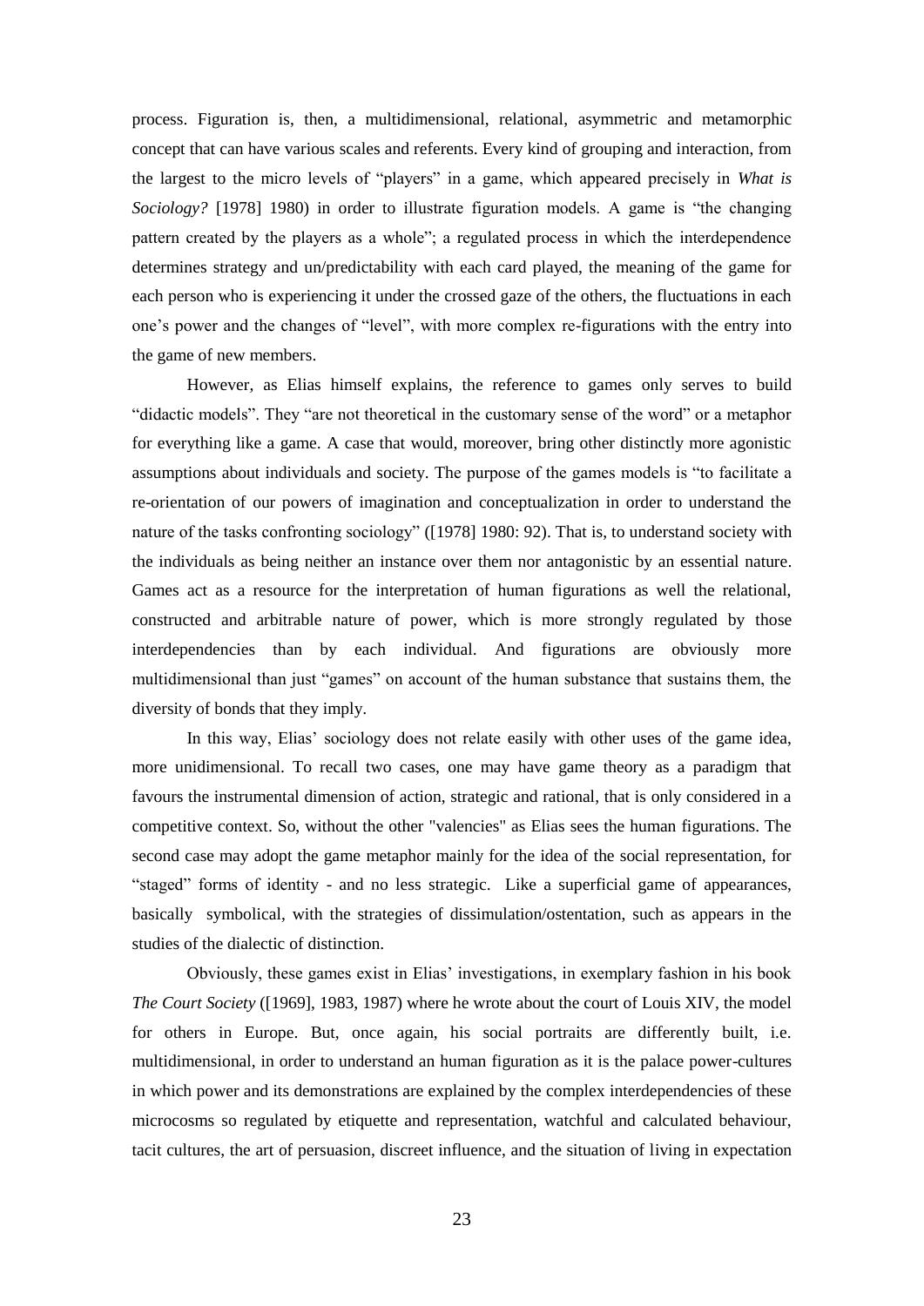process. Figuration is, then, a multidimensional, relational, asymmetric and metamorphic concept that can have various scales and referents. Every kind of grouping and interaction, from the largest to the micro levels of "players" in a game, which appeared precisely in *What is Sociology?* [1978] 1980) in order to illustrate figuration models. A game is "the changing pattern created by the players as a whole"; a regulated process in which the interdependence determines strategy and un/predictability with each card played, the meaning of the game for each person who is experiencing it under the crossed gaze of the others, the fluctuations in each one's power and the changes of "level", with more complex re-figurations with the entry into the game of new members.

However, as Elias himself explains, the reference to games only serves to build "didactic models". They "are not theoretical in the customary sense of the word" or a metaphor for everything like a game. A case that would, moreover, bring other distinctly more agonistic assumptions about individuals and society. The purpose of the games models is "to facilitate a re-orientation of our powers of imagination and conceptualization in order to understand the nature of the tasks confronting sociology" ([1978] 1980: 92). That is, to understand society with the individuals as being neither an instance over them nor antagonistic by an essential nature. Games act as a resource for the interpretation of human figurations as well the relational, constructed and arbitrable nature of power, which is more strongly regulated by those interdependencies than by each individual. And figurations are obviously more multidimensional than just "games" on account of the human substance that sustains them, the diversity of bonds that they imply.

In this way, Elias' sociology does not relate easily with other uses of the game idea, more unidimensional. To recall two cases, one may have game theory as a paradigm that favours the instrumental dimension of action, strategic and rational, that is only considered in a competitive context. So, without the other "valencies" as Elias sees the human figurations. The second case may adopt the game metaphor mainly for the idea of the social representation, for "staged" forms of identity - and no less strategic. Like a superficial game of appearances, basically symbolical, with the strategies of dissimulation/ostentation, such as appears in the studies of the dialectic of distinction.

Obviously, these games exist in Elias' investigations, in exemplary fashion in his book *The Court Society* ([1969], 1983, 1987) where he wrote about the court of Louis XIV, the model for others in Europe. But, once again, his social portraits are differently built, i.e. multidimensional, in order to understand an human figuration as it is the palace power-cultures in which power and its demonstrations are explained by the complex interdependencies of these microcosms so regulated by etiquette and representation, watchful and calculated behaviour, tacit cultures, the art of persuasion, discreet influence, and the situation of living in expectation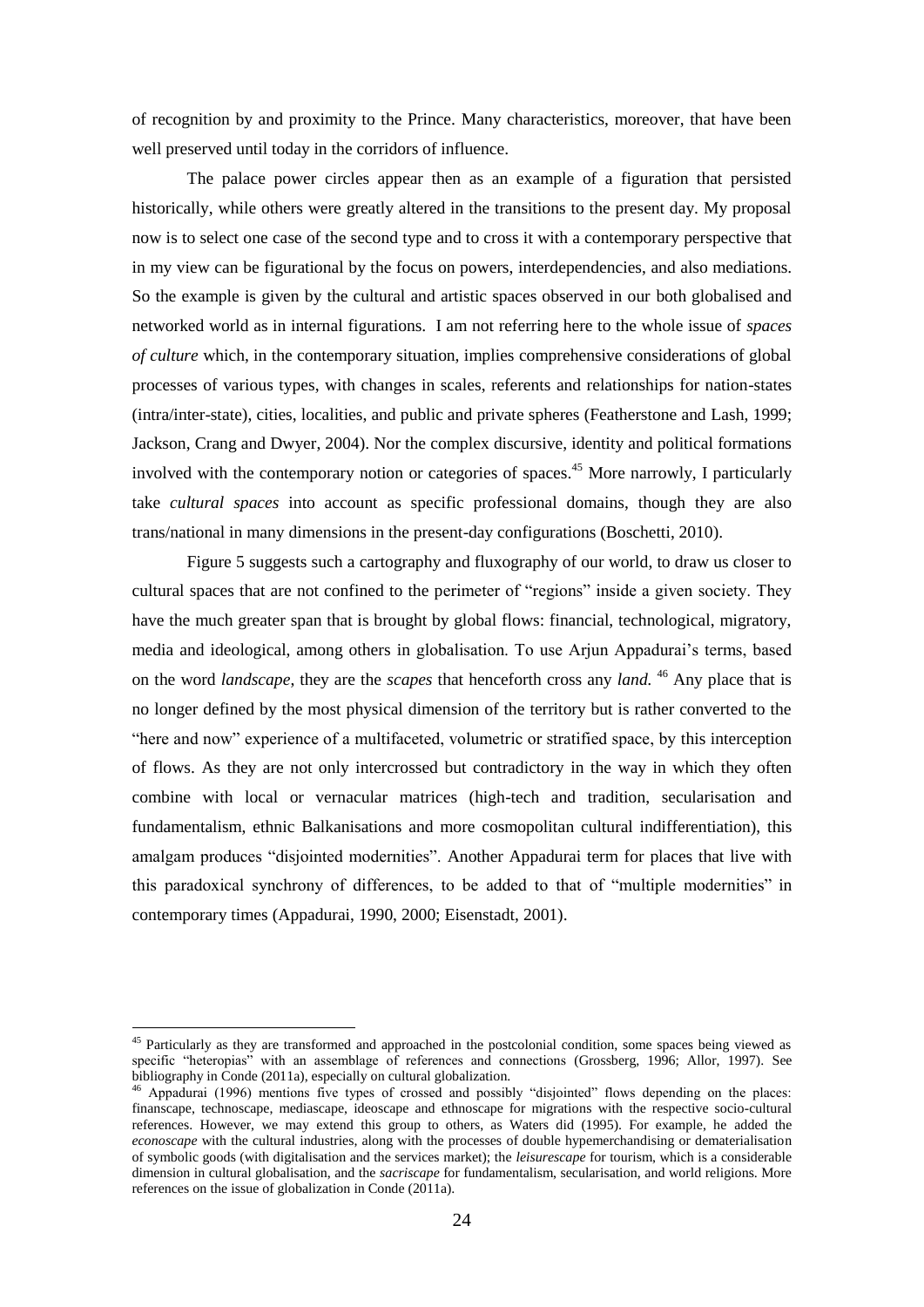of recognition by and proximity to the Prince. Many characteristics, moreover, that have been well preserved until today in the corridors of influence.

The palace power circles appear then as an example of a figuration that persisted historically, while others were greatly altered in the transitions to the present day. My proposal now is to select one case of the second type and to cross it with a contemporary perspective that in my view can be figurational by the focus on powers, interdependencies, and also mediations. So the example is given by the cultural and artistic spaces observed in our both globalised and networked world as in internal figurations. I am not referring here to the whole issue of *spaces of culture* which, in the contemporary situation, implies comprehensive considerations of global processes of various types, with changes in scales, referents and relationships for nation-states (intra/inter-state), cities, localities, and public and private spheres (Featherstone and Lash, 1999; Jackson, Crang and Dwyer, 2004). Nor the complex discursive, identity and political formations involved with the contemporary notion or categories of spaces.[45] More narrowly, I particularly take *cultural spaces* into account as specific professional domains, though they are also trans/national in many dimensions in the present-day configurations (Boschetti, 2010).

Figure 5 suggests such a cartography and fluxography of our world, to draw us closer to cultural spaces that are not confined to the perimeter of "regions" inside a given society. They have the much greater span that is brought by global flows: financial, technological, migratory, media and ideological, among others in globalisation. To use Arjun Appadurai's terms, based on the word *landscape*, they are the *scapes* that henceforth cross any *land.* [46] Any place that is no longer defined by the most physical dimension of the territory but is rather converted to the "here and now" experience of a multifaceted, volumetric or stratified space, by this interception of flows. As they are not only intercrossed but contradictory in the way in which they often combine with local or vernacular matrices (high-tech and tradition, secularisation and fundamentalism, ethnic Balkanisations and more cosmopolitan cultural indifferentiation), this amalgam produces "disjointed modernities". Another Appadurai term for places that live with this paradoxical synchrony of differences, to be added to that of "multiple modernities" in contemporary times (Appadurai, 1990, 2000; Eisenstadt, 2001).

---

[45] Particularly as they are transformed and approached in the postcolonial condition, some spaces being viewed as specific "heteropias" with an assemblage of references and connections (Grossberg, 1996; Allor, 1997). See bibliography in Conde (2011a), especially on cultural globalization.

[46] Appadurai (1996) mentions five types of crossed and possibly "disjointed" flows depending on the places: finanscape, technoscape, mediascape, ideoscape and ethnoscape for migrations with the respective socio-cultural references. However, we may extend this group to others, as Waters did (1995). For example, he added the *econoscape* with the cultural industries, along with the processes of double hypemerchandising or dematerialisation of symbolic goods (with digitalisation and the services market); the *leisurescape* for tourism, which is a considerable dimension in cultural globalisation, and the *sacriscape* for fundamentalism, secularisation, and world religions. More references on the issue of globalization in Conde (2011a).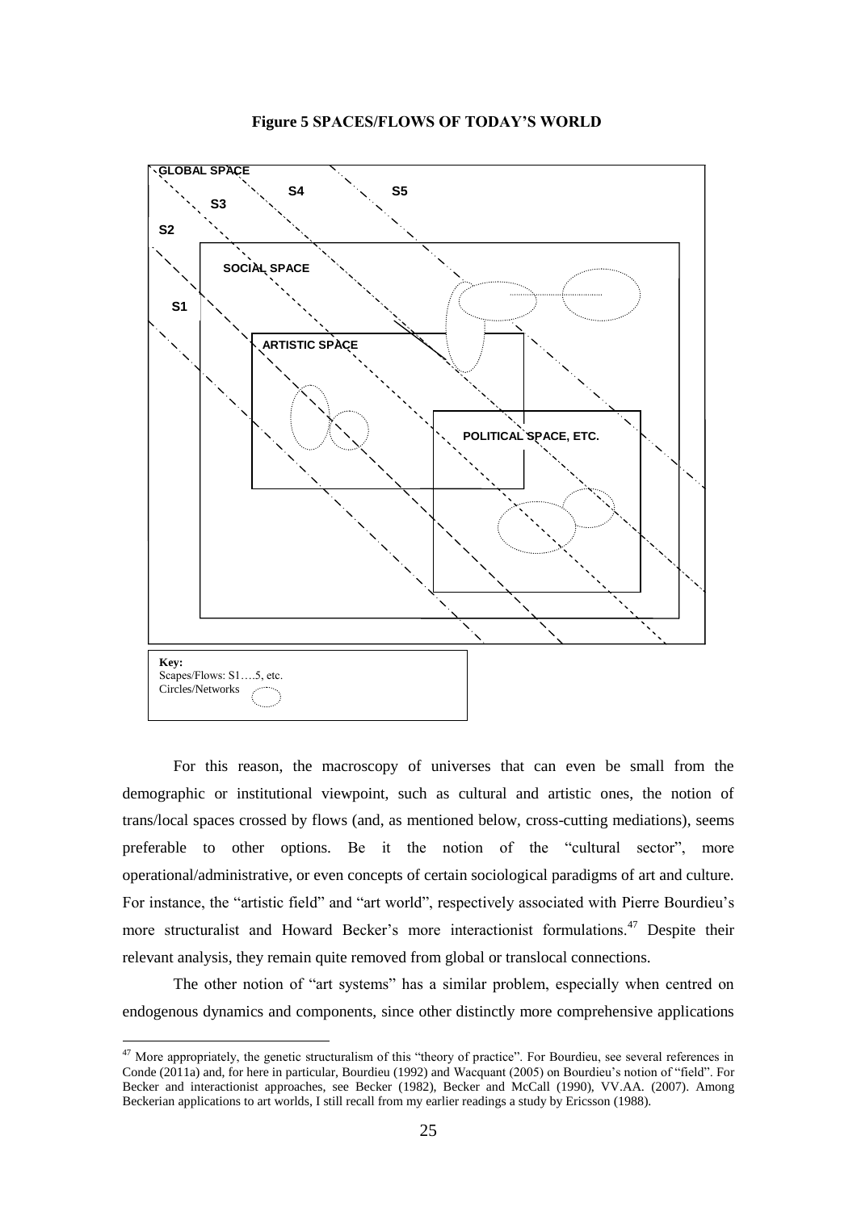**Figure 5 SPACES/FLOWS OF TODAY'S WORLD**

GLOBAL SPACE

S1, S2, S3, S4, S5

SOCIAL SPACE

ARTISTIC SPACE

POLITICAL SPACE, ETC.

**Key:**
Scapes/Flows: S1….5, etc.
Circles/Networks

For this reason, the macroscopy of universes that can even be small from the demographic or institutional viewpoint, such as cultural and artistic ones, the notion of trans/local spaces crossed by flows (and, as mentioned below, cross-cutting mediations), seems preferable to other options. Be it the notion of the "cultural sector", more operational/administrative, or even concepts of certain sociological paradigms of art and culture. For instance, the "artistic field" and "art world", respectively associated with Pierre Bourdieu's more structuralist and Howard Becker's more interactionist formulations.[47] Despite their relevant analysis, they remain quite removed from global or translocal connections.

The other notion of "art systems" has a similar problem, especially when centred on endogenous dynamics and components, since other distinctly more comprehensive applications

[47] More appropriately, the genetic structuralism of this "theory of practice". For Bourdieu, see several references in Conde (2011a) and, for here in particular, Bourdieu (1992) and Wacquant (2005) on Bourdieu's notion of "field". For Becker and interactionist approaches, see Becker (1982), Becker and McCall (1990), VV.AA. (2007). Among Beckerian applications to art worlds, I still recall from my earlier readings a study by Ericsson (1988).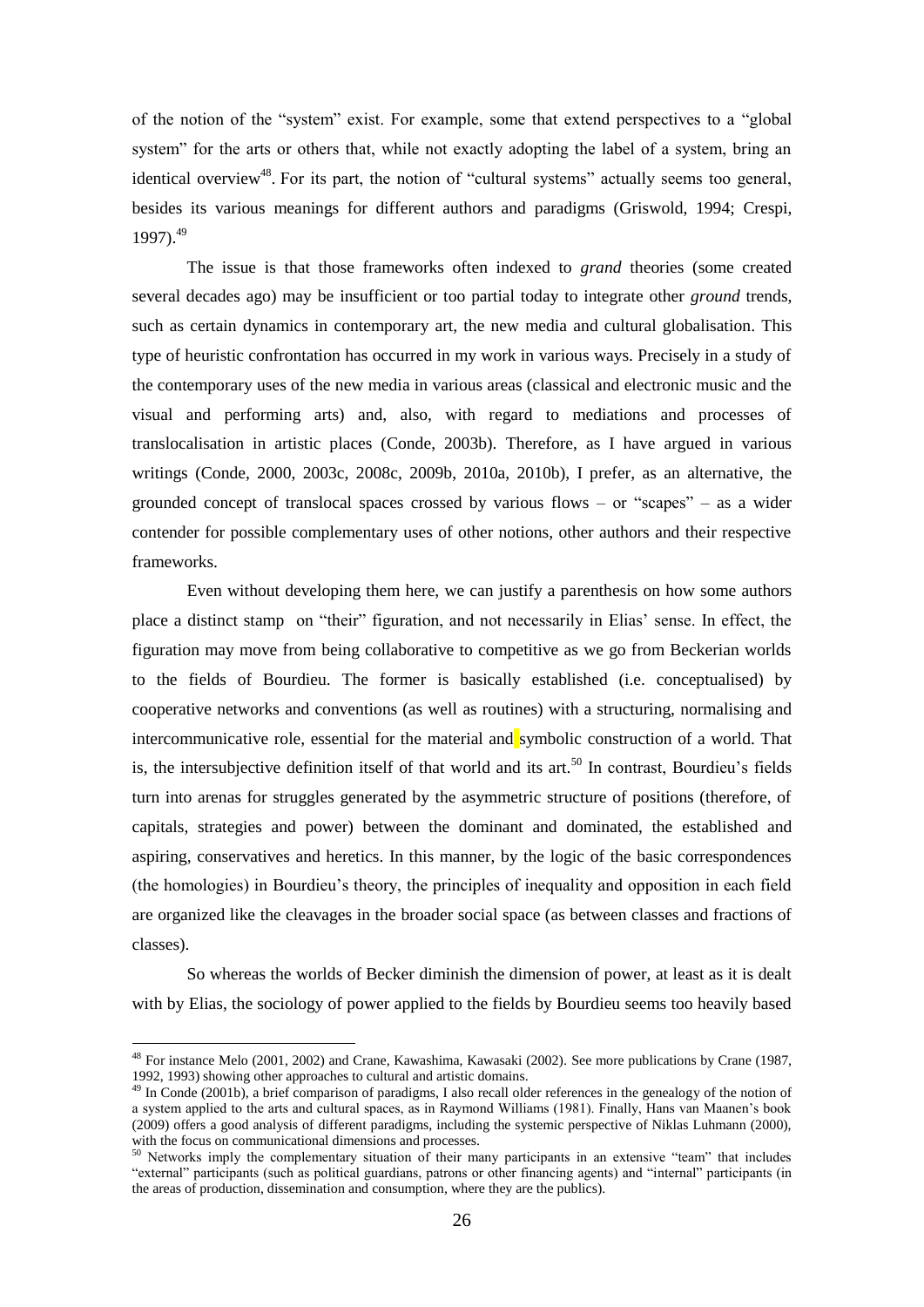of the notion of the "system" exist. For example, some that extend perspectives to a "global system" for the arts or others that, while not exactly adopting the label of a system, bring an identical overview[48]. For its part, the notion of "cultural systems" actually seems too general, besides its various meanings for different authors and paradigms (Griswold, 1994; Crespi, 1997).[49]

The issue is that those frameworks often indexed to *grand* theories (some created several decades ago) may be insufficient or too partial today to integrate other *ground* trends, such as certain dynamics in contemporary art, the new media and cultural globalisation. This type of heuristic confrontation has occurred in my work in various ways. Precisely in a study of the contemporary uses of the new media in various areas (classical and electronic music and the visual and performing arts) and, also, with regard to mediations and processes of translocalisation in artistic places (Conde, 2003b). Therefore, as I have argued in various writings (Conde, 2000, 2003c, 2008c, 2009b, 2010a, 2010b), I prefer, as an alternative, the grounded concept of translocal spaces crossed by various flows – or "scapes" – as a wider contender for possible complementary uses of other notions, other authors and their respective frameworks.

Even without developing them here, we can justify a parenthesis on how some authors place a distinct stamp on "their" figuration, and not necessarily in Elias' sense. In effect, the figuration may move from being collaborative to competitive as we go from Beckerian worlds to the fields of Bourdieu. The former is basically established (i.e. conceptualised) by cooperative networks and conventions (as well as routines) with a structuring, normalising and intercommunicative role, essential for the material and symbolic construction of a world. That is, the intersubjective definition itself of that world and its art.[50] In contrast, Bourdieu's fields turn into arenas for struggles generated by the asymmetric structure of positions (therefore, of capitals, strategies and power) between the dominant and dominated, the established and aspiring, conservatives and heretics. In this manner, by the logic of the basic correspondences (the homologies) in Bourdieu's theory, the principles of inequality and opposition in each field are organized like the cleavages in the broader social space (as between classes and fractions of classes).

So whereas the worlds of Becker diminish the dimension of power, at least as it is dealt with by Elias, the sociology of power applied to the fields by Bourdieu seems too heavily based

[48] For instance Melo (2001, 2002) and Crane, Kawashima, Kawasaki (2002). See more publications by Crane (1987, 1992, 1993) showing other approaches to cultural and artistic domains.

[49] In Conde (2001b), a brief comparison of paradigms, I also recall older references in the genealogy of the notion of a system applied to the arts and cultural spaces, as in Raymond Williams (1981). Finally, Hans van Maanen's book (2009) offers a good analysis of different paradigms, including the systemic perspective of Niklas Luhmann (2000), with the focus on communicational dimensions and processes.

[50] Networks imply the complementary situation of their many participants in an extensive "team" that includes "external" participants (such as political guardians, patrons or other financing agents) and "internal" participants (in the areas of production, dissemination and consumption, where they are the publics).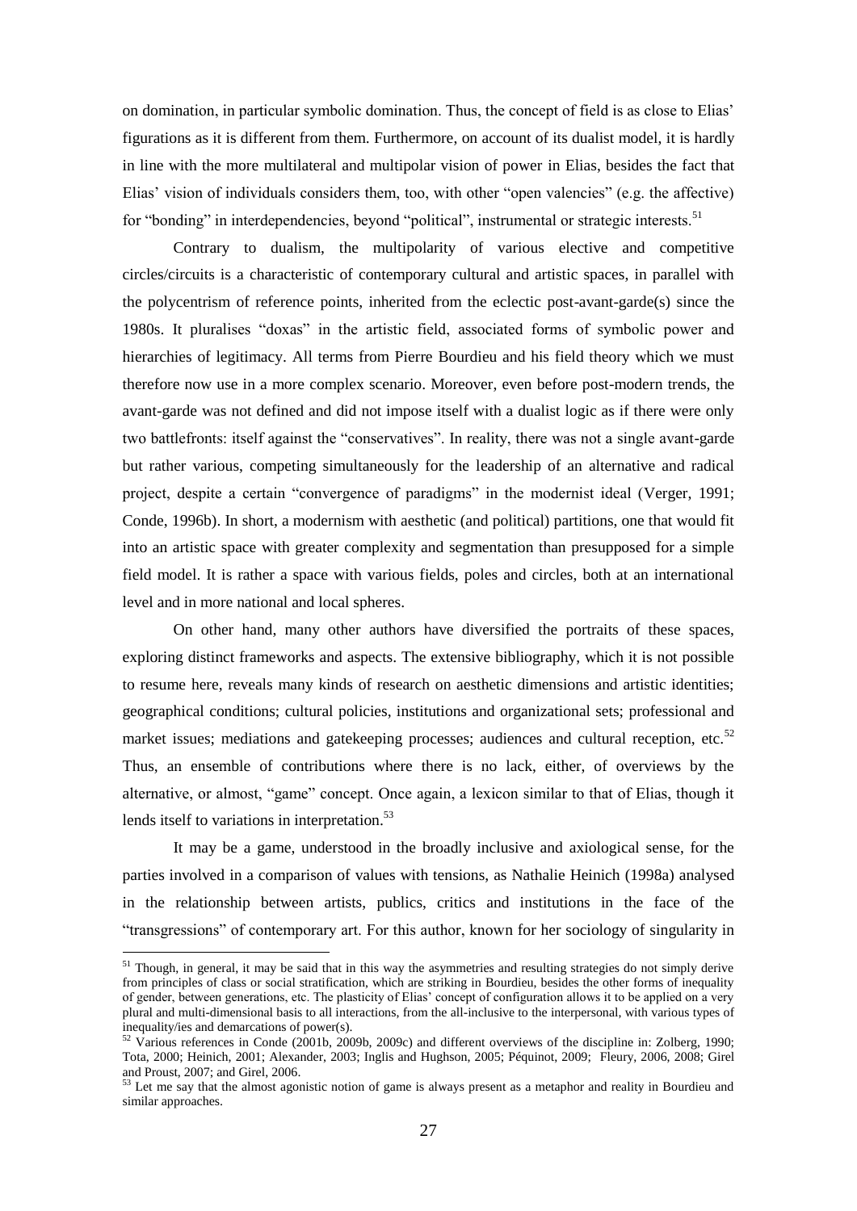on domination, in particular symbolic domination. Thus, the concept of field is as close to Elias' figurations as it is different from them. Furthermore, on account of its dualist model, it is hardly in line with the more multilateral and multipolar vision of power in Elias, besides the fact that Elias' vision of individuals considers them, too, with other "open valencies" (e.g. the affective) for "bonding" in interdependencies, beyond "political", instrumental or strategic interests.[51]

Contrary to dualism, the multipolarity of various elective and competitive circles/circuits is a characteristic of contemporary cultural and artistic spaces, in parallel with the polycentrism of reference points, inherited from the eclectic post-avant-garde(s) since the 1980s. It pluralises "doxas" in the artistic field, associated forms of symbolic power and hierarchies of legitimacy. All terms from Pierre Bourdieu and his field theory which we must therefore now use in a more complex scenario. Moreover, even before post-modern trends, the avant-garde was not defined and did not impose itself with a dualist logic as if there were only two battlefronts: itself against the "conservatives". In reality, there was not a single avant-garde but rather various, competing simultaneously for the leadership of an alternative and radical project, despite a certain "convergence of paradigms" in the modernist ideal (Verger, 1991; Conde, 1996b). In short, a modernism with aesthetic (and political) partitions, one that would fit into an artistic space with greater complexity and segmentation than presupposed for a simple field model. It is rather a space with various fields, poles and circles, both at an international level and in more national and local spheres.

On other hand, many other authors have diversified the portraits of these spaces, exploring distinct frameworks and aspects. The extensive bibliography, which it is not possible to resume here, reveals many kinds of research on aesthetic dimensions and artistic identities; geographical conditions; cultural policies, institutions and organizational sets; professional and market issues; mediations and gatekeeping processes; audiences and cultural reception, etc.[52] Thus, an ensemble of contributions where there is no lack, either, of overviews by the alternative, or almost, "game" concept. Once again, a lexicon similar to that of Elias, though it lends itself to variations in interpretation.[53]

It may be a game, understood in the broadly inclusive and axiological sense, for the parties involved in a comparison of values with tensions, as Nathalie Heinich (1998a) analysed in the relationship between artists, publics, critics and institutions in the face of the "transgressions" of contemporary art. For this author, known for her sociology of singularity in

---

[51] Though, in general, it may be said that in this way the asymmetries and resulting strategies do not simply derive from principles of class or social stratification, which are striking in Bourdieu, besides the other forms of inequality of gender, between generations, etc. The plasticity of Elias' concept of configuration allows it to be applied on a very plural and multi-dimensional basis to all interactions, from the all-inclusive to the interpersonal, with various types of inequality/ies and demarcations of power(s).

[52] Various references in Conde (2001b, 2009b, 2009c) and different overviews of the discipline in: Zolberg, 1990; Tota, 2000; Heinich, 2001; Alexander, 2003; Inglis and Hughson, 2005; Péquinot, 2009; Fleury, 2006, 2008; Girel and Proust, 2007; and Girel, 2006.

[53] Let me say that the almost agonistic notion of game is always present as a metaphor and reality in Bourdieu and similar approaches.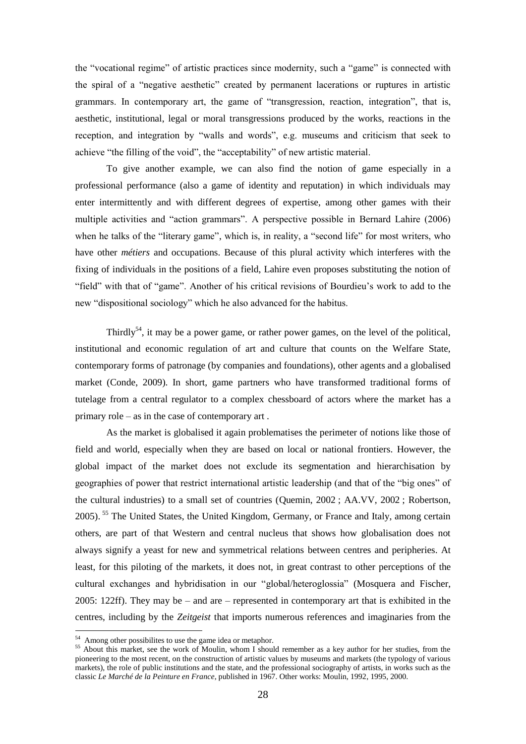the "vocational regime" of artistic practices since modernity, such a "game" is connected with the spiral of a "negative aesthetic" created by permanent lacerations or ruptures in artistic grammars. In contemporary art, the game of "transgression, reaction, integration", that is, aesthetic, institutional, legal or moral transgressions produced by the works, reactions in the reception, and integration by "walls and words", e.g. museums and criticism that seek to achieve "the filling of the void", the "acceptability" of new artistic material.

To give another example, we can also find the notion of game especially in a professional performance (also a game of identity and reputation) in which individuals may enter intermittently and with different degrees of expertise, among other games with their multiple activities and "action grammars". A perspective possible in Bernard Lahire (2006) when he talks of the "literary game", which is, in reality, a "second life" for most writers, who have other *métiers* and occupations. Because of this plural activity which interferes with the fixing of individuals in the positions of a field, Lahire even proposes substituting the notion of "field" with that of "game". Another of his critical revisions of Bourdieu's work to add to the new "dispositional sociology" which he also advanced for the habitus.

Thirdly[54], it may be a power game, or rather power games, on the level of the political, institutional and economic regulation of art and culture that counts on the Welfare State, contemporary forms of patronage (by companies and foundations), other agents and a globalised market (Conde, 2009). In short, game partners who have transformed traditional forms of tutelage from a central regulator to a complex chessboard of actors where the market has a primary role – as in the case of contemporary art .

As the market is globalised it again problematises the perimeter of notions like those of field and world, especially when they are based on local or national frontiers. However, the global impact of the market does not exclude its segmentation and hierarchisation by geographies of power that restrict international artistic leadership (and that of the "big ones" of the cultural industries) to a small set of countries (Quemin, 2002 ; AA.VV, 2002 ; Robertson, 2005). [55] The United States, the United Kingdom, Germany, or France and Italy, among certain others, are part of that Western and central nucleus that shows how globalisation does not always signify a yeast for new and symmetrical relations between centres and peripheries. At least, for this piloting of the markets, it does not, in great contrast to other perceptions of the cultural exchanges and hybridisation in our "global/heteroglossia" (Mosquera and Fischer, 2005: 122ff). They may be – and are – represented in contemporary art that is exhibited in the centres, including by the *Zeitgeist* that imports numerous references and imaginaries from the

---

[54] Among other possibilites to use the game idea or metaphor.

[55] About this market, see the work of Moulin, whom I should remember as a key author for her studies, from the pioneering to the most recent, on the construction of artistic values by museums and markets (the typology of various markets), the role of public institutions and the state, and the professional sociography of artists, in works such as the classic *Le Marché de la Peinture en France*, published in 1967. Other works: Moulin, 1992, 1995, 2000.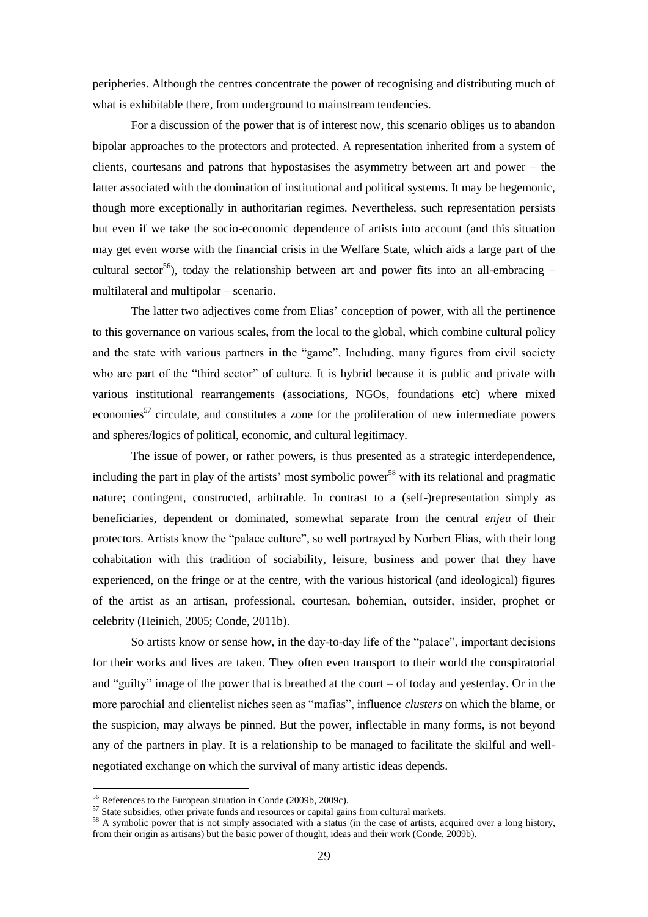peripheries. Although the centres concentrate the power of recognising and distributing much of what is exhibitable there, from underground to mainstream tendencies.

For a discussion of the power that is of interest now, this scenario obliges us to abandon bipolar approaches to the protectors and protected. A representation inherited from a system of clients, courtesans and patrons that hypostasises the asymmetry between art and power – the latter associated with the domination of institutional and political systems. It may be hegemonic, though more exceptionally in authoritarian regimes. Nevertheless, such representation persists but even if we take the socio-economic dependence of artists into account (and this situation may get even worse with the financial crisis in the Welfare State, which aids a large part of the cultural sector[56]), today the relationship between art and power fits into an all-embracing – multilateral and multipolar – scenario.

The latter two adjectives come from Elias' conception of power, with all the pertinence to this governance on various scales, from the local to the global, which combine cultural policy and the state with various partners in the "game". Including, many figures from civil society who are part of the "third sector" of culture. It is hybrid because it is public and private with various institutional rearrangements (associations, NGOs, foundations etc) where mixed economies[57] circulate, and constitutes a zone for the proliferation of new intermediate powers and spheres/logics of political, economic, and cultural legitimacy.

The issue of power, or rather powers, is thus presented as a strategic interdependence, including the part in play of the artists' most symbolic power[58] with its relational and pragmatic nature; contingent, constructed, arbitrable. In contrast to a (self-)representation simply as beneficiaries, dependent or dominated, somewhat separate from the central *enjeu* of their protectors. Artists know the "palace culture", so well portrayed by Norbert Elias, with their long cohabitation with this tradition of sociability, leisure, business and power that they have experienced, on the fringe or at the centre, with the various historical (and ideological) figures of the artist as an artisan, professional, courtesan, bohemian, outsider, insider, prophet or celebrity (Heinich, 2005; Conde, 2011b).

So artists know or sense how, in the day-to-day life of the "palace", important decisions for their works and lives are taken. They often even transport to their world the conspiratorial and "guilty" image of the power that is breathed at the court – of today and yesterday. Or in the more parochial and clientelist niches seen as "mafias", influence *clusters* on which the blame, or the suspicion, may always be pinned. But the power, inflectable in many forms, is not beyond any of the partners in play. It is a relationship to be managed to facilitate the skilful and well-negotiated exchange on which the survival of many artistic ideas depends.

---

[56] References to the European situation in Conde (2009b, 2009c).

[57] State subsidies, other private funds and resources or capital gains from cultural markets.

[58] A symbolic power that is not simply associated with a status (in the case of artists, acquired over a long history, from their origin as artisans) but the basic power of thought, ideas and their work (Conde, 2009b).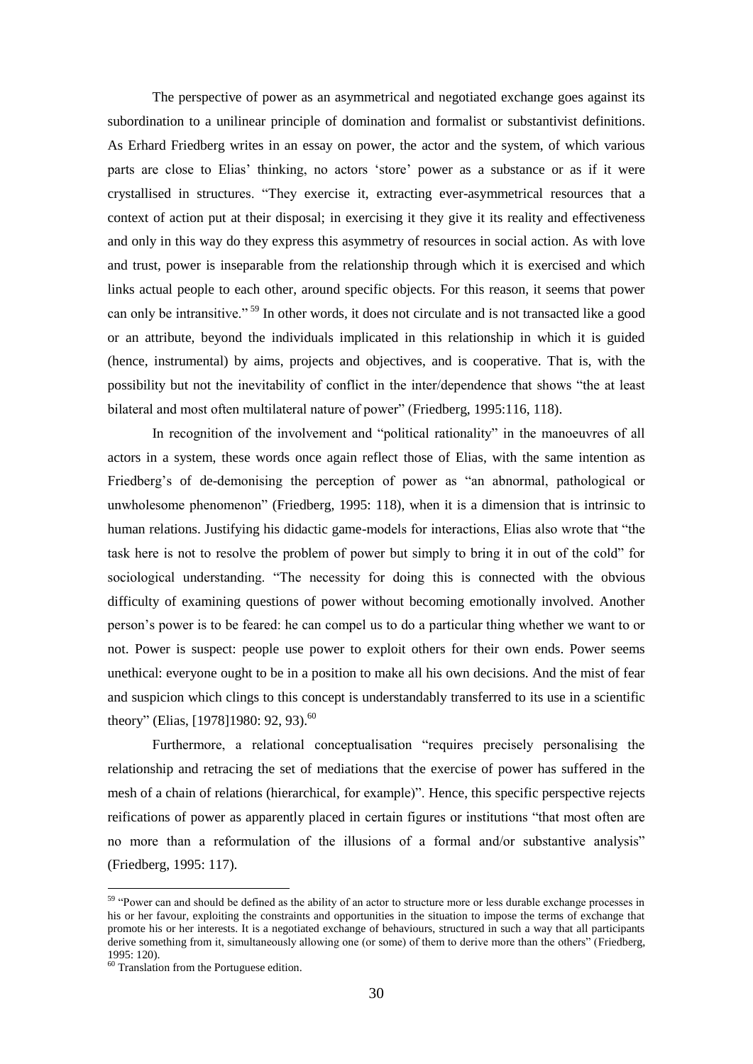The perspective of power as an asymmetrical and negotiated exchange goes against its subordination to a unilinear principle of domination and formalist or substantivist definitions. As Erhard Friedberg writes in an essay on power, the actor and the system, of which various parts are close to Elias' thinking, no actors 'store' power as a substance or as if it were crystallised in structures. "They exercise it, extracting ever-asymmetrical resources that a context of action put at their disposal; in exercising it they give it its reality and effectiveness and only in this way do they express this asymmetry of resources in social action. As with love and trust, power is inseparable from the relationship through which it is exercised and which links actual people to each other, around specific objects. For this reason, it seems that power can only be intransitive."[59] In other words, it does not circulate and is not transacted like a good or an attribute, beyond the individuals implicated in this relationship in which it is guided (hence, instrumental) by aims, projects and objectives, and is cooperative. That is, with the possibility but not the inevitability of conflict in the inter/dependence that shows "the at least bilateral and most often multilateral nature of power" (Friedberg, 1995:116, 118).

In recognition of the involvement and "political rationality" in the manoeuvres of all actors in a system, these words once again reflect those of Elias, with the same intention as Friedberg's of de-demonising the perception of power as "an abnormal, pathological or unwholesome phenomenon" (Friedberg, 1995: 118), when it is a dimension that is intrinsic to human relations. Justifying his didactic game-models for interactions, Elias also wrote that "the task here is not to resolve the problem of power but simply to bring it in out of the cold" for sociological understanding. "The necessity for doing this is connected with the obvious difficulty of examining questions of power without becoming emotionally involved. Another person's power is to be feared: he can compel us to do a particular thing whether we want to or not. Power is suspect: people use power to exploit others for their own ends. Power seems unethical: everyone ought to be in a position to make all his own decisions. And the mist of fear and suspicion which clings to this concept is understandably transferred to its use in a scientific theory" (Elias, [1978]1980: 92, 93).[60]

Furthermore, a relational conceptualisation "requires precisely personalising the relationship and retracing the set of mediations that the exercise of power has suffered in the mesh of a chain of relations (hierarchical, for example)". Hence, this specific perspective rejects reifications of power as apparently placed in certain figures or institutions "that most often are no more than a reformulation of the illusions of a formal and/or substantive analysis" (Friedberg, 1995: 117).

---

[59] "Power can and should be defined as the ability of an actor to structure more or less durable exchange processes in his or her favour, exploiting the constraints and opportunities in the situation to impose the terms of exchange that promote his or her interests. It is a negotiated exchange of behaviours, structured in such a way that all participants derive something from it, simultaneously allowing one (or some) of them to derive more than the others" (Friedberg, 1995: 120).

[60] Translation from the Portuguese edition.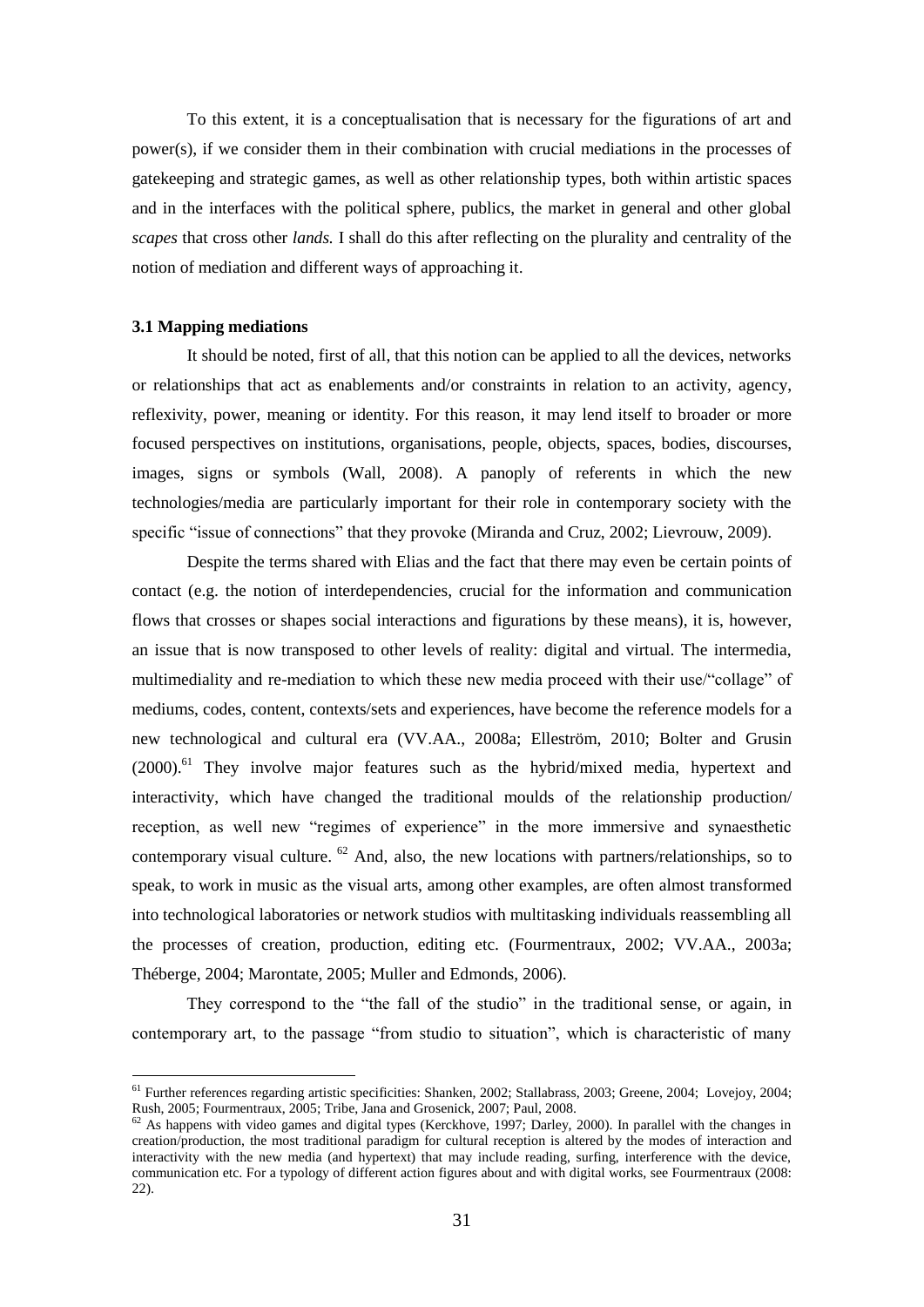To this extent, it is a conceptualisation that is necessary for the figurations of art and power(s), if we consider them in their combination with crucial mediations in the processes of gatekeeping and strategic games, as well as other relationship types, both within artistic spaces and in the interfaces with the political sphere, publics, the market in general and other global *scapes* that cross other *lands.* I shall do this after reflecting on the plurality and centrality of the notion of mediation and different ways of approaching it.

### 3.1 Mapping mediations

It should be noted, first of all, that this notion can be applied to all the devices, networks or relationships that act as enablements and/or constraints in relation to an activity, agency, reflexivity, power, meaning or identity. For this reason, it may lend itself to broader or more focused perspectives on institutions, organisations, people, objects, spaces, bodies, discourses, images, signs or symbols (Wall, 2008). A panoply of referents in which the new technologies/media are particularly important for their role in contemporary society with the specific "issue of connections" that they provoke (Miranda and Cruz, 2002; Lievrouw, 2009).

Despite the terms shared with Elias and the fact that there may even be certain points of contact (e.g. the notion of interdependencies, crucial for the information and communication flows that crosses or shapes social interactions and figurations by these means), it is, however, an issue that is now transposed to other levels of reality: digital and virtual. The intermedia, multimediality and re-mediation to which these new media proceed with their use/"collage" of mediums, codes, content, contexts/sets and experiences, have become the reference models for a new technological and cultural era (VV.AA., 2008a; Elleström, 2010; Bolter and Grusin (2000).[61] They involve major features such as the hybrid/mixed media, hypertext and interactivity, which have changed the traditional moulds of the relationship production/ reception, as well new "regimes of experience" in the more immersive and synaesthetic contemporary visual culture. [62] And, also, the new locations with partners/relationships, so to speak, to work in music as the visual arts, among other examples, are often almost transformed into technological laboratories or network studios with multitasking individuals reassembling all the processes of creation, production, editing etc. (Fourmentraux, 2002; VV.AA., 2003a; Théberge, 2004; Marontate, 2005; Muller and Edmonds, 2006).

They correspond to the "the fall of the studio" in the traditional sense, or again, in contemporary art, to the passage "from studio to situation", which is characteristic of many

---

[61] Further references regarding artistic specificities: Shanken, 2002; Stallabrass, 2003; Greene, 2004; Lovejoy, 2004; Rush, 2005; Fourmentraux, 2005; Tribe, Jana and Grosenick, 2007; Paul, 2008.

[62] As happens with video games and digital types (Kerckhove, 1997; Darley, 2000). In parallel with the changes in creation/production, the most traditional paradigm for cultural reception is altered by the modes of interaction and interactivity with the new media (and hypertext) that may include reading, surfing, interference with the device, communication etc. For a typology of different action figures about and with digital works, see Fourmentraux (2008: 22).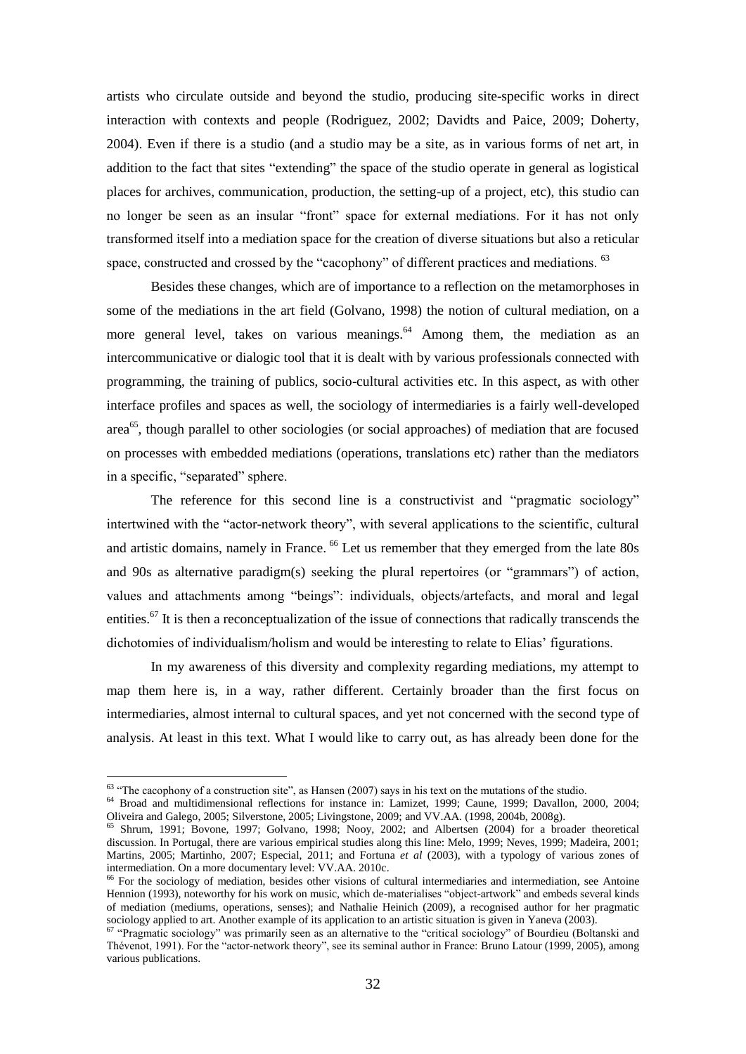artists who circulate outside and beyond the studio, producing site-specific works in direct interaction with contexts and people (Rodriguez, 2002; Davidts and Paice, 2009; Doherty, 2004). Even if there is a studio (and a studio may be a site, as in various forms of net art, in addition to the fact that sites "extending" the space of the studio operate in general as logistical places for archives, communication, production, the setting-up of a project, etc), this studio can no longer be seen as an insular "front" space for external mediations. For it has not only transformed itself into a mediation space for the creation of diverse situations but also a reticular space, constructed and crossed by the "cacophony" of different practices and mediations. [63]

Besides these changes, which are of importance to a reflection on the metamorphoses in some of the mediations in the art field (Golvano, 1998) the notion of cultural mediation, on a more general level, takes on various meanings.[64] Among them, the mediation as an intercommunicative or dialogic tool that it is dealt with by various professionals connected with programming, the training of publics, socio-cultural activities etc. In this aspect, as with other interface profiles and spaces as well, the sociology of intermediaries is a fairly well-developed area[65], though parallel to other sociologies (or social approaches) of mediation that are focused on processes with embedded mediations (operations, translations etc) rather than the mediators in a specific, "separated" sphere.

The reference for this second line is a constructivist and "pragmatic sociology" intertwined with the "actor-network theory", with several applications to the scientific, cultural and artistic domains, namely in France. [66] Let us remember that they emerged from the late 80s and 90s as alternative paradigm(s) seeking the plural repertoires (or "grammars") of action, values and attachments among "beings": individuals, objects/artefacts, and moral and legal entities.[67] It is then a reconceptualization of the issue of connections that radically transcends the dichotomies of individualism/holism and would be interesting to relate to Elias' figurations.

In my awareness of this diversity and complexity regarding mediations, my attempt to map them here is, in a way, rather different. Certainly broader than the first focus on intermediaries, almost internal to cultural spaces, and yet not concerned with the second type of analysis. At least in this text. What I would like to carry out, as has already been done for the

---

[63] "The cacophony of a construction site", as Hansen (2007) says in his text on the mutations of the studio.

[64] Broad and multidimensional reflections for instance in: Lamizet, 1999; Caune, 1999; Davallon, 2000, 2004; Oliveira and Galego, 2005; Silverstone, 2005; Livingstone, 2009; and VV.AA. (1998, 2004b, 2008g).

[65] Shrum, 1991; Bovone, 1997; Golvano, 1998; Nooy, 2002; and Albertsen (2004) for a broader theoretical discussion. In Portugal, there are various empirical studies along this line: Melo, 1999; Neves, 1999; Madeira, 2001; Martins, 2005; Martinho, 2007; Especial, 2011; and Fortuna *et al* (2003), with a typology of various zones of intermediation. On a more documentary level: VV.AA. 2010c.

[66] For the sociology of mediation, besides other visions of cultural intermediaries and intermediation, see Antoine Hennion (1993), noteworthy for his work on music, which de-materialises "object-artwork" and embeds several kinds of mediation (mediums, operations, senses); and Nathalie Heinich (2009), a recognised author for her pragmatic sociology applied to art. Another example of its application to an artistic situation is given in Yaneva (2003).

[67] "Pragmatic sociology" was primarily seen as an alternative to the "critical sociology" of Bourdieu (Boltanski and Thévenot, 1991). For the "actor-network theory", see its seminal author in France: Bruno Latour (1999, 2005), among various publications.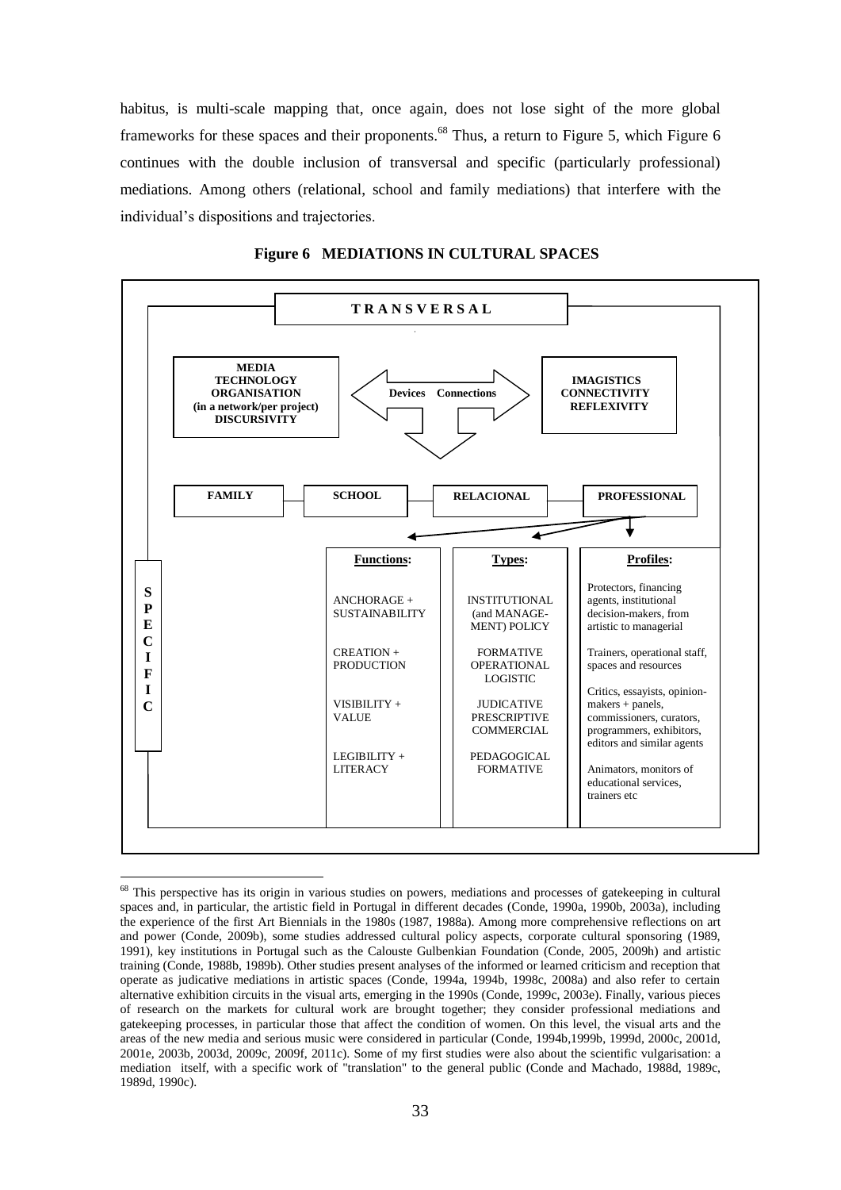habitus, is multi-scale mapping that, once again, does not lose sight of the more global frameworks for these spaces and their proponents.[68] Thus, a return to Figure 5, which Figure 6 continues with the double inclusion of transversal and specific (particularly professional) mediations. Among others (relational, school and family mediations) that interfere with the individual's dispositions and trajectories.

**Figure 6 MEDIATIONS IN CULTURAL SPACES**

**TRANSVERSAL**

| MEDIA TECHNOLOGY ORGANISATION (in a network/per project) DISCURSIVITY | Devices Connections | IMAGISTICS CONNECTIVITY REFLEXIVITY |
|---|---|---|

| FAMILY | SCHOOL | RELACIONAL | PROFESSIONAL |
|---|---|---|---|

**SPECIFIC**

| Functions: | Types: | Profiles: |
|---|---|---|
| ANCHORAGE + SUSTAINABILITY | INSTITUTIONAL (and MANAGEMENT) POLICY | Protectors, financing agents, institutional decision-makers, from artistic to managerial |
| CREATION + PRODUCTION | FORMATIVE OPERATIONAL LOGISTIC | Trainers, operational staff, spaces and resources |
| VISIBILITY + VALUE | JUDICATIVE PRESCRIPTIVE COMMERCIAL | Critics, essayists, opinion-makers + panels, commissioners, curators, programmers, exhibitors, editors and similar agents |
| LEGIBILITY + LITERACY | PEDAGOGICAL FORMATIVE | Animators, monitors of educational services, trainers etc |

---

[68] This perspective has its origin in various studies on powers, mediations and processes of gatekeeping in cultural spaces and, in particular, the artistic field in Portugal in different decades (Conde, 1990a, 1990b, 2003a), including the experience of the first Art Biennials in the 1980s (1987, 1988a). Among more comprehensive reflections on art and power (Conde, 2009b), some studies addressed cultural policy aspects, corporate cultural sponsoring (1989, 1991), key institutions in Portugal such as the Calouste Gulbenkian Foundation (Conde, 2005, 2009h) and artistic training (Conde, 1988b, 1989b). Other studies present analyses of the informed or learned criticism and reception that operate as judicative mediations in artistic spaces (Conde, 1994a, 1994b, 1998c, 2008a) and also refer to certain alternative exhibition circuits in the visual arts, emerging in the 1990s (Conde, 1999c, 2003e). Finally, various pieces of research on the markets for cultural work are brought together; they consider professional mediations and gatekeeping processes, in particular those that affect the condition of women. On this level, the visual arts and the areas of the new media and serious music were considered in particular (Conde, 1994b,1999b, 1999d, 2000c, 2001d, 2001e, 2003b, 2003d, 2009c, 2009f, 2011c). Some of my first studies were also about the scientific vulgarisation: a mediation itself, with a specific work of "translation" to the general public (Conde and Machado, 1988d, 1989c, 1989d, 1990c).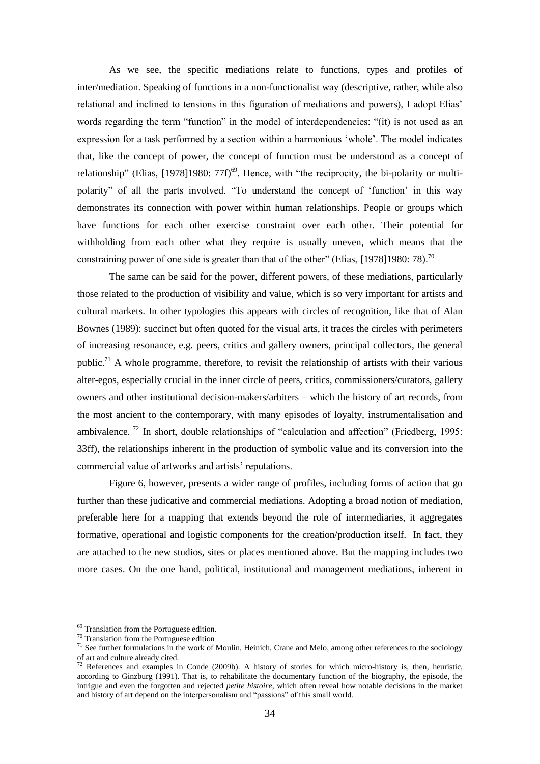As we see, the specific mediations relate to functions, types and profiles of inter/mediation. Speaking of functions in a non-functionalist way (descriptive, rather, while also relational and inclined to tensions in this figuration of mediations and powers), I adopt Elias' words regarding the term "function" in the model of interdependencies: "(it) is not used as an expression for a task performed by a section within a harmonious 'whole'. The model indicates that, like the concept of power, the concept of function must be understood as a concept of relationship" (Elias, [1978]1980: 77f)[69]. Hence, with "the reciprocity, the bi-polarity or multi-polarity" of all the parts involved. "To understand the concept of 'function' in this way demonstrates its connection with power within human relationships. People or groups which have functions for each other exercise constraint over each other. Their potential for withholding from each other what they require is usually uneven, which means that the constraining power of one side is greater than that of the other" (Elias, [1978]1980: 78).[70]

The same can be said for the power, different powers, of these mediations, particularly those related to the production of visibility and value, which is so very important for artists and cultural markets. In other typologies this appears with circles of recognition, like that of Alan Bownes (1989): succinct but often quoted for the visual arts, it traces the circles with perimeters of increasing resonance, e.g. peers, critics and gallery owners, principal collectors, the general public.[71] A whole programme, therefore, to revisit the relationship of artists with their various alter-egos, especially crucial in the inner circle of peers, critics, commissioners/curators, gallery owners and other institutional decision-makers/arbiters – which the history of art records, from the most ancient to the contemporary, with many episodes of loyalty, instrumentalisation and ambivalence.[72] In short, double relationships of "calculation and affection" (Friedberg, 1995: 33ff), the relationships inherent in the production of symbolic value and its conversion into the commercial value of artworks and artists' reputations.

Figure 6, however, presents a wider range of profiles, including forms of action that go further than these judicative and commercial mediations. Adopting a broad notion of mediation, preferable here for a mapping that extends beyond the role of intermediaries, it aggregates formative, operational and logistic components for the creation/production itself. In fact, they are attached to the new studios, sites or places mentioned above. But the mapping includes two more cases. On the one hand, political, institutional and management mediations, inherent in

---

[69] Translation from the Portuguese edition.

[70] Translation from the Portuguese edition

[71] See further formulations in the work of Moulin, Heinich, Crane and Melo, among other references to the sociology of art and culture already cited.

[72] References and examples in Conde (2009b). A history of stories for which micro-history is, then, heuristic, according to Ginzburg (1991). That is, to rehabilitate the documentary function of the biography, the episode, the intrigue and even the forgotten and rejected *petite histoire*, which often reveal how notable decisions in the market and history of art depend on the interpersonalism and "passions" of this small world.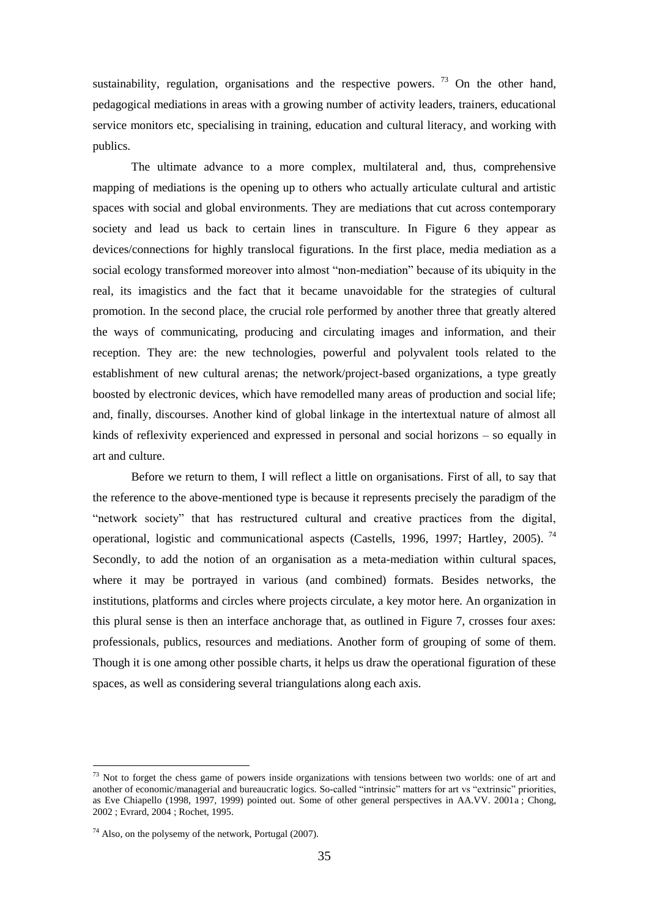sustainability, regulation, organisations and the respective powers. [73] On the other hand, pedagogical mediations in areas with a growing number of activity leaders, trainers, educational service monitors etc, specialising in training, education and cultural literacy, and working with publics.

The ultimate advance to a more complex, multilateral and, thus, comprehensive mapping of mediations is the opening up to others who actually articulate cultural and artistic spaces with social and global environments. They are mediations that cut across contemporary society and lead us back to certain lines in transculture. In Figure 6 they appear as devices/connections for highly translocal figurations. In the first place, media mediation as a social ecology transformed moreover into almost "non-mediation" because of its ubiquity in the real, its imagistics and the fact that it became unavoidable for the strategies of cultural promotion. In the second place, the crucial role performed by another three that greatly altered the ways of communicating, producing and circulating images and information, and their reception. They are: the new technologies, powerful and polyvalent tools related to the establishment of new cultural arenas; the network/project-based organizations, a type greatly boosted by electronic devices, which have remodelled many areas of production and social life; and, finally, discourses. Another kind of global linkage in the intertextual nature of almost all kinds of reflexivity experienced and expressed in personal and social horizons – so equally in art and culture.

Before we return to them, I will reflect a little on organisations. First of all, to say that the reference to the above-mentioned type is because it represents precisely the paradigm of the "network society" that has restructured cultural and creative practices from the digital, operational, logistic and communicational aspects (Castells, 1996, 1997; Hartley, 2005). [74] Secondly, to add the notion of an organisation as a meta-mediation within cultural spaces, where it may be portrayed in various (and combined) formats. Besides networks, the institutions, platforms and circles where projects circulate, a key motor here. An organization in this plural sense is then an interface anchorage that, as outlined in Figure 7, crosses four axes: professionals, publics, resources and mediations. Another form of grouping of some of them. Though it is one among other possible charts, it helps us draw the operational figuration of these spaces, as well as considering several triangulations along each axis.

---

[73] Not to forget the chess game of powers inside organizations with tensions between two worlds: one of art and another of economic/managerial and bureaucratic logics. So-called "intrinsic" matters for art vs "extrinsic" priorities, as Eve Chiapello (1998, 1997, 1999) pointed out. Some of other general perspectives in AA.VV. 2001a ; Chong, 2002 ; Evrard, 2004 ; Rochet, 1995.

[74] Also, on the polysemy of the network, Portugal (2007).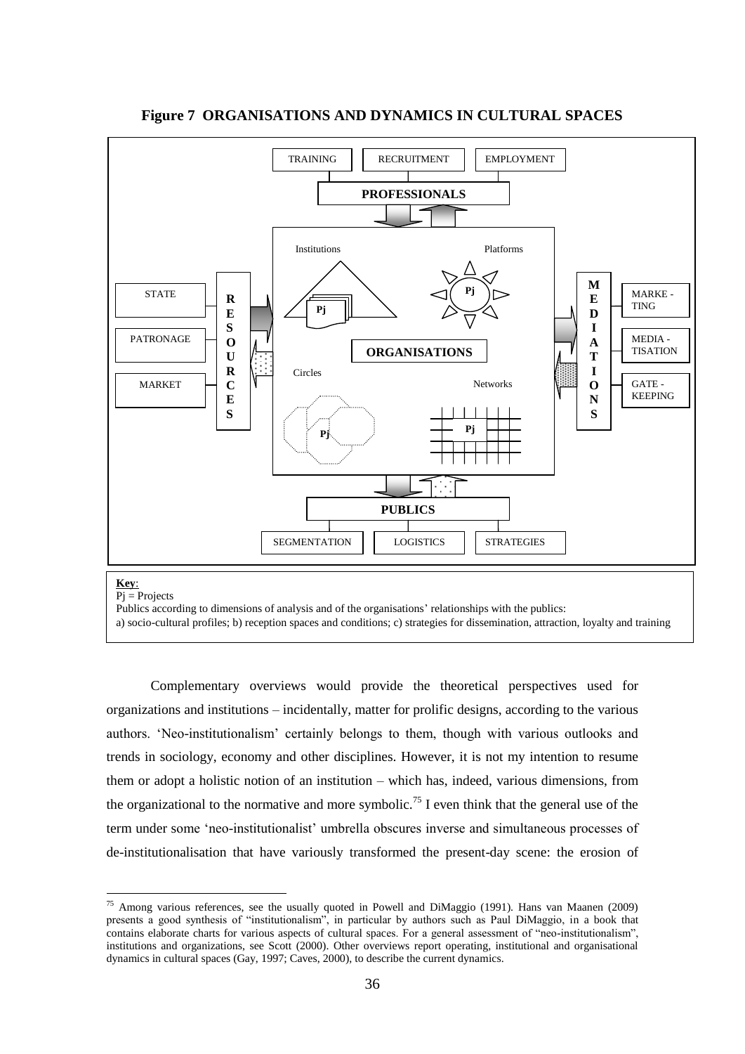**Figure 7 ORGANISATIONS AND DYNAMICS IN CULTURAL SPACES**

TRAINING | RECRUITMENT | EMPLOYMENT

**PROFESSIONALS**

Institutions — Platforms

STATE — PATROANGE — MARKET → **RESOURCES**

**ORGANISATIONS** (Pj)

**MEDIATIONS** → MARKE - TING — MEDIA - TISATION — GATE - KEEPING

Circles — Networks

**PUBLICS**

SEGMENTATION | LOGISTICS | STRATEGIES

**Key**:
Pj = Projects
Publics according to dimensions of analysis and of the organisations' relationships with the publics:
a) socio-cultural profiles; b) reception spaces and conditions; c) strategies for dissemination, attraction, loyalty and training

Complementary overviews would provide the theoretical perspectives used for organizations and institutions – incidentally, matter for prolific designs, according to the various authors. 'Neo-institutionalism' certainly belongs to them, though with various outlooks and trends in sociology, economy and other disciplines. However, it is not my intention to resume them or adopt a holistic notion of an institution – which has, indeed, various dimensions, from the organizational to the normative and more symbolic.[75] I even think that the general use of the term under some 'neo-institutionalist' umbrella obscures inverse and simultaneous processes of de-institutionalisation that have variously transformed the present-day scene: the erosion of

---

[75] Among various references, see the usually quoted in Powell and DiMaggio (1991). Hans van Maanen (2009) presents a good synthesis of "institutionalism", in particular by authors such as Paul DiMaggio, in a book that contains elaborate charts for various aspects of cultural spaces. For a general assessment of "neo-institutionalism", institutions and organizations, see Scott (2000). Other overviews report operating, institutional and organisational dynamics in cultural spaces (Gay, 1997; Caves, 2000), to describe the current dynamics.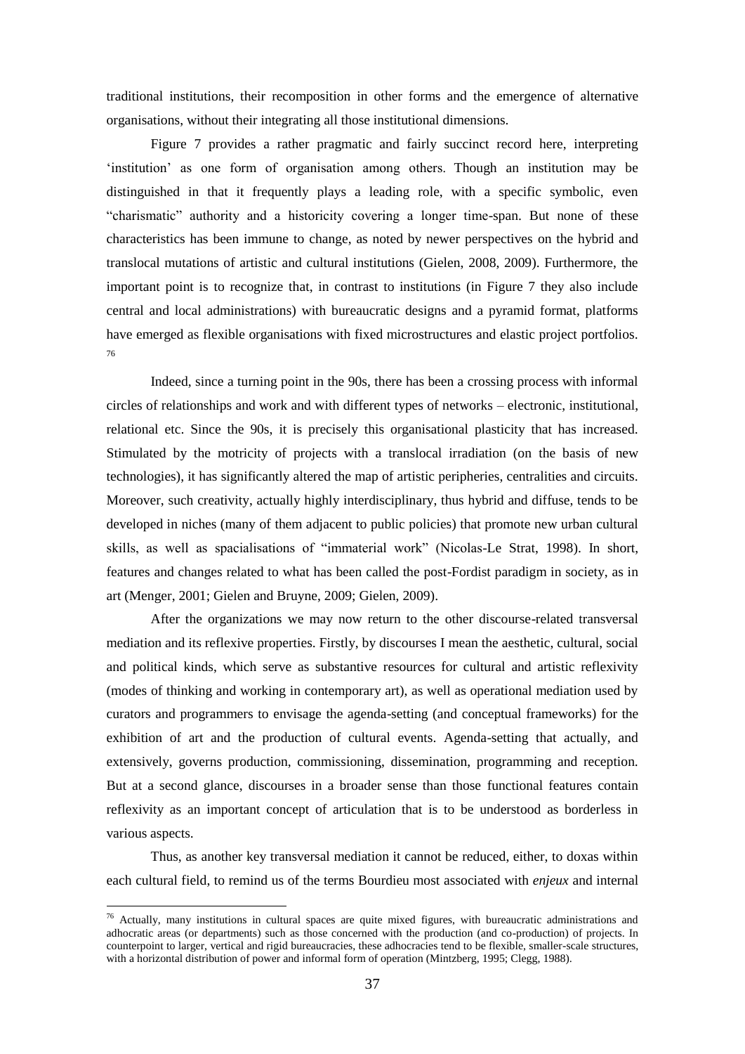traditional institutions, their recomposition in other forms and the emergence of alternative organisations, without their integrating all those institutional dimensions.

Figure 7 provides a rather pragmatic and fairly succinct record here, interpreting 'institution' as one form of organisation among others. Though an institution may be distinguished in that it frequently plays a leading role, with a specific symbolic, even "charismatic" authority and a historicity covering a longer time-span. But none of these characteristics has been immune to change, as noted by newer perspectives on the hybrid and translocal mutations of artistic and cultural institutions (Gielen, 2008, 2009). Furthermore, the important point is to recognize that, in contrast to institutions (in Figure 7 they also include central and local administrations) with bureaucratic designs and a pyramid format, platforms have emerged as flexible organisations with fixed microstructures and elastic project portfolios.[76]

Indeed, since a turning point in the 90s, there has been a crossing process with informal circles of relationships and work and with different types of networks – electronic, institutional, relational etc. Since the 90s, it is precisely this organisational plasticity that has increased. Stimulated by the motricity of projects with a translocal irradiation (on the basis of new technologies), it has significantly altered the map of artistic peripheries, centralities and circuits. Moreover, such creativity, actually highly interdisciplinary, thus hybrid and diffuse, tends to be developed in niches (many of them adjacent to public policies) that promote new urban cultural skills, as well as spacialisations of "immaterial work" (Nicolas-Le Strat, 1998). In short, features and changes related to what has been called the post-Fordist paradigm in society, as in art (Menger, 2001; Gielen and Bruyne, 2009; Gielen, 2009).

After the organizations we may now return to the other discourse-related transversal mediation and its reflexive properties. Firstly, by discourses I mean the aesthetic, cultural, social and political kinds, which serve as substantive resources for cultural and artistic reflexivity (modes of thinking and working in contemporary art), as well as operational mediation used by curators and programmers to envisage the agenda-setting (and conceptual frameworks) for the exhibition of art and the production of cultural events. Agenda-setting that actually, and extensively, governs production, commissioning, dissemination, programming and reception. But at a second glance, discourses in a broader sense than those functional features contain reflexivity as an important concept of articulation that is to be understood as borderless in various aspects.

Thus, as another key transversal mediation it cannot be reduced, either, to doxas within each cultural field, to remind us of the terms Bourdieu most associated with *enjeux* and internal

---

[76] Actually, many institutions in cultural spaces are quite mixed figures, with bureaucratic administrations and adhocratic areas (or departments) such as those concerned with the production (and co-production) of projects. In counterpoint to larger, vertical and rigid bureaucracies, these adhocracies tend to be flexible, smaller-scale structures, with a horizontal distribution of power and informal form of operation (Mintzberg, 1995; Clegg, 1988).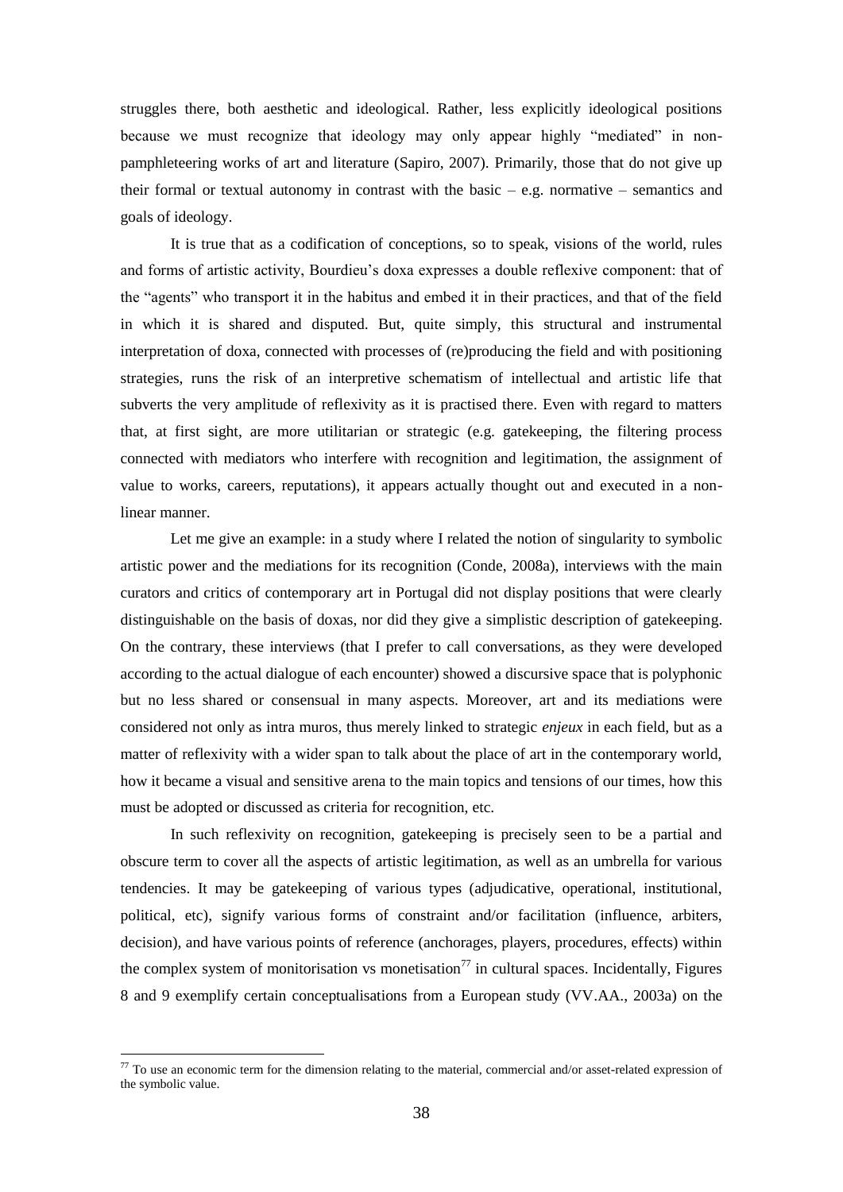struggles there, both aesthetic and ideological. Rather, less explicitly ideological positions because we must recognize that ideology may only appear highly "mediated" in non-pamphleteering works of art and literature (Sapiro, 2007). Primarily, those that do not give up their formal or textual autonomy in contrast with the basic – e.g. normative – semantics and goals of ideology.

It is true that as a codification of conceptions, so to speak, visions of the world, rules and forms of artistic activity, Bourdieu's doxa expresses a double reflexive component: that of the "agents" who transport it in the habitus and embed it in their practices, and that of the field in which it is shared and disputed. But, quite simply, this structural and instrumental interpretation of doxa, connected with processes of (re)producing the field and with positioning strategies, runs the risk of an interpretive schematism of intellectual and artistic life that subverts the very amplitude of reflexivity as it is practised there. Even with regard to matters that, at first sight, are more utilitarian or strategic (e.g. gatekeeping, the filtering process connected with mediators who interfere with recognition and legitimation, the assignment of value to works, careers, reputations), it appears actually thought out and executed in a non-linear manner.

Let me give an example: in a study where I related the notion of singularity to symbolic artistic power and the mediations for its recognition (Conde, 2008a), interviews with the main curators and critics of contemporary art in Portugal did not display positions that were clearly distinguishable on the basis of doxas, nor did they give a simplistic description of gatekeeping. On the contrary, these interviews (that I prefer to call conversations, as they were developed according to the actual dialogue of each encounter) showed a discursive space that is polyphonic but no less shared or consensual in many aspects. Moreover, art and its mediations were considered not only as intra muros, thus merely linked to strategic *enjeux* in each field, but as a matter of reflexivity with a wider span to talk about the place of art in the contemporary world, how it became a visual and sensitive arena to the main topics and tensions of our times, how this must be adopted or discussed as criteria for recognition, etc.

In such reflexivity on recognition, gatekeeping is precisely seen to be a partial and obscure term to cover all the aspects of artistic legitimation, as well as an umbrella for various tendencies. It may be gatekeeping of various types (adjudicative, operational, institutional, political, etc), signify various forms of constraint and/or facilitation (influence, arbiters, decision), and have various points of reference (anchorages, players, procedures, effects) within the complex system of monitorisation vs monetisation[77] in cultural spaces. Incidentally, Figures 8 and 9 exemplify certain conceptualisations from a European study (VV.AA., 2003a) on the

[77] To use an economic term for the dimension relating to the material, commercial and/or asset-related expression of the symbolic value.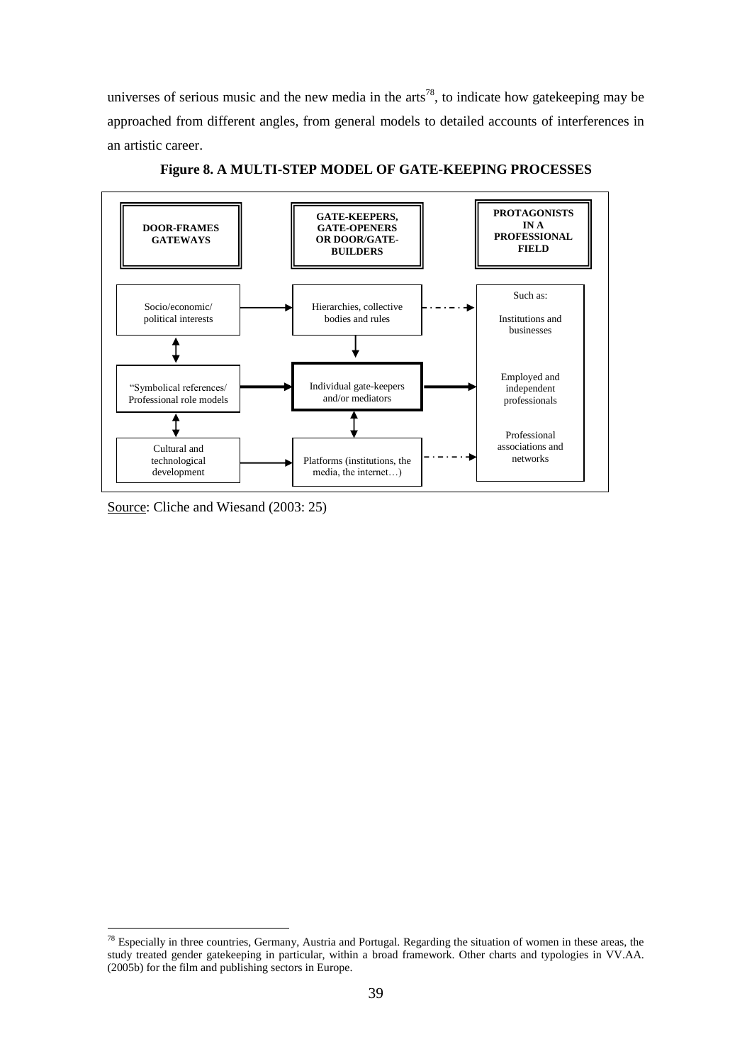universes of serious music and the new media in the arts[78], to indicate how gatekeeping may be approached from different angles, from general models to detailed accounts of interferences in an artistic career.

**Figure 8. A MULTI-STEP MODEL OF GATE-KEEPING PROCESSES**

| DOOR-FRAMES GATEWAYS | GATE-KEEPERS, GATE-OPENERS OR DOOR/GATE-BUILDERS | PROTAGONISTS IN A PROFESSIONAL FIELD |
|---|---|---|
| Socio/economic/ political interests | Hierarchies, collective bodies and rules | Such as: Institutions and businesses |
| "Symbolical references/ Professional role models | Individual gate-keepers and/or mediators | Employed and independent professionals |
| Cultural and technological development | Platforms (institutions, the media, the internet…) | Professional associations and networks |

Source: Cliche and Wiesand (2003: 25)

[78] Especially in three countries, Germany, Austria and Portugal. Regarding the situation of women in these areas, the study treated gender gatekeeping in particular, within a broad framework. Other charts and typologies in VV.AA. (2005b) for the film and publishing sectors in Europe.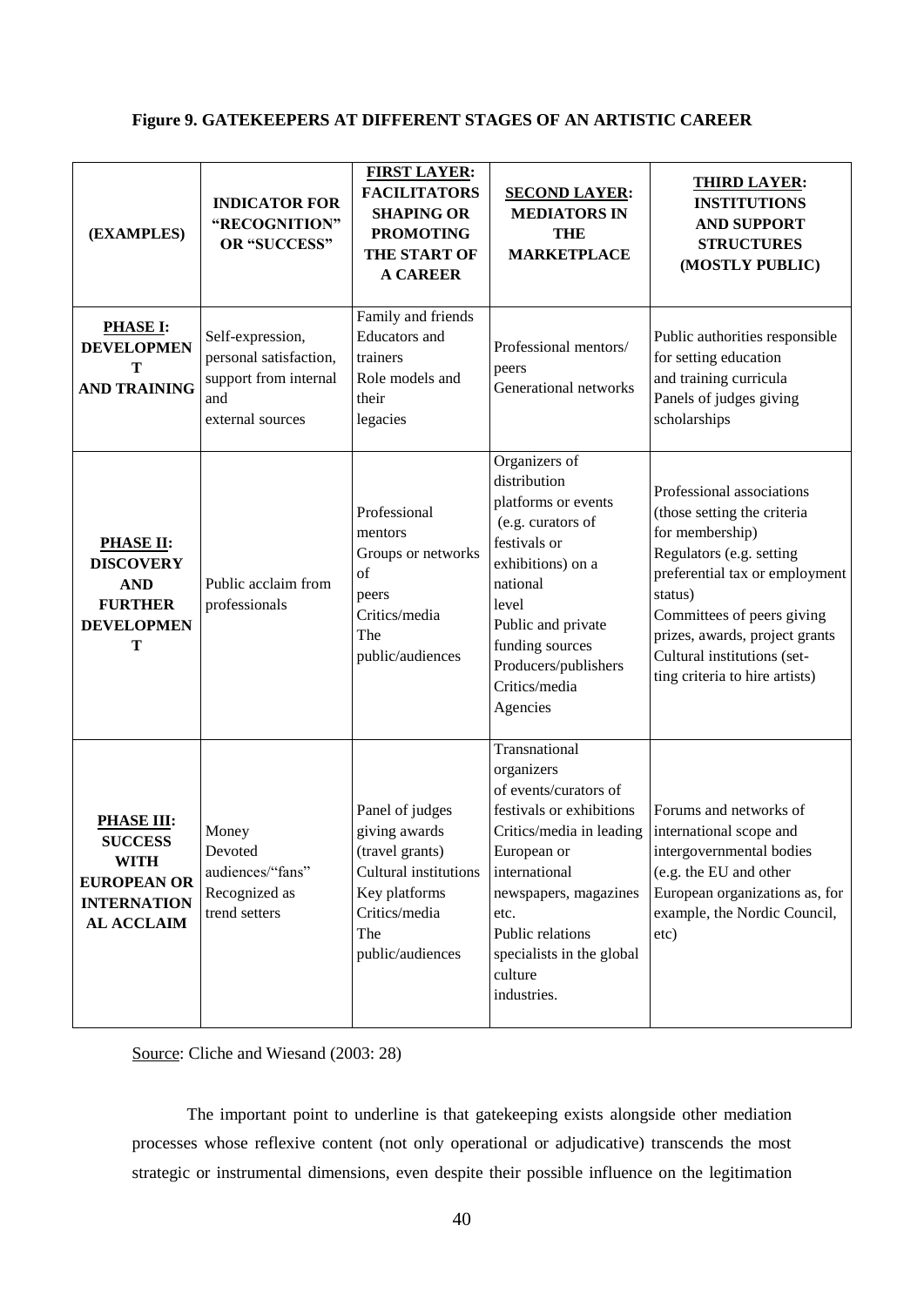**Figure 9. GATEKEEPERS AT DIFFERENT STAGES OF AN ARTISTIC CAREER**

| (EXAMPLES) | INDICATOR FOR "RECOGNITION" OR "SUCCESS" | FIRST LAYER: FACILITATORS SHAPING OR PROMOTING THE START OF A CAREER | SECOND LAYER: MEDIATORS IN THE MARKETPLACE | THIRD LAYER: INSTITUTIONS AND SUPPORT STRUCTURES (MOSTLY PUBLIC) |
|---|---|---|---|---|
| **PHASE I: DEVELOPMENT AND TRAINING** | Self-expression, personal satisfaction, support from internal and external sources | Family and friends<br>Educators and trainers<br>Role models and their legacies | Professional mentors/ peers<br>Generational networks | Public authorities responsible for setting education and training curricula<br>Panels of judges giving scholarships |
| **PHASE II: DISCOVERY AND FURTHER DEVELOPMENT** | Public acclaim from professionals | Professional mentors<br>Groups or networks of peers<br>Critics/media<br>The public/audiences | Organizers of distribution platforms or events (e.g. curators of festivals or exhibitions) on a national level<br>Public and private funding sources<br>Producers/publishers<br>Critics/media<br>Agencies | Professional associations (those setting the criteria for membership)<br>Regulators (e.g. setting preferential tax or employment status)<br>Committees of peers giving prizes, awards, project grants<br>Cultural institutions (setting criteria to hire artists) |
| **PHASE III: SUCCESS WITH EUROPEAN OR INTERNATIONAL ACCLAIM** | Money<br>Devoted audiences/"fans"<br>Recognized as trend setters | Panel of judges giving awards (travel grants)<br>Cultural institutions<br>Key platforms<br>Critics/media<br>The public/audiences | Transnational organizers of events/curators of festivals or exhibitions<br>Critics/media in leading European or international newspapers, magazines etc.<br>Public relations specialists in the global culture industries. | Forums and networks of international scope and intergovernmental bodies (e.g. the EU and other European organizations as, for example, the Nordic Council, etc) |

Source: Cliche and Wiesand (2003: 28)

The important point to underline is that gatekeeping exists alongside other mediation processes whose reflexive content (not only operational or adjudicative) transcends the most strategic or instrumental dimensions, even despite their possible influence on the legitimation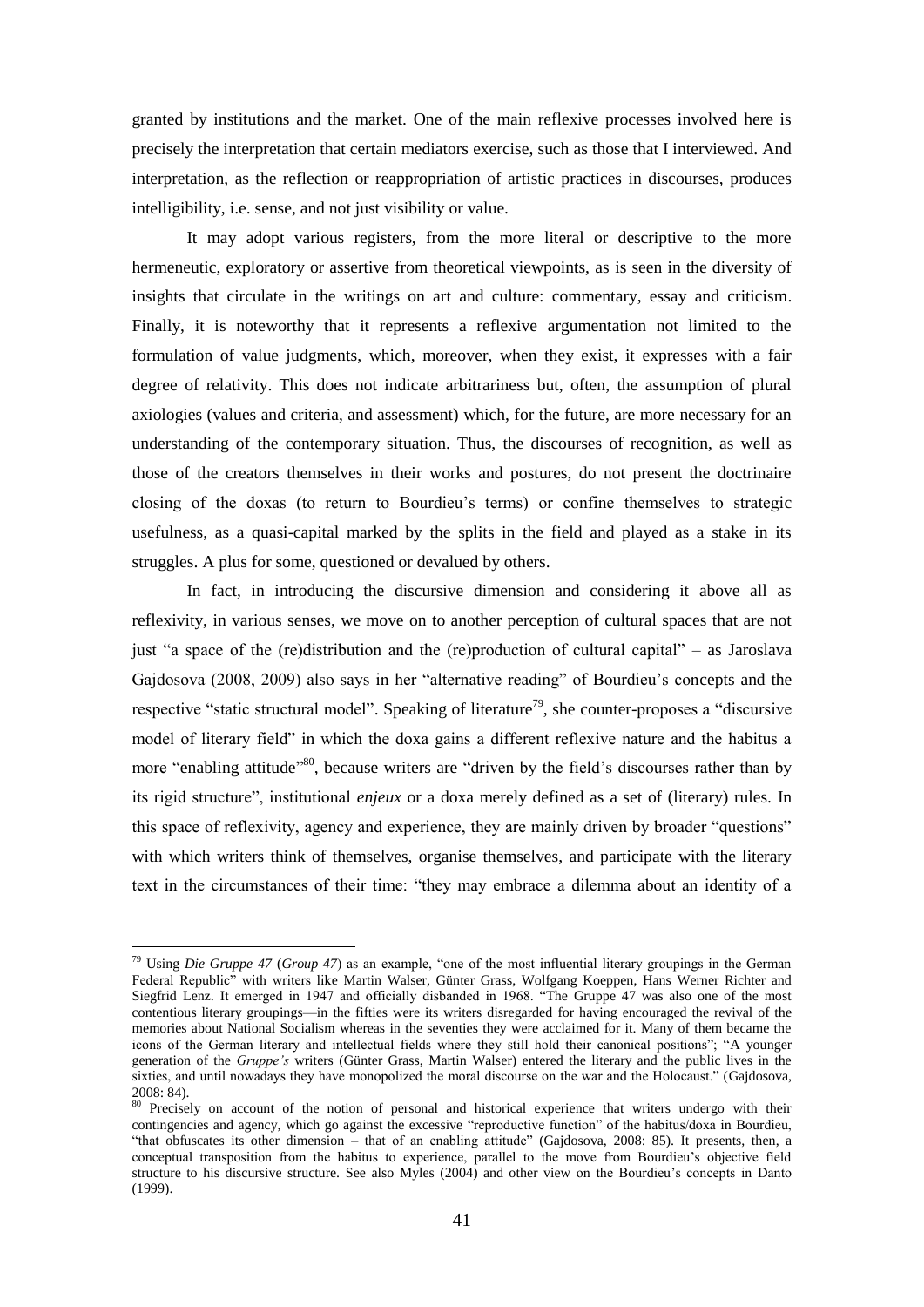granted by institutions and the market. One of the main reflexive processes involved here is precisely the interpretation that certain mediators exercise, such as those that I interviewed. And interpretation, as the reflection or reappropriation of artistic practices in discourses, produces intelligibility, i.e. sense, and not just visibility or value.

It may adopt various registers, from the more literal or descriptive to the more hermeneutic, exploratory or assertive from theoretical viewpoints, as is seen in the diversity of insights that circulate in the writings on art and culture: commentary, essay and criticism. Finally, it is noteworthy that it represents a reflexive argumentation not limited to the formulation of value judgments, which, moreover, when they exist, it expresses with a fair degree of relativity. This does not indicate arbitrariness but, often, the assumption of plural axiologies (values and criteria, and assessment) which, for the future, are more necessary for an understanding of the contemporary situation. Thus, the discourses of recognition, as well as those of the creators themselves in their works and postures, do not present the doctrinaire closing of the doxas (to return to Bourdieu's terms) or confine themselves to strategic usefulness, as a quasi-capital marked by the splits in the field and played as a stake in its struggles. A plus for some, questioned or devalued by others.

In fact, in introducing the discursive dimension and considering it above all as reflexivity, in various senses, we move on to another perception of cultural spaces that are not just "a space of the (re)distribution and the (re)production of cultural capital" – as Jaroslava Gajdosova (2008, 2009) also says in her "alternative reading" of Bourdieu's concepts and the respective "static structural model". Speaking of literature[79], she counter-proposes a "discursive model of literary field" in which the doxa gains a different reflexive nature and the habitus a more "enabling attitude"[80], because writers are "driven by the field's discourses rather than by its rigid structure", institutional *enjeux* or a doxa merely defined as a set of (literary) rules. In this space of reflexivity, agency and experience, they are mainly driven by broader "questions" with which writers think of themselves, organise themselves, and participate with the literary text in the circumstances of their time: "they may embrace a dilemma about an identity of a

---

[79] Using *Die Gruppe 47* (*Group 47*) as an example, "one of the most influential literary groupings in the German Federal Republic" with writers like Martin Walser, Günter Grass, Wolfgang Koeppen, Hans Werner Richter and Siegfrid Lenz. It emerged in 1947 and officially disbanded in 1968. "The Gruppe 47 was also one of the most contentious literary groupings—in the fifties were its writers disregarded for having encouraged the revival of the memories about National Socialism whereas in the seventies they were acclaimed for it. Many of them became the icons of the German literary and intellectual fields where they still hold their canonical positions"; "A younger generation of the *Gruppe's* writers (Günter Grass, Martin Walser) entered the literary and the public lives in the sixties, and until nowadays they have monopolized the moral discourse on the war and the Holocaust." (Gajdosova, 2008: 84).

[80] Precisely on account of the notion of personal and historical experience that writers undergo with their contingencies and agency, which go against the excessive "reproductive function" of the habitus/doxa in Bourdieu, "that obfuscates its other dimension – that of an enabling attitude" (Gajdosova, 2008: 85). It presents, then, a conceptual transposition from the habitus to experience, parallel to the move from Bourdieu's objective field structure to his discursive structure. See also Myles (2004) and other view on the Bourdieu's concepts in Danto (1999).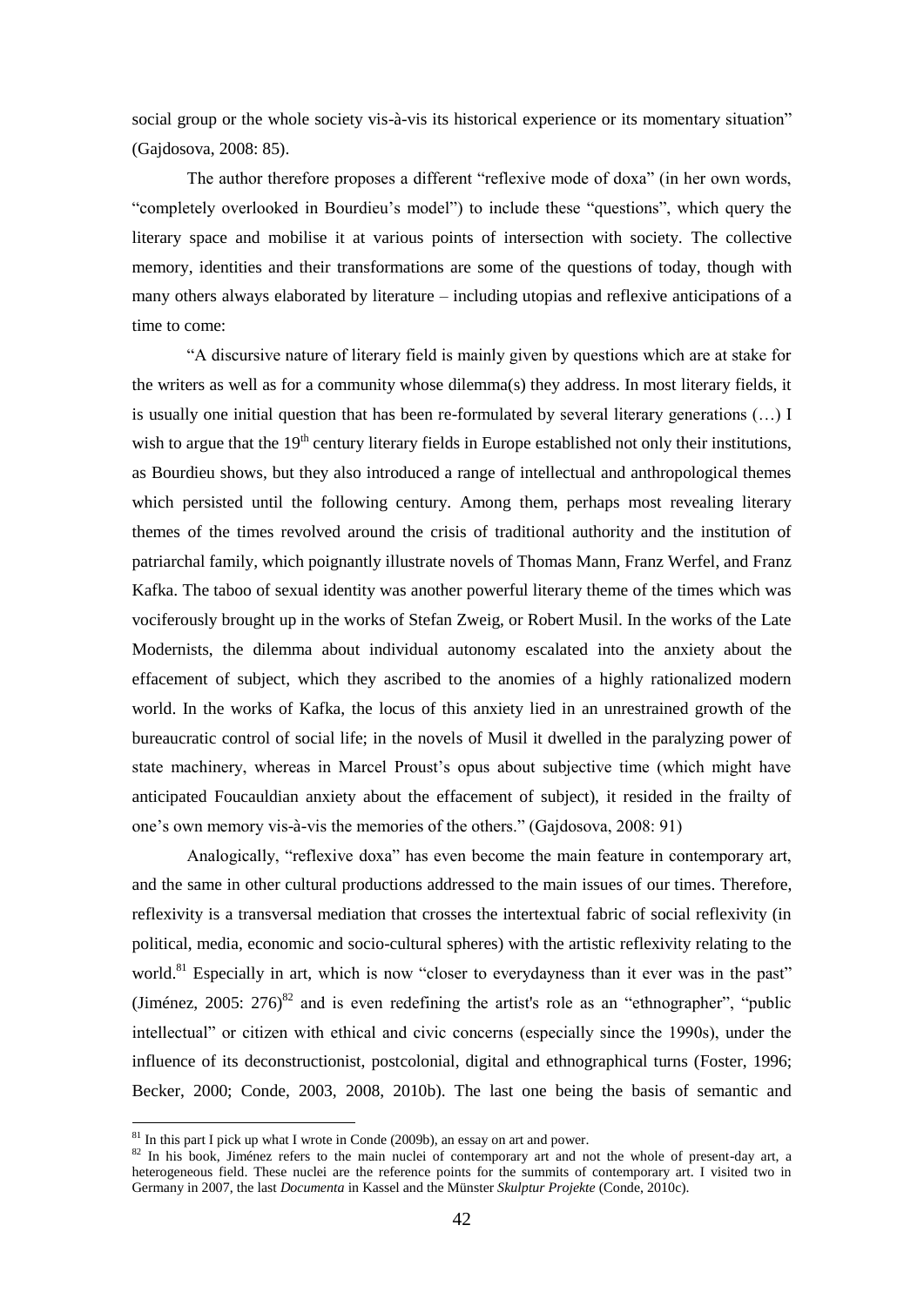social group or the whole society vis-à-vis its historical experience or its momentary situation" (Gajdosova, 2008: 85).

The author therefore proposes a different "reflexive mode of doxa" (in her own words, "completely overlooked in Bourdieu's model") to include these "questions", which query the literary space and mobilise it at various points of intersection with society. The collective memory, identities and their transformations are some of the questions of today, though with many others always elaborated by literature – including utopias and reflexive anticipations of a time to come:

"A discursive nature of literary field is mainly given by questions which are at stake for the writers as well as for a community whose dilemma(s) they address. In most literary fields, it is usually one initial question that has been re-formulated by several literary generations (…) I wish to argue that the 19th century literary fields in Europe established not only their institutions, as Bourdieu shows, but they also introduced a range of intellectual and anthropological themes which persisted until the following century. Among them, perhaps most revealing literary themes of the times revolved around the crisis of traditional authority and the institution of patriarchal family, which poignantly illustrate novels of Thomas Mann, Franz Werfel, and Franz Kafka. The taboo of sexual identity was another powerful literary theme of the times which was vociferously brought up in the works of Stefan Zweig, or Robert Musil. In the works of the Late Modernists, the dilemma about individual autonomy escalated into the anxiety about the effacement of subject, which they ascribed to the anomies of a highly rationalized modern world. In the works of Kafka, the locus of this anxiety lied in an unrestrained growth of the bureaucratic control of social life; in the novels of Musil it dwelled in the paralyzing power of state machinery, whereas in Marcel Proust's opus about subjective time (which might have anticipated Foucauldian anxiety about the effacement of subject), it resided in the frailty of one's own memory vis-à-vis the memories of the others." (Gajdosova, 2008: 91)

Analogically, "reflexive doxa" has even become the main feature in contemporary art, and the same in other cultural productions addressed to the main issues of our times. Therefore, reflexivity is a transversal mediation that crosses the intertextual fabric of social reflexivity (in political, media, economic and socio-cultural spheres) with the artistic reflexivity relating to the world.[81] Especially in art, which is now "closer to everydayness than it ever was in the past" (Jiménez, 2005: 276)[82] and is even redefining the artist's role as an "ethnographer", "public intellectual" or citizen with ethical and civic concerns (especially since the 1990s), under the influence of its deconstructionist, postcolonial, digital and ethnographical turns (Foster, 1996; Becker, 2000; Conde, 2003, 2008, 2010b). The last one being the basis of semantic and

---

[81] In this part I pick up what I wrote in Conde (2009b), an essay on art and power.

[82] In his book, Jiménez refers to the main nuclei of contemporary art and not the whole of present-day art, a heterogeneous field. These nuclei are the reference points for the summits of contemporary art. I visited two in Germany in 2007, the last *Documenta* in Kassel and the Münster *Skulptur Projekte* (Conde, 2010c).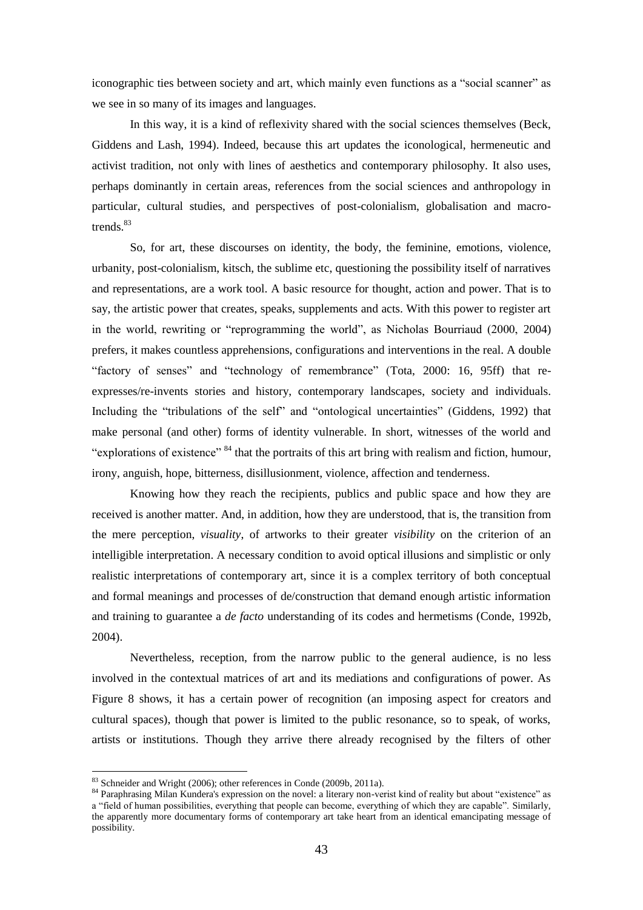iconographic ties between society and art, which mainly even functions as a "social scanner" as we see in so many of its images and languages.

In this way, it is a kind of reflexivity shared with the social sciences themselves (Beck, Giddens and Lash, 1994). Indeed, because this art updates the iconological, hermeneutic and activist tradition, not only with lines of aesthetics and contemporary philosophy. It also uses, perhaps dominantly in certain areas, references from the social sciences and anthropology in particular, cultural studies, and perspectives of post-colonialism, globalisation and macro-trends.[83]

So, for art, these discourses on identity, the body, the feminine, emotions, violence, urbanity, post-colonialism, kitsch, the sublime etc, questioning the possibility itself of narratives and representations, are a work tool. A basic resource for thought, action and power. That is to say, the artistic power that creates, speaks, supplements and acts. With this power to register art in the world, rewriting or "reprogramming the world", as Nicholas Bourriaud (2000, 2004) prefers, it makes countless apprehensions, configurations and interventions in the real. A double "factory of senses" and "technology of remembrance" (Tota, 2000: 16, 95ff) that re-expresses/re-invents stories and history, contemporary landscapes, society and individuals. Including the "tribulations of the self" and "ontological uncertainties" (Giddens, 1992) that make personal (and other) forms of identity vulnerable. In short, witnesses of the world and "explorations of existence" [84] that the portraits of this art bring with realism and fiction, humour, irony, anguish, hope, bitterness, disillusionment, violence, affection and tenderness.

Knowing how they reach the recipients, publics and public space and how they are received is another matter. And, in addition, how they are understood, that is, the transition from the mere perception, *visuality*, of artworks to their greater *visibility* on the criterion of an intelligible interpretation. A necessary condition to avoid optical illusions and simplistic or only realistic interpretations of contemporary art, since it is a complex territory of both conceptual and formal meanings and processes of de/construction that demand enough artistic information and training to guarantee a *de facto* understanding of its codes and hermetisms (Conde, 1992b, 2004).

Nevertheless, reception, from the narrow public to the general audience, is no less involved in the contextual matrices of art and its mediations and configurations of power. As Figure 8 shows, it has a certain power of recognition (an imposing aspect for creators and cultural spaces), though that power is limited to the public resonance, so to speak, of works, artists or institutions. Though they arrive there already recognised by the filters of other

---

[83] Schneider and Wright (2006); other references in Conde (2009b, 2011a).

[84] Paraphrasing Milan Kundera's expression on the novel: a literary non-verist kind of reality but about "existence" as a "field of human possibilities, everything that people can become, everything of which they are capable". Similarly, the apparently more documentary forms of contemporary art take heart from an identical emancipating message of possibility.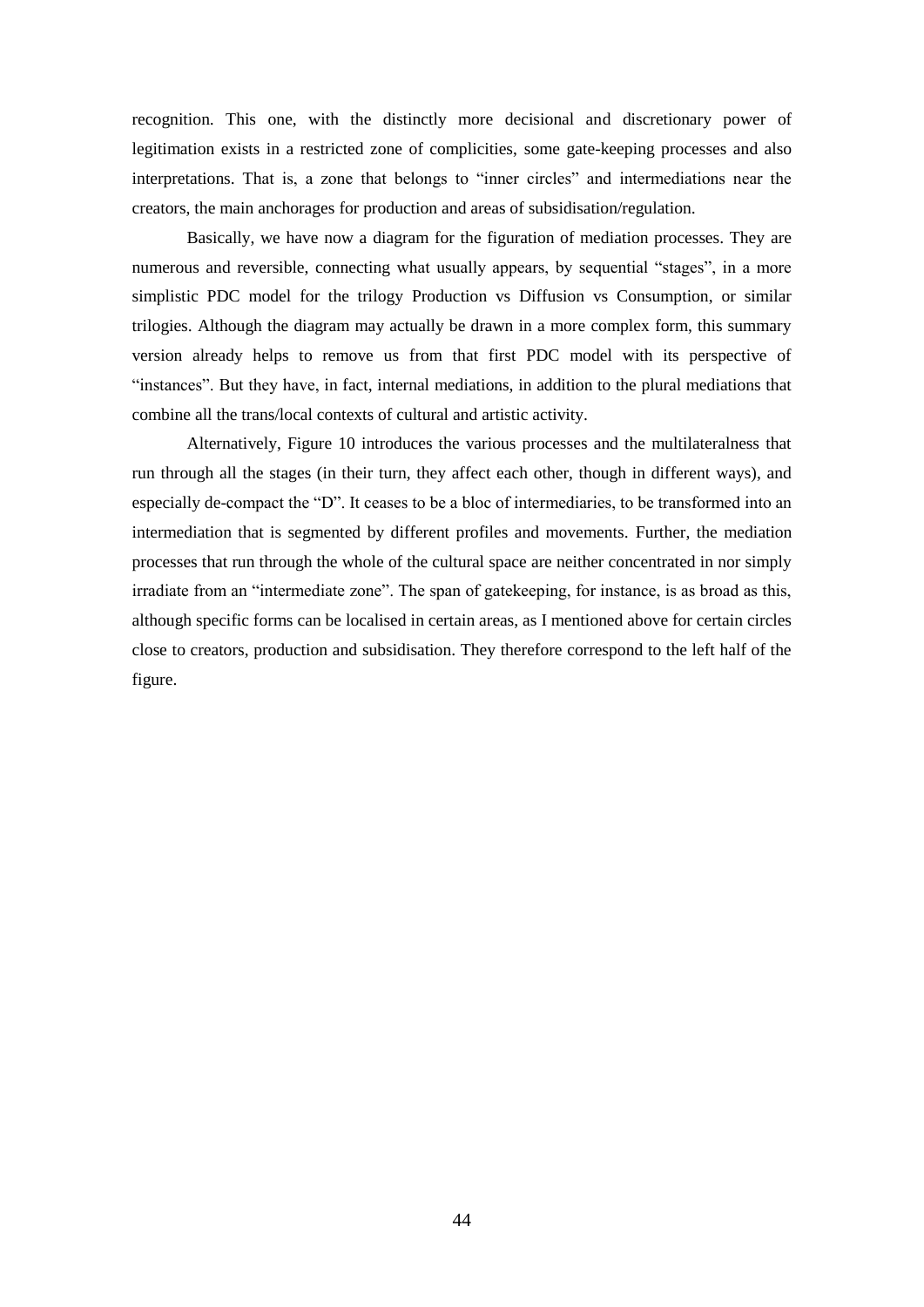recognition. This one, with the distinctly more decisional and discretionary power of legitimation exists in a restricted zone of complicities, some gate-keeping processes and also interpretations. That is, a zone that belongs to "inner circles" and intermediations near the creators, the main anchorages for production and areas of subsidisation/regulation.

Basically, we have now a diagram for the figuration of mediation processes. They are numerous and reversible, connecting what usually appears, by sequential "stages", in a more simplistic PDC model for the trilogy Production vs Diffusion vs Consumption, or similar trilogies. Although the diagram may actually be drawn in a more complex form, this summary version already helps to remove us from that first PDC model with its perspective of "instances". But they have, in fact, internal mediations, in addition to the plural mediations that combine all the trans/local contexts of cultural and artistic activity.

Alternatively, Figure 10 introduces the various processes and the multilateralness that run through all the stages (in their turn, they affect each other, though in different ways), and especially de-compact the "D". It ceases to be a bloc of intermediaries, to be transformed into an intermediation that is segmented by different profiles and movements. Further, the mediation processes that run through the whole of the cultural space are neither concentrated in nor simply irradiate from an "intermediate zone". The span of gatekeeping, for instance, is as broad as this, although specific forms can be localised in certain areas, as I mentioned above for certain circles close to creators, production and subsidisation. They therefore correspond to the left half of the figure.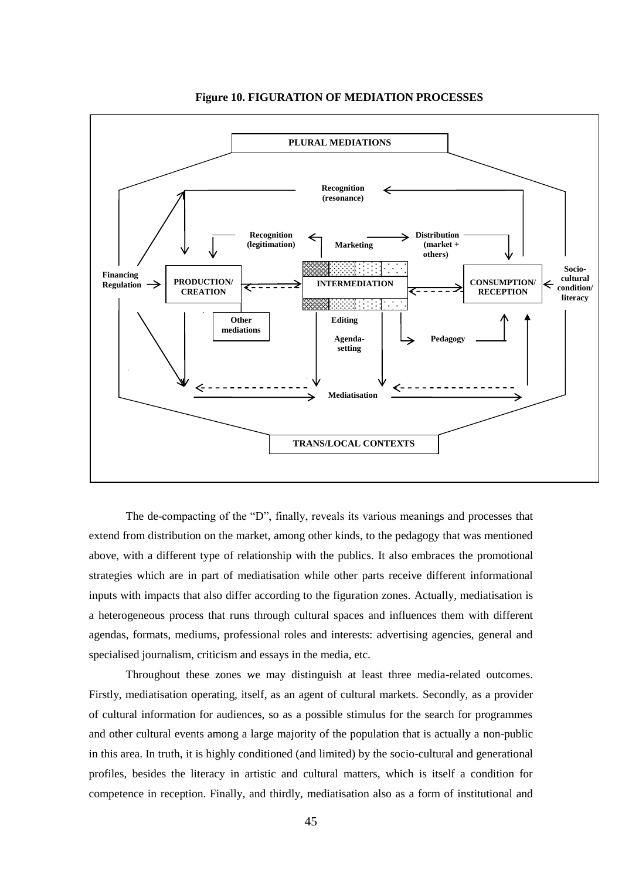**Figure 10. FIGURATION OF MEDIATION PROCESSES**

PLURAL MEDIATIONS

Recognition (resonance)

Recognition (legitimation) | Marketing | Distribution (market + others)

Financing Regulation → PRODUCTION/ CREATION ⇠ INTERMEDIATION ⇢ CONSUMPTION/ RECEPTION ← Socio-cultural condition/ literacy

Other mediations | Editing | Agenda-setting | Pedagogy

Mediatisation

TRANS/LOCAL CONTEXTS

The de-compacting of the "D", finally, reveals its various meanings and processes that extend from distribution on the market, among other kinds, to the pedagogy that was mentioned above, with a different type of relationship with the publics. It also embraces the promotional strategies which are in part of mediatisation while other parts receive different informational inputs with impacts that also differ according to the figuration zones. Actually, mediatisation is a heterogeneous process that runs through cultural spaces and influences them with different agendas, formats, mediums, professional roles and interests: advertising agencies, general and specialised journalism, criticism and essays in the media, etc.

Throughout these zones we may distinguish at least three media-related outcomes. Firstly, mediatisation operating, itself, as an agent of cultural markets. Secondly, as a provider of cultural information for audiences, so as a possible stimulus for the search for programmes and other cultural events among a large majority of the population that is actually a non-public in this area. In truth, it is highly conditioned (and limited) by the socio-cultural and generational profiles, besides the literacy in artistic and cultural matters, which is itself a condition for competence in reception. Finally, and thirdly, mediatisation also as a form of institutional and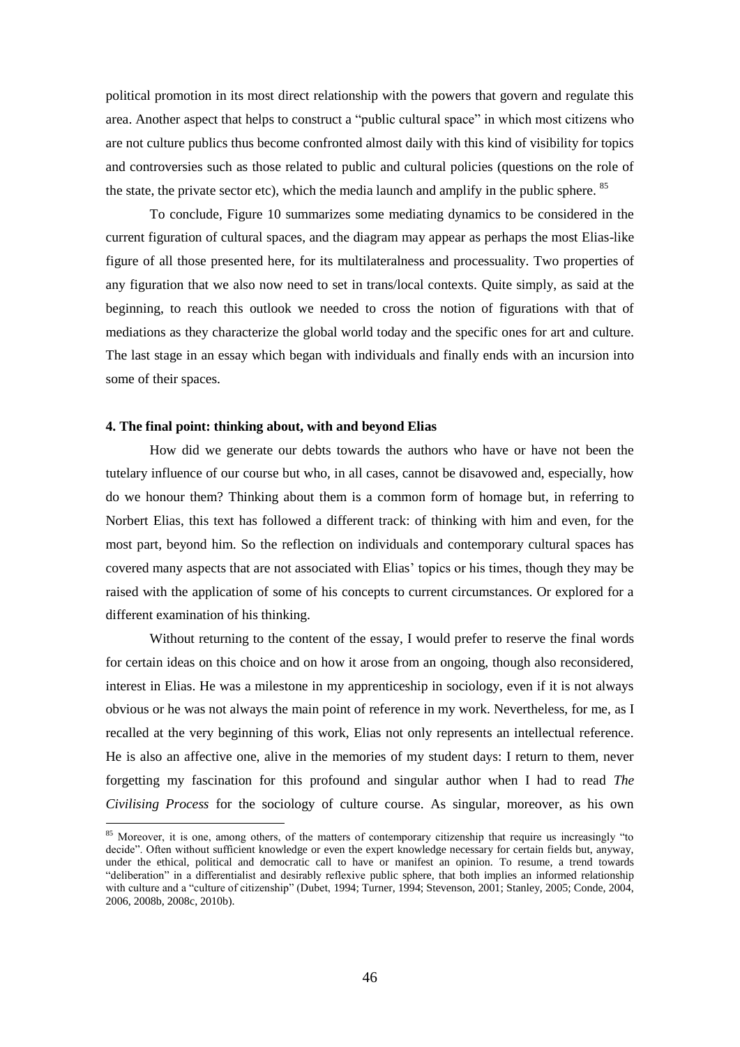political promotion in its most direct relationship with the powers that govern and regulate this area. Another aspect that helps to construct a "public cultural space" in which most citizens who are not culture publics thus become confronted almost daily with this kind of visibility for topics and controversies such as those related to public and cultural policies (questions on the role of the state, the private sector etc), which the media launch and amplify in the public sphere. [85]

To conclude, Figure 10 summarizes some mediating dynamics to be considered in the current figuration of cultural spaces, and the diagram may appear as perhaps the most Elias-like figure of all those presented here, for its multilateralness and processuality. Two properties of any figuration that we also now need to set in trans/local contexts. Quite simply, as said at the beginning, to reach this outlook we needed to cross the notion of figurations with that of mediations as they characterize the global world today and the specific ones for art and culture. The last stage in an essay which began with individuals and finally ends with an incursion into some of their spaces.

#### 4. The final point: thinking about, with and beyond Elias

How did we generate our debts towards the authors who have or have not been the tutelary influence of our course but who, in all cases, cannot be disavowed and, especially, how do we honour them? Thinking about them is a common form of homage but, in referring to Norbert Elias, this text has followed a different track: of thinking with him and even, for the most part, beyond him. So the reflection on individuals and contemporary cultural spaces has covered many aspects that are not associated with Elias' topics or his times, though they may be raised with the application of some of his concepts to current circumstances. Or explored for a different examination of his thinking.

Without returning to the content of the essay, I would prefer to reserve the final words for certain ideas on this choice and on how it arose from an ongoing, though also reconsidered, interest in Elias. He was a milestone in my apprenticeship in sociology, even if it is not always obvious or he was not always the main point of reference in my work. Nevertheless, for me, as I recalled at the very beginning of this work, Elias not only represents an intellectual reference. He is also an affective one, alive in the memories of my student days: I return to them, never forgetting my fascination for this profound and singular author when I had to read *The Civilising Process* for the sociology of culture course. As singular, moreover, as his own

[85] Moreover, it is one, among others, of the matters of contemporary citizenship that require us increasingly "to decide". Often without sufficient knowledge or even the expert knowledge necessary for certain fields but, anyway, under the ethical, political and democratic call to have or manifest an opinion. To resume, a trend towards "deliberation" in a differentialist and desirably reflexive public sphere, that both implies an informed relationship with culture and a "culture of citizenship" (Dubet, 1994; Turner, 1994; Stevenson, 2001; Stanley, 2005; Conde, 2004, 2006, 2008b, 2008c, 2010b).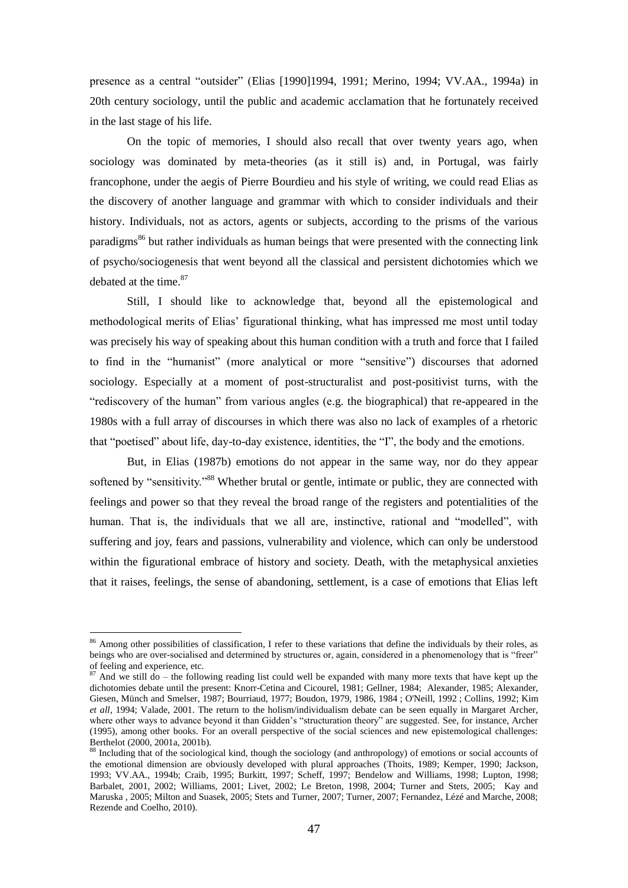presence as a central "outsider" (Elias [1990]1994, 1991; Merino, 1994; VV.AA., 1994a) in 20th century sociology, until the public and academic acclamation that he fortunately received in the last stage of his life.

On the topic of memories, I should also recall that over twenty years ago, when sociology was dominated by meta-theories (as it still is) and, in Portugal, was fairly francophone, under the aegis of Pierre Bourdieu and his style of writing, we could read Elias as the discovery of another language and grammar with which to consider individuals and their history. Individuals, not as actors, agents or subjects, according to the prisms of the various paradigms[86] but rather individuals as human beings that were presented with the connecting link of psycho/sociogenesis that went beyond all the classical and persistent dichotomies which we debated at the time.[87]

Still, I should like to acknowledge that, beyond all the epistemological and methodological merits of Elias' figurational thinking, what has impressed me most until today was precisely his way of speaking about this human condition with a truth and force that I failed to find in the "humanist" (more analytical or more "sensitive") discourses that adorned sociology. Especially at a moment of post-structuralist and post-positivist turns, with the "rediscovery of the human" from various angles (e.g. the biographical) that re-appeared in the 1980s with a full array of discourses in which there was also no lack of examples of a rhetoric that "poetised" about life, day-to-day existence, identities, the "I", the body and the emotions.

But, in Elias (1987b) emotions do not appear in the same way, nor do they appear softened by "sensitivity."[88] Whether brutal or gentle, intimate or public, they are connected with feelings and power so that they reveal the broad range of the registers and potentialities of the human. That is, the individuals that we all are, instinctive, rational and "modelled", with suffering and joy, fears and passions, vulnerability and violence, which can only be understood within the figurational embrace of history and society. Death, with the metaphysical anxieties that it raises, feelings, the sense of abandoning, settlement, is a case of emotions that Elias left

---

[86] Among other possibilities of classification, I refer to these variations that define the individuals by their roles, as beings who are over-socialised and determined by structures or, again, considered in a phenomenology that is "freer" of feeling and experience, etc.

[87] And we still do – the following reading list could well be expanded with many more texts that have kept up the dichotomies debate until the present: Knorr-Cetina and Cicourel, 1981; Gellner, 1984; Alexander, 1985; Alexander, Giesen, Münch and Smelser, 1987; Bourriaud, 1977; Boudon, 1979, 1986, 1984 ; O'Neill, 1992 ; Collins, 1992; Kim *et all*, 1994; Valade, 2001. The return to the holism/individualism debate can be seen equally in Margaret Archer, where other ways to advance beyond it than Gidden's "structuration theory" are suggested. See, for instance, Archer (1995), among other books. For an overall perspective of the social sciences and new epistemological challenges: Berthelot (2000, 2001a, 2001b).

[88] Including that of the sociological kind, though the sociology (and anthropology) of emotions or social accounts of the emotional dimension are obviously developed with plural approaches (Thoits, 1989; Kemper, 1990; Jackson, 1993; VV.AA., 1994b; Craib, 1995; Burkitt, 1997; Scheff, 1997; Bendelow and Williams, 1998; Lupton, 1998; Barbalet, 2001, 2002; Williams, 2001; Livet, 2002; Le Breton, 1998, 2004; Turner and Stets, 2005; Kay and Maruska , 2005; Milton and Suasek, 2005; Stets and Turner, 2007; Turner, 2007; Fernandez, Lézé and Marche, 2008; Rezende and Coelho, 2010).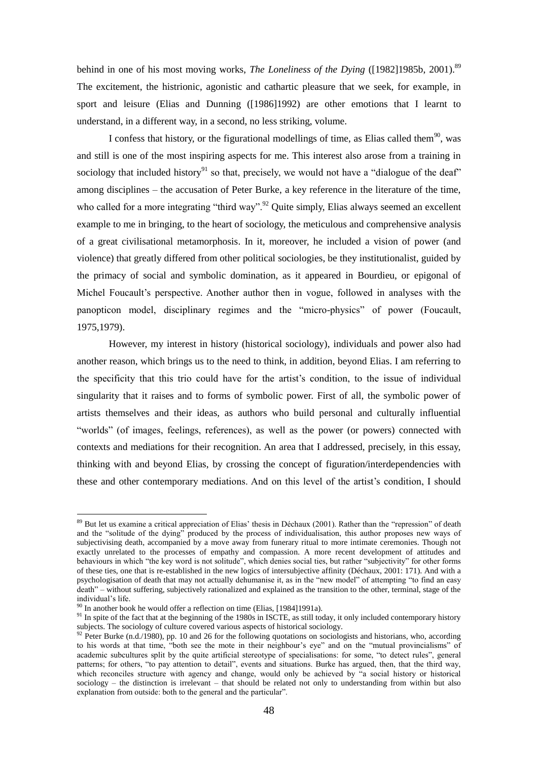behind in one of his most moving works, *The Loneliness of the Dying* ([1982]1985b, 2001).[89] The excitement, the histrionic, agonistic and cathartic pleasure that we seek, for example, in sport and leisure (Elias and Dunning ([1986]1992) are other emotions that I learnt to understand, in a different way, in a second, no less striking, volume.

I confess that history, or the figurational modellings of time, as Elias called them[90], was and still is one of the most inspiring aspects for me. This interest also arose from a training in sociology that included history[91] so that, precisely, we would not have a "dialogue of the deaf" among disciplines – the accusation of Peter Burke, a key reference in the literature of the time, who called for a more integrating "third way".[92] Quite simply, Elias always seemed an excellent example to me in bringing, to the heart of sociology, the meticulous and comprehensive analysis of a great civilisational metamorphosis. In it, moreover, he included a vision of power (and violence) that greatly differed from other political sociologies, be they institutionalist, guided by the primacy of social and symbolic domination, as it appeared in Bourdieu, or epigonal of Michel Foucault's perspective. Another author then in vogue, followed in analyses with the panopticon model, disciplinary regimes and the "micro-physics" of power (Foucault, 1975,1979).

However, my interest in history (historical sociology), individuals and power also had another reason, which brings us to the need to think, in addition, beyond Elias. I am referring to the specificity that this trio could have for the artist's condition, to the issue of individual singularity that it raises and to forms of symbolic power. First of all, the symbolic power of artists themselves and their ideas, as authors who build personal and culturally influential "worlds" (of images, feelings, references), as well as the power (or powers) connected with contexts and mediations for their recognition. An area that I addressed, precisely, in this essay, thinking with and beyond Elias, by crossing the concept of figuration/interdependencies with these and other contemporary mediations. And on this level of the artist's condition, I should

---

[89] But let us examine a critical appreciation of Elias' thesis in Déchaux (2001). Rather than the "repression" of death and the "solitude of the dying" produced by the process of individualisation, this author proposes new ways of subjectivising death, accompanied by a move away from funerary ritual to more intimate ceremonies. Though not exactly unrelated to the processes of empathy and compassion. A more recent development of attitudes and behaviours in which "the key word is not solitude", which denies social ties, but rather "subjectivity" for other forms of these ties, one that is re-established in the new logics of intersubjective affinity (Déchaux, 2001: 171). And with a psychologisation of death that may not actually dehumanise it, as in the "new model" of attempting "to find an easy death" – without suffering, subjectively rationalized and explained as the transition to the other, terminal, stage of the individual's life.

[90] In another book he would offer a reflection on time (Elias, [1984]1991a).

[91] In spite of the fact that at the beginning of the 1980s in ISCTE, as still today, it only included contemporary history subjects. The sociology of culture covered various aspects of historical sociology.

[92] Peter Burke (n.d./1980), pp. 10 and 26 for the following quotations on sociologists and historians, who, according to his words at that time, "both see the mote in their neighbour's eye" and on the "mutual provincialisms" of academic subcultures split by the quite artificial stereotype of specialisations: for some, "to detect rules", general patterns; for others, "to pay attention to detail", events and situations. Burke has argued, then, that the third way, which reconciles structure with agency and change, would only be achieved by "a social history or historical sociology – the distinction is irrelevant – that should be related not only to understanding from within but also explanation from outside: both to the general and the particular".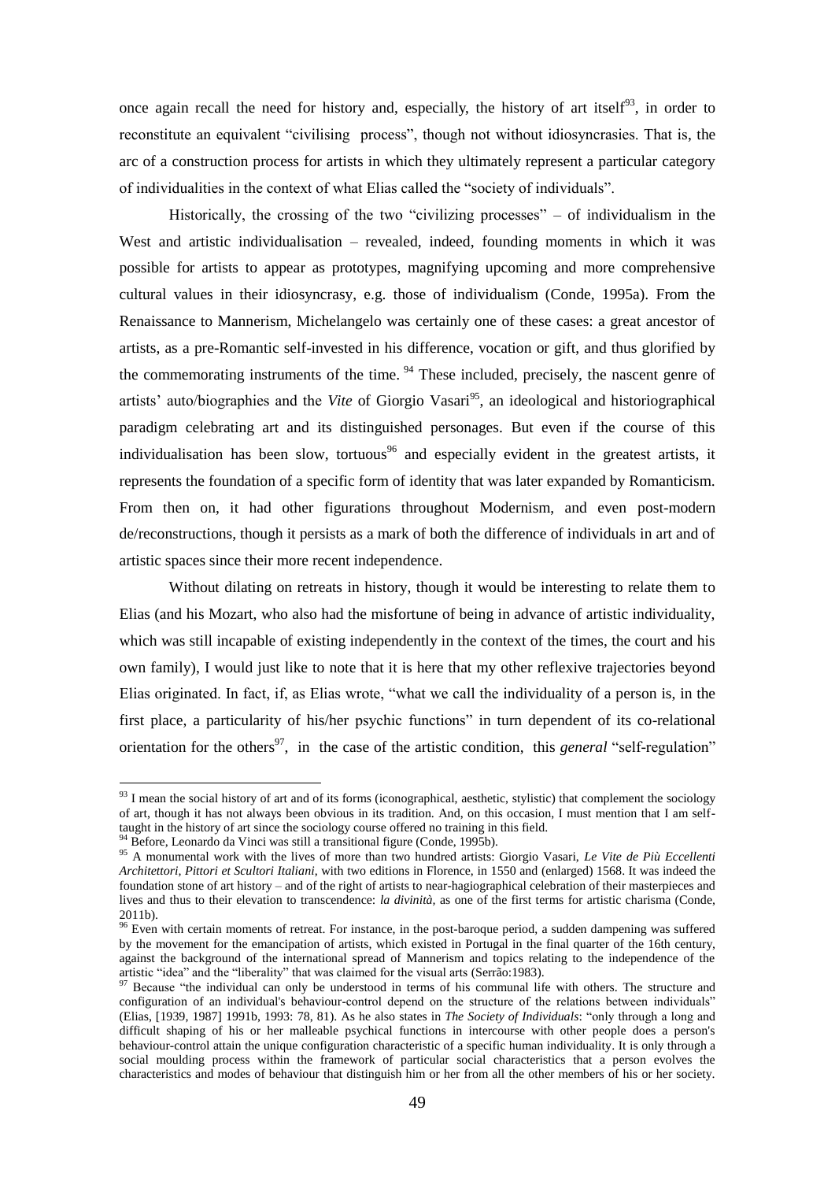once again recall the need for history and, especially, the history of art itself[93], in order to reconstitute an equivalent "civilising process", though not without idiosyncrasies. That is, the arc of a construction process for artists in which they ultimately represent a particular category of individualities in the context of what Elias called the "society of individuals".

Historically, the crossing of the two "civilizing processes" – of individualism in the West and artistic individualisation – revealed, indeed, founding moments in which it was possible for artists to appear as prototypes, magnifying upcoming and more comprehensive cultural values in their idiosyncrasy, e.g. those of individualism (Conde, 1995a). From the Renaissance to Mannerism, Michelangelo was certainly one of these cases: a great ancestor of artists, as a pre-Romantic self-invested in his difference, vocation or gift, and thus glorified by the commemorating instruments of the time. [94] These included, precisely, the nascent genre of artists' auto/biographies and the *Vite* of Giorgio Vasari[95], an ideological and historiographical paradigm celebrating art and its distinguished personages. But even if the course of this individualisation has been slow, tortuous[96] and especially evident in the greatest artists, it represents the foundation of a specific form of identity that was later expanded by Romanticism. From then on, it had other figurations throughout Modernism, and even post-modern de/reconstructions, though it persists as a mark of both the difference of individuals in art and of artistic spaces since their more recent independence.

Without dilating on retreats in history, though it would be interesting to relate them to Elias (and his Mozart, who also had the misfortune of being in advance of artistic individuality, which was still incapable of existing independently in the context of the times, the court and his own family), I would just like to note that it is here that my other reflexive trajectories beyond Elias originated. In fact, if, as Elias wrote, "what we call the individuality of a person is, in the first place, a particularity of his/her psychic functions" in turn dependent of its co-relational orientation for the others[97], in the case of the artistic condition, this *general* "self-regulation"

---

[93] I mean the social history of art and of its forms (iconographical, aesthetic, stylistic) that complement the sociology of art, though it has not always been obvious in its tradition. And, on this occasion, I must mention that I am self-taught in the history of art since the sociology course offered no training in this field.

[94] Before, Leonardo da Vinci was still a transitional figure (Conde, 1995b).

[95] A monumental work with the lives of more than two hundred artists: Giorgio Vasari, *Le Vite de Più Eccellenti Architettori, Pittori et Scultori Italiani*, with two editions in Florence, in 1550 and (enlarged) 1568. It was indeed the foundation stone of art history – and of the right of artists to near-hagiographical celebration of their masterpieces and lives and thus to their elevation to transcendence: *la divinità,* as one of the first terms for artistic charisma (Conde, 2011b).

[96] Even with certain moments of retreat. For instance, in the post-baroque period, a sudden dampening was suffered by the movement for the emancipation of artists, which existed in Portugal in the final quarter of the 16th century, against the background of the international spread of Mannerism and topics relating to the independence of the artistic "idea" and the "liberality" that was claimed for the visual arts (Serrão:1983).

[97] Because "the individual can only be understood in terms of his communal life with others. The structure and configuration of an individual's behaviour-control depend on the structure of the relations between individuals" (Elias, [1939, 1987] 1991b, 1993: 78, 81). As he also states in *The Society of Individuals*: "only through a long and difficult shaping of his or her malleable psychical functions in intercourse with other people does a person's behaviour-control attain the unique configuration characteristic of a specific human individuality. It is only through a social moulding process within the framework of particular social characteristics that a person evolves the characteristics and modes of behaviour that distinguish him or her from all the other members of his or her society.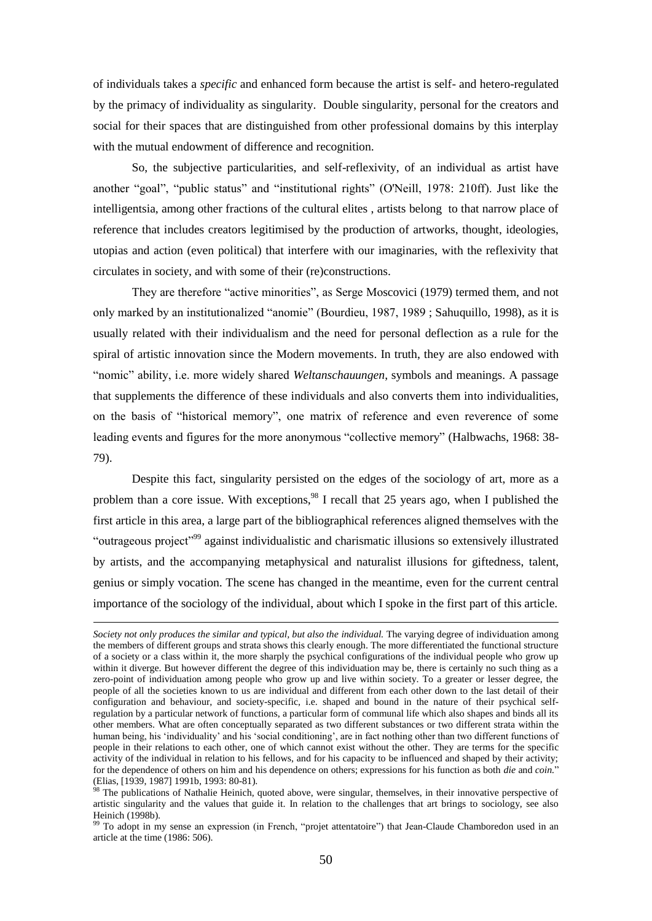of individuals takes a *specific* and enhanced form because the artist is self- and hetero-regulated by the primacy of individuality as singularity. Double singularity, personal for the creators and social for their spaces that are distinguished from other professional domains by this interplay with the mutual endowment of difference and recognition.

So, the subjective particularities, and self-reflexivity, of an individual as artist have another "goal", "public status" and "institutional rights" (O'Neill, 1978: 210ff). Just like the intelligentsia, among other fractions of the cultural elites , artists belong to that narrow place of reference that includes creators legitimised by the production of artworks, thought, ideologies, utopias and action (even political) that interfere with our imaginaries, with the reflexivity that circulates in society, and with some of their (re)constructions.

They are therefore "active minorities", as Serge Moscovici (1979) termed them, and not only marked by an institutionalized "anomie" (Bourdieu, 1987, 1989 ; Sahuquillo, 1998), as it is usually related with their individualism and the need for personal deflection as a rule for the spiral of artistic innovation since the Modern movements. In truth, they are also endowed with "nomic" ability, i.e. more widely shared *Weltanschauungen*, symbols and meanings. A passage that supplements the difference of these individuals and also converts them into individualities, on the basis of "historical memory", one matrix of reference and even reverence of some leading events and figures for the more anonymous "collective memory" (Halbwachs, 1968: 38-79).

Despite this fact, singularity persisted on the edges of the sociology of art, more as a problem than a core issue. With exceptions,[98] I recall that 25 years ago, when I published the first article in this area, a large part of the bibliographical references aligned themselves with the "outrageous project"[99] against individualistic and charismatic illusions so extensively illustrated by artists, and the accompanying metaphysical and naturalist illusions for giftedness, talent, genius or simply vocation. The scene has changed in the meantime, even for the current central importance of the sociology of the individual, about which I spoke in the first part of this article.

---

*Society not only produces the similar and typical, but also the individual.* The varying degree of individuation among the members of different groups and strata shows this clearly enough. The more differentiated the functional structure of a society or a class within it, the more sharply the psychical configurations of the individual people who grow up within it diverge. But however different the degree of this individuation may be, there is certainly no such thing as a zero-point of individuation among people who grow up and live within society. To a greater or lesser degree, the people of all the societies known to us are individual and different from each other down to the last detail of their configuration and behaviour, and society-specific, i.e. shaped and bound in the nature of their psychical self-regulation by a particular network of functions, a particular form of communal life which also shapes and binds all its other members. What are often conceptually separated as two different substances or two different strata within the human being, his 'individuality' and his 'social conditioning', are in fact nothing other than two different functions of people in their relations to each other, one of which cannot exist without the other. They are terms for the specific activity of the individual in relation to his fellows, and for his capacity to be influenced and shaped by their activity; for the dependence of others on him and his dependence on others; expressions for his function as both *die* and *coin.*" (Elias, [1939, 1987] 1991b, 1993: 80-81).

[98] The publications of Nathalie Heinich, quoted above, were singular, themselves, in their innovative perspective of artistic singularity and the values that guide it. In relation to the challenges that art brings to sociology, see also Heinich (1998b).

[99] To adopt in my sense an expression (in French, "projet attentatoire") that Jean-Claude Chamboredon used in an article at the time (1986: 506).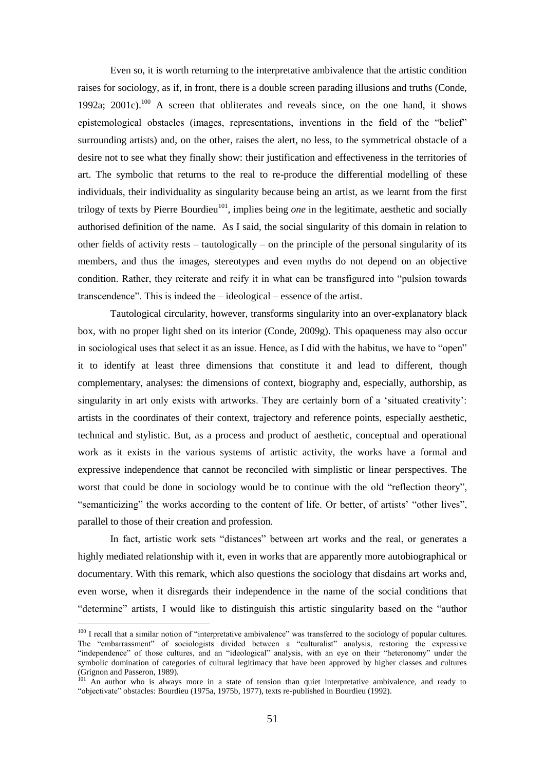Even so, it is worth returning to the interpretative ambivalence that the artistic condition raises for sociology, as if, in front, there is a double screen parading illusions and truths (Conde, 1992a; 2001c).[100] A screen that obliterates and reveals since, on the one hand, it shows epistemological obstacles (images, representations, inventions in the field of the "belief" surrounding artists) and, on the other, raises the alert, no less, to the symmetrical obstacle of a desire not to see what they finally show: their justification and effectiveness in the territories of art. The symbolic that returns to the real to re-produce the differential modelling of these individuals, their individuality as singularity because being an artist, as we learnt from the first trilogy of texts by Pierre Bourdieu[101], implies being *one* in the legitimate, aesthetic and socially authorised definition of the name. As I said, the social singularity of this domain in relation to other fields of activity rests – tautologically – on the principle of the personal singularity of its members, and thus the images, stereotypes and even myths do not depend on an objective condition. Rather, they reiterate and reify it in what can be transfigured into "pulsion towards transcendence". This is indeed the – ideological – essence of the artist.

Tautological circularity, however, transforms singularity into an over-explanatory black box, with no proper light shed on its interior (Conde, 2009g). This opaqueness may also occur in sociological uses that select it as an issue. Hence, as I did with the habitus, we have to "open" it to identify at least three dimensions that constitute it and lead to different, though complementary, analyses: the dimensions of context, biography and, especially, authorship, as singularity in art only exists with artworks. They are certainly born of a 'situated creativity': artists in the coordinates of their context, trajectory and reference points, especially aesthetic, technical and stylistic. But, as a process and product of aesthetic, conceptual and operational work as it exists in the various systems of artistic activity, the works have a formal and expressive independence that cannot be reconciled with simplistic or linear perspectives. The worst that could be done in sociology would be to continue with the old "reflection theory", "semanticizing" the works according to the content of life. Or better, of artists' "other lives", parallel to those of their creation and profession.

In fact, artistic work sets "distances" between art works and the real, or generates a highly mediated relationship with it, even in works that are apparently more autobiographical or documentary. With this remark, which also questions the sociology that disdains art works and, even worse, when it disregards their independence in the name of the social conditions that "determine" artists, I would like to distinguish this artistic singularity based on the "author

[100] I recall that a similar notion of "interpretative ambivalence" was transferred to the sociology of popular cultures. The "embarrassment" of sociologists divided between a "culturalist" analysis, restoring the expressive "independence" of those cultures, and an "ideological" analysis, with an eye on their "heteronomy" under the symbolic domination of categories of cultural legitimacy that have been approved by higher classes and cultures (Grignon and Passeron, 1989).

[101] An author who is always more in a state of tension than quiet interpretative ambivalence, and ready to "objectivate" obstacles: Bourdieu (1975a, 1975b, 1977), texts re-published in Bourdieu (1992).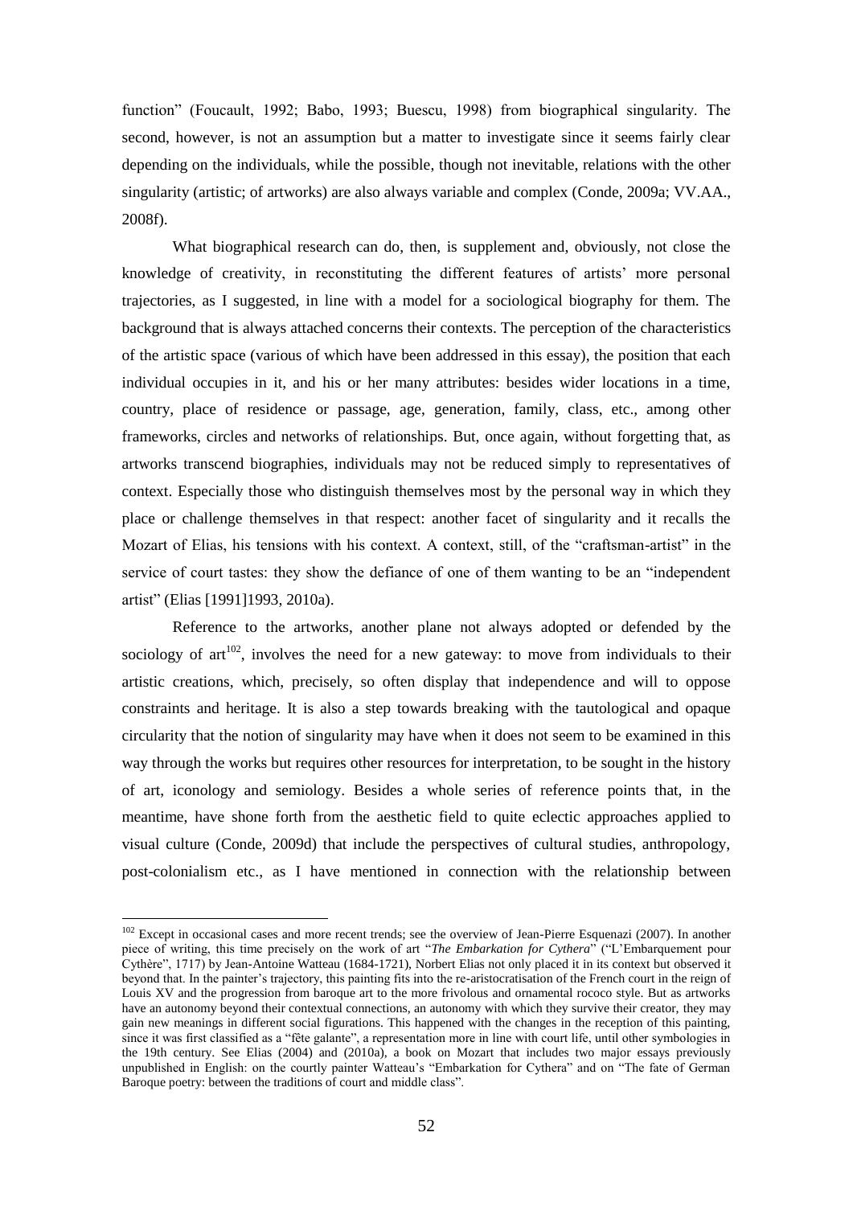function" (Foucault, 1992; Babo, 1993; Buescu, 1998) from biographical singularity. The second, however, is not an assumption but a matter to investigate since it seems fairly clear depending on the individuals, while the possible, though not inevitable, relations with the other singularity (artistic; of artworks) are also always variable and complex (Conde, 2009a; VV.AA., 2008f).

What biographical research can do, then, is supplement and, obviously, not close the knowledge of creativity, in reconstituting the different features of artists' more personal trajectories, as I suggested, in line with a model for a sociological biography for them. The background that is always attached concerns their contexts. The perception of the characteristics of the artistic space (various of which have been addressed in this essay), the position that each individual occupies in it, and his or her many attributes: besides wider locations in a time, country, place of residence or passage, age, generation, family, class, etc., among other frameworks, circles and networks of relationships. But, once again, without forgetting that, as artworks transcend biographies, individuals may not be reduced simply to representatives of context. Especially those who distinguish themselves most by the personal way in which they place or challenge themselves in that respect: another facet of singularity and it recalls the Mozart of Elias, his tensions with his context. A context, still, of the "craftsman-artist" in the service of court tastes: they show the defiance of one of them wanting to be an "independent artist" (Elias [1991]1993, 2010a).

Reference to the artworks, another plane not always adopted or defended by the sociology of art[102], involves the need for a new gateway: to move from individuals to their artistic creations, which, precisely, so often display that independence and will to oppose constraints and heritage. It is also a step towards breaking with the tautological and opaque circularity that the notion of singularity may have when it does not seem to be examined in this way through the works but requires other resources for interpretation, to be sought in the history of art, iconology and semiology. Besides a whole series of reference points that, in the meantime, have shone forth from the aesthetic field to quite eclectic approaches applied to visual culture (Conde, 2009d) that include the perspectives of cultural studies, anthropology, post-colonialism etc., as I have mentioned in connection with the relationship between

---

[102] Except in occasional cases and more recent trends; see the overview of Jean-Pierre Esquenazi (2007). In another piece of writing, this time precisely on the work of art "*The Embarkation for Cythera*" ("L'Embarquement pour Cythère", 1717) by Jean-Antoine Watteau (1684-1721), Norbert Elias not only placed it in its context but observed it beyond that. In the painter's trajectory, this painting fits into the re-aristocratisation of the French court in the reign of Louis XV and the progression from baroque art to the more frivolous and ornamental rococo style. But as artworks have an autonomy beyond their contextual connections, an autonomy with which they survive their creator, they may gain new meanings in different social figurations. This happened with the changes in the reception of this painting, since it was first classified as a "fête galante", a representation more in line with court life, until other symbologies in the 19th century. See Elias (2004) and (2010a), a book on Mozart that includes two major essays previously unpublished in English: on the courtly painter Watteau's "Embarkation for Cythera" and on "The fate of German Baroque poetry: between the traditions of court and middle class".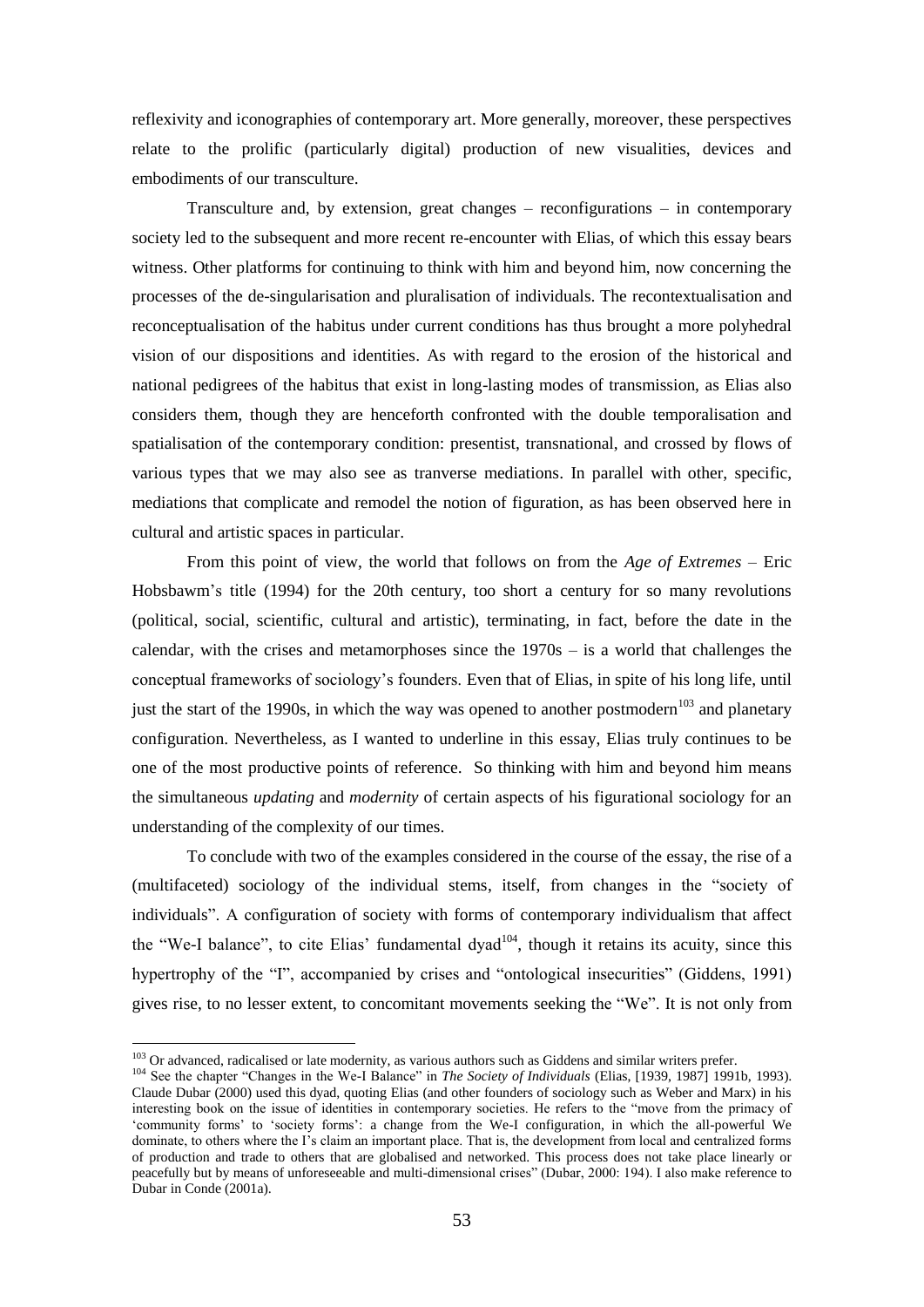reflexivity and iconographies of contemporary art. More generally, moreover, these perspectives relate to the prolific (particularly digital) production of new visualities, devices and embodiments of our transculture.

Transculture and, by extension, great changes – reconfigurations – in contemporary society led to the subsequent and more recent re-encounter with Elias, of which this essay bears witness. Other platforms for continuing to think with him and beyond him, now concerning the processes of the de-singularisation and pluralisation of individuals. The recontextualisation and reconceptualisation of the habitus under current conditions has thus brought a more polyhedral vision of our dispositions and identities. As with regard to the erosion of the historical and national pedigrees of the habitus that exist in long-lasting modes of transmission, as Elias also considers them, though they are henceforth confronted with the double temporalisation and spatialisation of the contemporary condition: presentist, transnational, and crossed by flows of various types that we may also see as tranverse mediations. In parallel with other, specific, mediations that complicate and remodel the notion of figuration, as has been observed here in cultural and artistic spaces in particular.

From this point of view, the world that follows on from the *Age of Extremes* – Eric Hobsbawm's title (1994) for the 20th century, too short a century for so many revolutions (political, social, scientific, cultural and artistic), terminating, in fact, before the date in the calendar, with the crises and metamorphoses since the 1970s – is a world that challenges the conceptual frameworks of sociology's founders. Even that of Elias, in spite of his long life, until just the start of the 1990s, in which the way was opened to another postmodern[103] and planetary configuration. Nevertheless, as I wanted to underline in this essay, Elias truly continues to be one of the most productive points of reference. So thinking with him and beyond him means the simultaneous *updating* and *modernity* of certain aspects of his figurational sociology for an understanding of the complexity of our times.

To conclude with two of the examples considered in the course of the essay, the rise of a (multifaceted) sociology of the individual stems, itself, from changes in the "society of individuals". A configuration of society with forms of contemporary individualism that affect the "We-I balance", to cite Elias' fundamental dyad[104], though it retains its acuity, since this hypertrophy of the "I", accompanied by crises and "ontological insecurities" (Giddens, 1991) gives rise, to no lesser extent, to concomitant movements seeking the "We". It is not only from

---

[103] Or advanced, radicalised or late modernity, as various authors such as Giddens and similar writers prefer.

[104] See the chapter "Changes in the We-I Balance" in *The Society of Individuals* (Elias, [1939, 1987] 1991b, 1993). Claude Dubar (2000) used this dyad, quoting Elias (and other founders of sociology such as Weber and Marx) in his interesting book on the issue of identities in contemporary societies. He refers to the "move from the primacy of 'community forms' to 'society forms': a change from the We-I configuration, in which the all-powerful We dominate, to others where the I's claim an important place. That is, the development from local and centralized forms of production and trade to others that are globalised and networked. This process does not take place linearly or peacefully but by means of unforeseeable and multi-dimensional crises" (Dubar, 2000: 194). I also make reference to Dubar in Conde (2001a).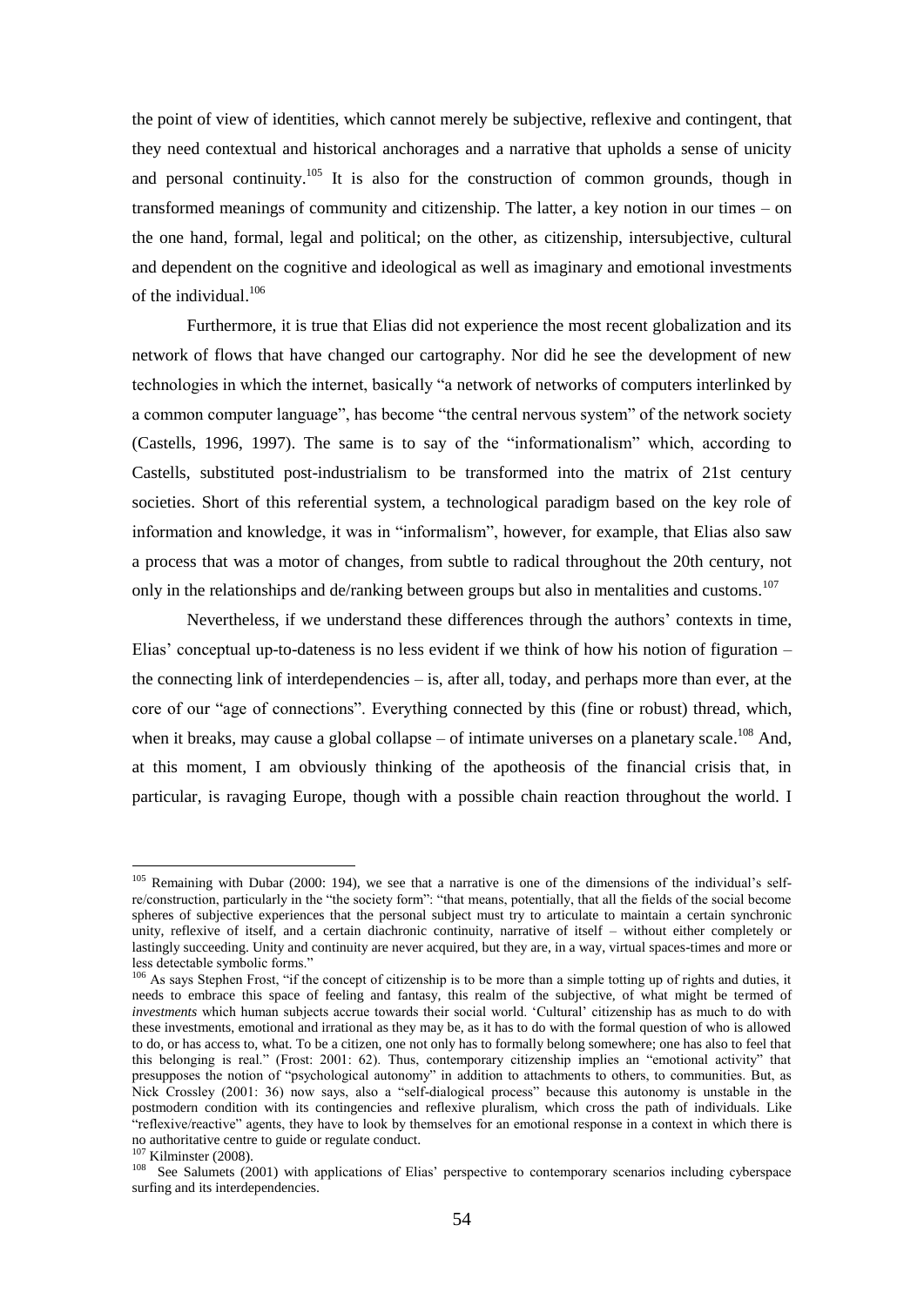the point of view of identities, which cannot merely be subjective, reflexive and contingent, that they need contextual and historical anchorages and a narrative that upholds a sense of unicity and personal continuity.[105] It is also for the construction of common grounds, though in transformed meanings of community and citizenship. The latter, a key notion in our times – on the one hand, formal, legal and political; on the other, as citizenship, intersubjective, cultural and dependent on the cognitive and ideological as well as imaginary and emotional investments of the individual.[106]

Furthermore, it is true that Elias did not experience the most recent globalization and its network of flows that have changed our cartography. Nor did he see the development of new technologies in which the internet, basically "a network of networks of computers interlinked by a common computer language", has become "the central nervous system" of the network society (Castells, 1996, 1997). The same is to say of the "informationalism" which, according to Castells, substituted post-industrialism to be transformed into the matrix of 21st century societies. Short of this referential system, a technological paradigm based on the key role of information and knowledge, it was in "informalism", however, for example, that Elias also saw a process that was a motor of changes, from subtle to radical throughout the 20th century, not only in the relationships and de/ranking between groups but also in mentalities and customs.[107]

Nevertheless, if we understand these differences through the authors' contexts in time, Elias' conceptual up-to-dateness is no less evident if we think of how his notion of figuration – the connecting link of interdependencies – is, after all, today, and perhaps more than ever, at the core of our "age of connections". Everything connected by this (fine or robust) thread, which, when it breaks, may cause a global collapse – of intimate universes on a planetary scale.[108] And, at this moment, I am obviously thinking of the apotheosis of the financial crisis that, in particular, is ravaging Europe, though with a possible chain reaction throughout the world. I

---

[105] Remaining with Dubar (2000: 194), we see that a narrative is one of the dimensions of the individual's self-re/construction, particularly in the "the society form": "that means, potentially, that all the fields of the social become spheres of subjective experiences that the personal subject must try to articulate to maintain a certain synchronic unity, reflexive of itself, and a certain diachronic continuity, narrative of itself – without either completely or lastingly succeeding. Unity and continuity are never acquired, but they are, in a way, virtual spaces-times and more or less detectable symbolic forms."

[106] As says Stephen Frost, "if the concept of citizenship is to be more than a simple totting up of rights and duties, it needs to embrace this space of feeling and fantasy, this realm of the subjective, of what might be termed of *investments* which human subjects accrue towards their social world. 'Cultural' citizenship has as much to do with these investments, emotional and irrational as they may be, as it has to do with the formal question of who is allowed to do, or has access to, what. To be a citizen, one not only has to formally belong somewhere; one has also to feel that this belonging is real." (Frost: 2001: 62). Thus, contemporary citizenship implies an "emotional activity" that presupposes the notion of "psychological autonomy" in addition to attachments to others, to communities. But, as Nick Crossley (2001: 36) now says, also a "self-dialogical process" because this autonomy is unstable in the postmodern condition with its contingencies and reflexive pluralism, which cross the path of individuals. Like "reflexive/reactive" agents, they have to look by themselves for an emotional response in a context in which there is no authoritative centre to guide or regulate conduct.

[107] Kilminster (2008).

[108] See Salumets (2001) with applications of Elias' perspective to contemporary scenarios including cyberspace surfing and its interdependencies.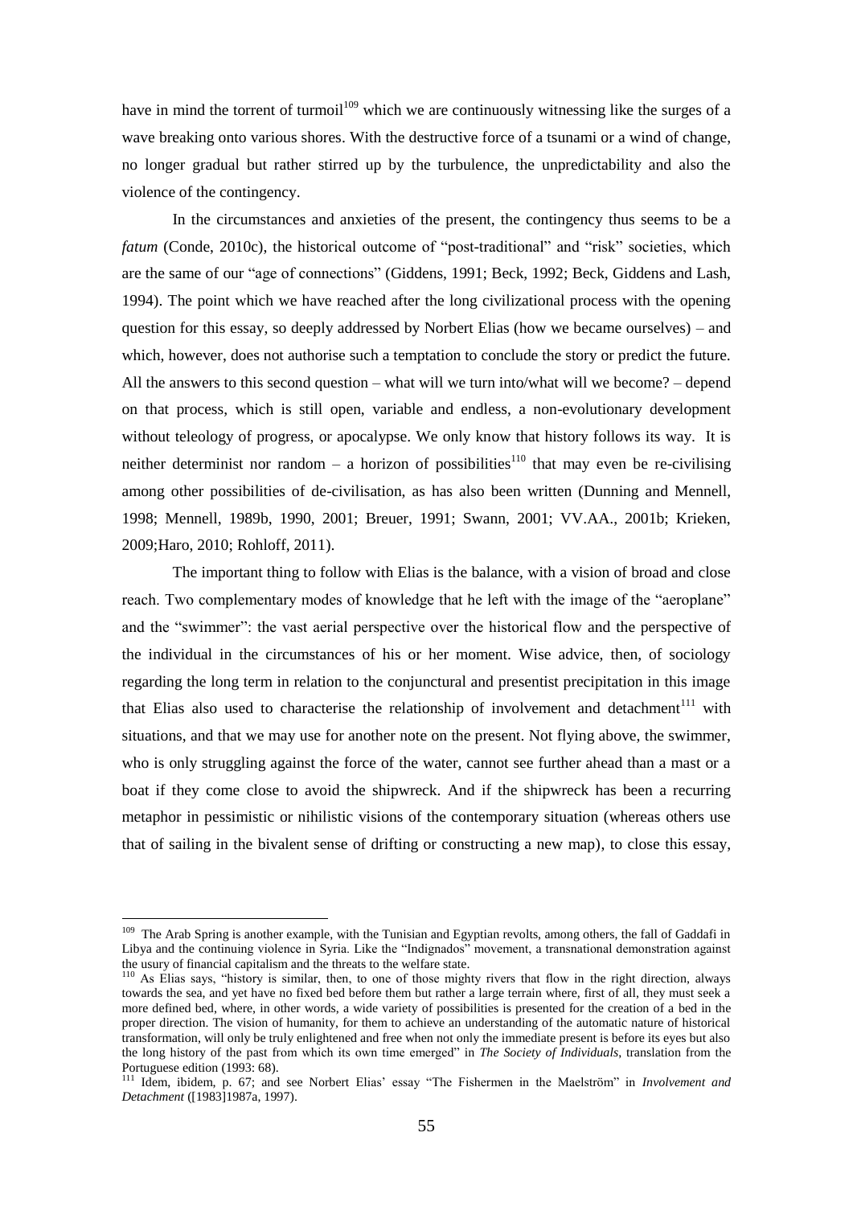have in mind the torrent of turmoil[109] which we are continuously witnessing like the surges of a wave breaking onto various shores. With the destructive force of a tsunami or a wind of change, no longer gradual but rather stirred up by the turbulence, the unpredictability and also the violence of the contingency.

In the circumstances and anxieties of the present, the contingency thus seems to be a *fatum* (Conde, 2010c), the historical outcome of "post-traditional" and "risk" societies, which are the same of our "age of connections" (Giddens, 1991; Beck, 1992; Beck, Giddens and Lash, 1994). The point which we have reached after the long civilizational process with the opening question for this essay, so deeply addressed by Norbert Elias (how we became ourselves) – and which, however, does not authorise such a temptation to conclude the story or predict the future. All the answers to this second question – what will we turn into/what will we become? – depend on that process, which is still open, variable and endless, a non-evolutionary development without teleology of progress, or apocalypse. We only know that history follows its way. It is neither determinist nor random – a horizon of possibilities[110] that may even be re-civilising among other possibilities of de-civilisation, as has also been written (Dunning and Mennell, 1998; Mennell, 1989b, 1990, 2001; Breuer, 1991; Swann, 2001; VV.AA., 2001b; Krieken, 2009;Haro, 2010; Rohloff, 2011).

The important thing to follow with Elias is the balance, with a vision of broad and close reach. Two complementary modes of knowledge that he left with the image of the "aeroplane" and the "swimmer": the vast aerial perspective over the historical flow and the perspective of the individual in the circumstances of his or her moment. Wise advice, then, of sociology regarding the long term in relation to the conjunctural and presentist precipitation in this image that Elias also used to characterise the relationship of involvement and detachment[111] with situations, and that we may use for another note on the present. Not flying above, the swimmer, who is only struggling against the force of the water, cannot see further ahead than a mast or a boat if they come close to avoid the shipwreck. And if the shipwreck has been a recurring metaphor in pessimistic or nihilistic visions of the contemporary situation (whereas others use that of sailing in the bivalent sense of drifting or constructing a new map), to close this essay,

---

[109] The Arab Spring is another example, with the Tunisian and Egyptian revolts, among others, the fall of Gaddafi in Libya and the continuing violence in Syria. Like the "Indignados" movement, a transnational demonstration against the usury of financial capitalism and the threats to the welfare state.

[110] As Elias says, "history is similar, then, to one of those mighty rivers that flow in the right direction, always towards the sea, and yet have no fixed bed before them but rather a large terrain where, first of all, they must seek a more defined bed, where, in other words, a wide variety of possibilities is presented for the creation of a bed in the proper direction. The vision of humanity, for them to achieve an understanding of the automatic nature of historical transformation, will only be truly enlightened and free when not only the immediate present is before its eyes but also the long history of the past from which its own time emerged" in *The Society of Individuals*, translation from the Portuguese edition (1993: 68).

[111] Idem, ibidem, p. 67; and see Norbert Elias' essay "The Fishermen in the Maelström" in *Involvement and Detachment* ([1983]1987a, 1997).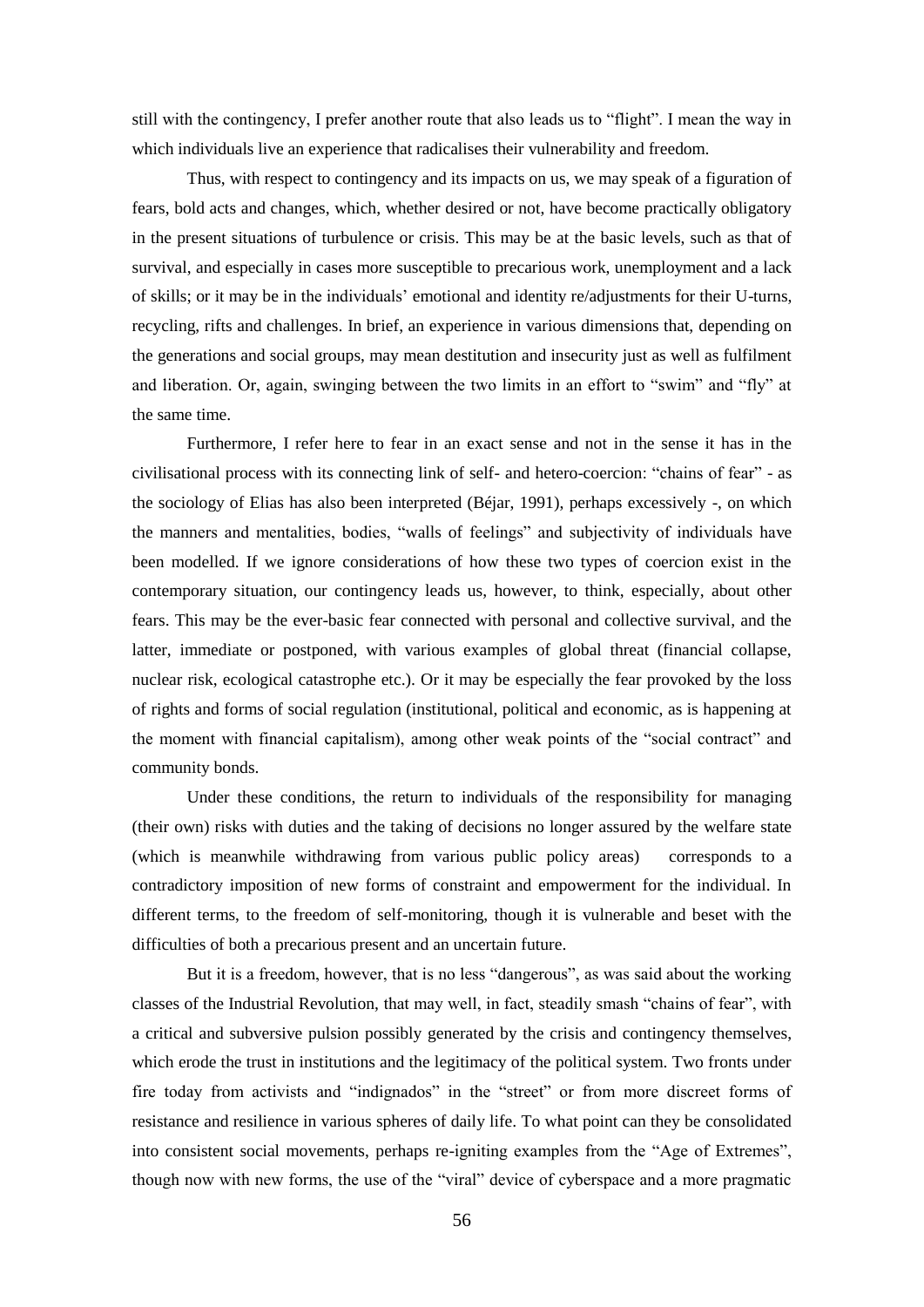still with the contingency, I prefer another route that also leads us to "flight". I mean the way in which individuals live an experience that radicalises their vulnerability and freedom.

Thus, with respect to contingency and its impacts on us, we may speak of a figuration of fears, bold acts and changes, which, whether desired or not, have become practically obligatory in the present situations of turbulence or crisis. This may be at the basic levels, such as that of survival, and especially in cases more susceptible to precarious work, unemployment and a lack of skills; or it may be in the individuals' emotional and identity re/adjustments for their U-turns, recycling, rifts and challenges. In brief, an experience in various dimensions that, depending on the generations and social groups, may mean destitution and insecurity just as well as fulfilment and liberation. Or, again, swinging between the two limits in an effort to "swim" and "fly" at the same time.

Furthermore, I refer here to fear in an exact sense and not in the sense it has in the civilisational process with its connecting link of self- and hetero-coercion: "chains of fear" - as the sociology of Elias has also been interpreted (Béjar, 1991), perhaps excessively -, on which the manners and mentalities, bodies, "walls of feelings" and subjectivity of individuals have been modelled. If we ignore considerations of how these two types of coercion exist in the contemporary situation, our contingency leads us, however, to think, especially, about other fears. This may be the ever-basic fear connected with personal and collective survival, and the latter, immediate or postponed, with various examples of global threat (financial collapse, nuclear risk, ecological catastrophe etc.). Or it may be especially the fear provoked by the loss of rights and forms of social regulation (institutional, political and economic, as is happening at the moment with financial capitalism), among other weak points of the "social contract" and community bonds.

Under these conditions, the return to individuals of the responsibility for managing (their own) risks with duties and the taking of decisions no longer assured by the welfare state (which is meanwhile withdrawing from various public policy areas) corresponds to a contradictory imposition of new forms of constraint and empowerment for the individual. In different terms, to the freedom of self-monitoring, though it is vulnerable and beset with the difficulties of both a precarious present and an uncertain future.

But it is a freedom, however, that is no less "dangerous", as was said about the working classes of the Industrial Revolution, that may well, in fact, steadily smash "chains of fear", with a critical and subversive pulsion possibly generated by the crisis and contingency themselves, which erode the trust in institutions and the legitimacy of the political system. Two fronts under fire today from activists and "indignados" in the "street" or from more discreet forms of resistance and resilience in various spheres of daily life. To what point can they be consolidated into consistent social movements, perhaps re-igniting examples from the "Age of Extremes", though now with new forms, the use of the "viral" device of cyberspace and a more pragmatic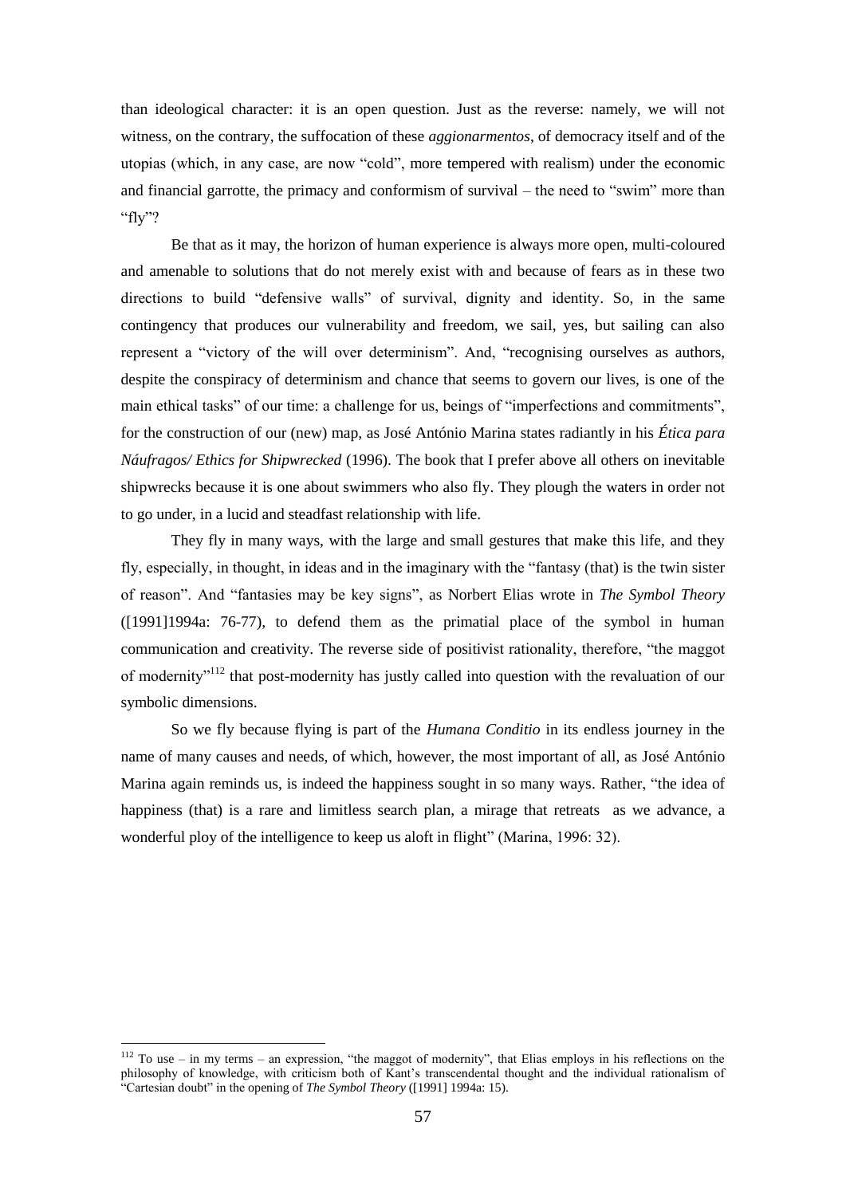than ideological character: it is an open question. Just as the reverse: namely, we will not witness, on the contrary, the suffocation of these *aggionarmentos*, of democracy itself and of the utopias (which, in any case, are now "cold", more tempered with realism) under the economic and financial garrotte, the primacy and conformism of survival – the need to "swim" more than "fly"?

Be that as it may, the horizon of human experience is always more open, multi-coloured and amenable to solutions that do not merely exist with and because of fears as in these two directions to build "defensive walls" of survival, dignity and identity. So, in the same contingency that produces our vulnerability and freedom, we sail, yes, but sailing can also represent a "victory of the will over determinism". And, "recognising ourselves as authors, despite the conspiracy of determinism and chance that seems to govern our lives, is one of the main ethical tasks" of our time: a challenge for us, beings of "imperfections and commitments", for the construction of our (new) map, as José António Marina states radiantly in his *Ética para Náufragos/ Ethics for Shipwrecked* (1996). The book that I prefer above all others on inevitable shipwrecks because it is one about swimmers who also fly. They plough the waters in order not to go under, in a lucid and steadfast relationship with life.

They fly in many ways, with the large and small gestures that make this life, and they fly, especially, in thought, in ideas and in the imaginary with the "fantasy (that) is the twin sister of reason". And "fantasies may be key signs", as Norbert Elias wrote in *The Symbol Theory* ([1991]1994a: 76-77), to defend them as the primatial place of the symbol in human communication and creativity. The reverse side of positivist rationality, therefore, "the maggot of modernity"[112] that post-modernity has justly called into question with the revaluation of our symbolic dimensions.

So we fly because flying is part of the *Humana Conditio* in its endless journey in the name of many causes and needs, of which, however, the most important of all, as José António Marina again reminds us, is indeed the happiness sought in so many ways. Rather, "the idea of happiness (that) is a rare and limitless search plan, a mirage that retreats as we advance, a wonderful ploy of the intelligence to keep us aloft in flight" (Marina, 1996: 32).

---

[112] To use – in my terms – an expression, "the maggot of modernity", that Elias employs in his reflections on the philosophy of knowledge, with criticism both of Kant's transcendental thought and the individual rationalism of "Cartesian doubt" in the opening of *The Symbol Theory* ([1991] 1994a: 15).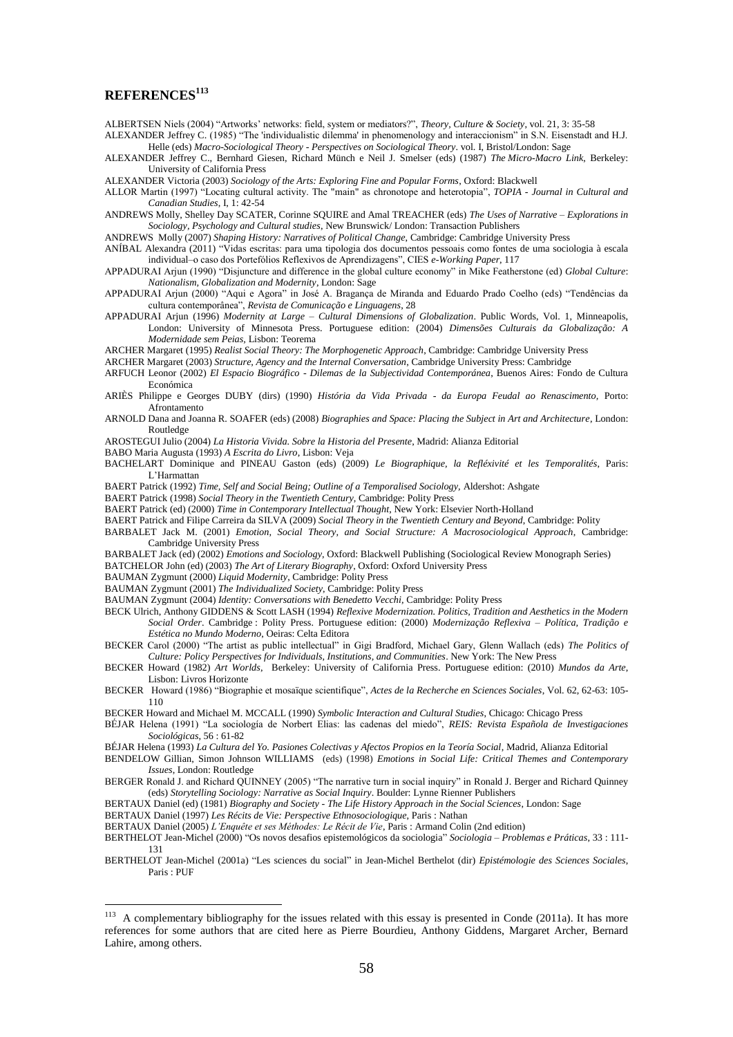## REFERENCES[113]

ALBERTSEN Niels (2004) "Artworks' networks: field, system or mediators?", *Theory, Culture & Society*, vol. 21, 3: 35-58

ALEXANDER Jeffrey C. (1985) "The 'individualistic dilemma' in phenomenology and interaccionism" in S.N. Eisenstadt and H.J. Helle (eds) *Macro-Sociological Theory - Perspectives on Sociological Theory*. vol. I, Bristol/London: Sage

ALEXANDER Jeffrey C., Bernhard Giesen, Richard Münch e Neil J. Smelser (eds) (1987) *The Micro-Macro Link*, Berkeley: University of California Press

ALEXANDER Victoria (2003) *Sociology of the Arts: Exploring Fine and Popular Forms*, Oxford: Blackwell

ALLOR Martin (1997) "Locating cultural activity. The "main" as chronotope and heterotopia", *TOPIA - Journal in Cultural and Canadian Studies*, I, 1: 42-54

ANDREWS Molly, Shelley Day SCATER, Corinne SQUIRE and Amal TREACHER (eds) *The Uses of Narrative – Explorations in Sociology, Psychology and Cultural studies*, New Brunswick/ London: Transaction Publishers

ANDREWS Molly (2007) *Shaping History: Narratives of Political Change*, Cambridge: Cambridge University Press

ANÍBAL Alexandra (2011) "Vidas escritas: para uma tipologia dos documentos pessoais como fontes de uma sociologia à escala individual–o caso dos Portefólios Reflexivos de Aprendizagens", CIES *e-Working Paper*, 117

APPADURAI Arjun (1990) "Disjuncture and difference in the global culture economy" in Mike Featherstone (ed) *Global Culture*: *Nationalism, Globalization and Modernity*, London: Sage

APPADURAI Arjun (2000) "Aqui e Agora" in José A. Bragança de Miranda and Eduardo Prado Coelho (eds) "Tendências da cultura contemporânea", *Revista de Comunicação e Linguagens*, 28

APPADURAI Arjun (1996) *Modernity at Large – Cultural Dimensions of Globalization*. Public Words, Vol. 1, Minneapolis, London: University of Minnesota Press. Portuguese edition: (2004) *Dimensões Culturais da Globalização: A Modernidade sem Peias*, Lisbon: Teorema

ARCHER Margaret (1995) *Realist Social Theory: The Morphogenetic Approach*, Cambridge: Cambridge University Press

ARCHER Margaret (2003) *Structure, Agency and the Internal Conversation*, Cambridge University Press: Cambridge

ARFUCH Leonor (2002) *El Espacio Biográfico - Dilemas de la Subjectividad Contemporánea*, Buenos Aires: Fondo de Cultura Económica

ARIÈS Philippe e Georges DUBY (dirs) (1990) *História da Vida Privada - da Europa Feudal ao Renascimento*, Porto: Afrontamento

ARNOLD Dana and Joanna R. SOAFER (eds) (2008) *Biographies and Space: Placing the Subject in Art and Architecture*, London: Routledge

AROSTEGUI Julio (2004) *La Historia Vivida. Sobre la Historia del Presente*, Madrid: Alianza Editorial

BABO Maria Augusta (1993) *A Escrita do Livro*, Lisbon: Veja

BACHELART Dominique and PINEAU Gaston (eds) (2009) *Le Biographique, la Refléxivité et les Temporalités*, Paris: L'Harmattan

BAERT Patrick (1992) *Time, Self and Social Being; Outline of a Temporalised Sociology*, Aldershot: Ashgate

BAERT Patrick (1998) *Social Theory in the Twentieth Century*, Cambridge: Polity Press

BAERT Patrick (ed) (2000) *Time in Contemporary Intellectual Thought*, New York: Elsevier North-Holland

BAERT Patrick and Filipe Carreira da SILVA (2009) *Social Theory in the Twentieth Century and Beyond*, Cambridge: Polity

BARBALET Jack M. (2001) *Emotion, Social Theory, and Social Structure: A Macrosociological Approach*, Cambridge: Cambridge University Press

BARBALET Jack (ed) (2002) *Emotions and Sociology*, Oxford: Blackwell Publishing (Sociological Review Monograph Series)

BATCHELOR John (ed) (2003) *The Art of Literary Biography*, Oxford: Oxford University Press

BAUMAN Zygmunt (2000) *Liquid Modernity*, Cambridge: Polity Press

BAUMAN Zygmunt (2001) *The Individualized Society*, Cambridge: Polity Press

BAUMAN Zygmunt (2004) *Identity: Conversations with Benedetto Vecchi*, Cambridge: Polity Press

BECK Ulrich, Anthony GIDDENS & Scott LASH (1994) *Reflexive Modernization. Politics, Tradition and Aesthetics in the Modern Social Order*. Cambridge : Polity Press. Portuguese edition: (2000) *Modernização Reflexiva – Política, Tradição e Estética no Mundo Moderno*, Oeiras: Celta Editora

BECKER Carol (2000) "The artist as public intellectual" in Gigi Bradford, Michael Gary, Glenn Wallach (eds) *The Politics of Culture: Policy Perspectives for Individuals, Institutions, and Communities*. New York: The New Press

BECKER Howard (1982) *Art Worlds*, Berkeley: University of California Press. Portuguese edition: (2010) *Mundos da Arte*, Lisbon: Livros Horizonte

BECKER Howard (1986) "Biographie et mosaïque scientifique", *Actes de la Recherche en Sciences Sociales*, Vol. 62, 62-63: 105-110

BECKER Howard and Michael M. MCCALL (1990) *Symbolic Interaction and Cultural Studies*, Chicago: Chicago Press

BÉJAR Helena (1991) "La sociología de Norbert Elias: las cadenas del miedo", *REIS: Revista Española de Investigaciones Sociológicas*, 56 : 61-82

BÉJAR Helena (1993) *La Cultura del Yo. Pasiones Colectivas y Afectos Propios en la Teoría Social*, Madrid, Alianza Editorial

BENDELOW Gillian, Simon Johnson WILLIAMS (eds) (1998) *Emotions in Social Life: Critical Themes and Contemporary Issues*, London: Routledge

BERGER Ronald J. and Richard QUINNEY (2005) "The narrative turn in social inquiry" in Ronald J. Berger and Richard Quinney (eds) *Storytelling Sociology: Narrative as Social Inquiry*. Boulder: Lynne Rienner Publishers

BERTAUX Daniel (ed) (1981) *Biography and Society - The Life History Approach in the Social Sciences*, London: Sage

BERTAUX Daniel (1997) *Les Récits de Vie: Perspective Ethnosociologique*, Paris : Nathan

BERTAUX Daniel (2005) *L'Enquête et ses Méthodes: Le Récit de Vie*, Paris : Armand Colin (2nd edition)

BERTHELOT Jean-Michel (2000) "Os novos desafios epistemológicos da sociologia" *Sociologia – Problemas e Práticas*, 33 : 111-131

BERTHELOT Jean-Michel (2001a) "Les sciences du social" in Jean-Michel Berthelot (dir) *Epistémologie des Sciences Sociales*, Paris : PUF

[113] A complementary bibliography for the issues related with this essay is presented in Conde (2011a). It has more references for some authors that are cited here as Pierre Bourdieu, Anthony Giddens, Margaret Archer, Bernard Lahire, among others.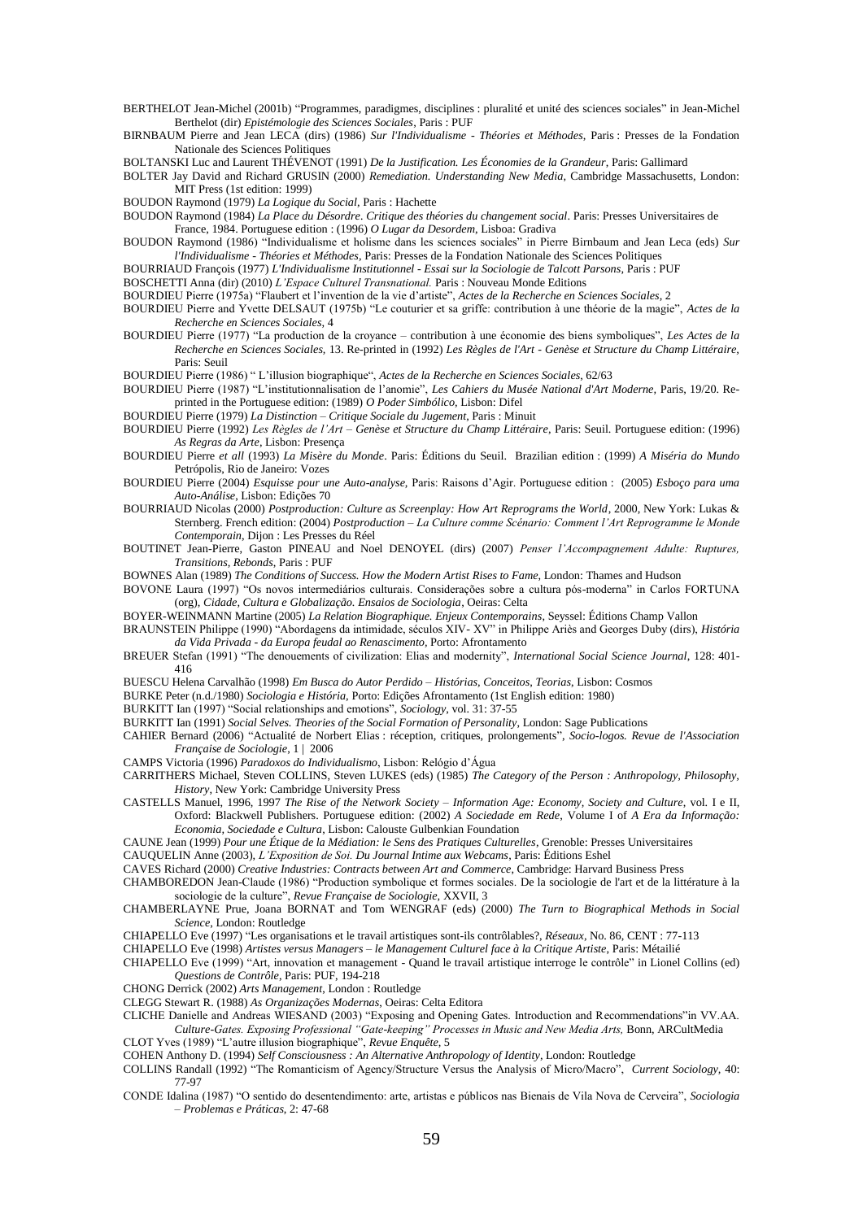BERTHELOT Jean-Michel (2001b) "Programmes, paradigmes, disciplines : pluralité et unité des sciences sociales" in Jean-Michel Berthelot (dir) *Epistémologie des Sciences Sociales*, Paris : PUF

BIRNBAUM Pierre and Jean LECA (dirs) (1986) *Sur l'Individualisme - Théories et Méthodes,* Paris : Presses de la Fondation Nationale des Sciences Politiques

BOLTANSKI Luc and Laurent THÉVENOT (1991) *De la Justification. Les Économies de la Grandeur*, Paris: Gallimard

BOLTER Jay David and Richard GRUSIN (2000) *Remediation. Understanding New Media*, Cambridge Massachusetts, London: MIT Press (1st edition: 1999)

BOUDON Raymond (1979) *La Logique du Social*, Paris : Hachette

BOUDON Raymond (1984) *La Place du Désordre*. *Critique des théories du changement social*. Paris: Presses Universitaires de France, 1984. Portuguese edition : (1996) *O Lugar da Desordem*, Lisboa: Gradiva

BOUDON Raymond (1986) "Individualisme et holisme dans les sciences sociales" in Pierre Birnbaum and Jean Leca (eds) *Sur l'Individualisme - Théories et Méthodes,* Paris: Presses de la Fondation Nationale des Sciences Politiques

BOURRIAUD François (1977) *L'Individualisme Institutionnel - Essai sur la Sociologie de Talcott Parsons,* Paris : PUF

BOSCHETTI Anna (dir) (2010) *L'Espace Culturel Transnational.* Paris : Nouveau Monde Editions

BOURDIEU Pierre (1975a) "Flaubert et l'invention de la vie d'artiste", *Actes de la Recherche en Sciences Sociales*, 2

BOURDIEU Pierre and Yvette DELSAUT (1975b) "Le couturier et sa griffe: contribution à une théorie de la magie", *Actes de la Recherche en Sciences Sociales*, 4

BOURDIEU Pierre (1977) "La production de la croyance – contribution à une économie des biens symboliques", *Les Actes de la Recherche en Sciences Sociales*, 13. Re-printed in (1992) *Les Règles de l'Art - Genèse et Structure du Champ Littéraire*, Paris: Seuil

BOURDIEU Pierre (1986) " L'illusion biographique", *Actes de la Recherche en Sciences Sociales*, 62/63

BOURDIEU Pierre (1987) "L'institutionnalisation de l'anomie", *Les Cahiers du Musée National d'Art Moderne*, Paris, 19/20. Re-printed in the Portuguese edition: (1989) *O Poder Simbólico*, Lisbon: Difel

BOURDIEU Pierre (1979) *La Distinction – Critique Sociale du Jugement*, Paris : Minuit

BOURDIEU Pierre (1992) *Les Règles de l'Art – Genèse et Structure du Champ Littéraire*, Paris: Seuil. Portuguese edition: (1996) *As Regras da Arte*, Lisbon: Presença

BOURDIEU Pierre *et all* (1993) *La Misère du Monde*. Paris: Éditions du Seuil. Brazilian edition : (1999) *A Miséria do Mundo* Petrópolis, Rio de Janeiro: Vozes

BOURDIEU Pierre (2004) *Esquisse pour une Auto-analyse,* Paris: Raisons d'Agir. Portuguese edition : (2005) *Esboço para uma Auto-Análise*, Lisbon: Edições 70

BOURRIAUD Nicolas (2000) *Postproduction: Culture as Screenplay: How Art Reprograms the World*, 2000, New York: Lukas & Sternberg. French edition: (2004) *Postproduction – La Culture comme Scénario: Comment l'Art Reprogramme le Monde Contemporain*, Dijon : Les Presses du Réel

BOUTINET Jean-Pierre, Gaston PINEAU and Noel DENOYEL (dirs) (2007) *Penser l'Accompagnement Adulte: Ruptures, Transitions, Rebonds*, Paris : PUF

BOWNES Alan (1989) *The Conditions of Success. How the Modern Artist Rises to Fame*, London: Thames and Hudson

BOVONE Laura (1997) "Os novos intermediários culturais. Considerações sobre a cultura pós-moderna" in Carlos FORTUNA (org), *Cidade, Cultura e Globalização. Ensaios de Sociologia*, Oeiras: Celta

BOYER-WEINMANN Martine (2005) *La Relation Biographique. Enjeux Contemporains*, Seyssel: Éditions Champ Vallon

BRAUNSTEIN Philippe (1990) "Abordagens da intimidade, séculos XIV- XV" in Philippe Ariès and Georges Duby (dirs), *História da Vida Privada - da Europa feudal ao Renascimento*, Porto: Afrontamento

BREUER Stefan (1991) "The denouements of civilization: Elias and modernity", *International Social Science Journal*, 128: 401-416

BUESCU Helena Carvalhão (1998) *Em Busca do Autor Perdido – Histórias, Conceitos, Teorias*, Lisbon: Cosmos

BURKE Peter (n.d./1980) *Sociologia e História*, Porto: Edições Afrontamento (1st English edition: 1980)

BURKITT Ian (1997) "Social relationships and emotions", *Sociology*, vol. 31: 37-55

BURKITT Ian (1991) *Social Selves. Theories of the Social Formation of Personality*, London: Sage Publications

CAHIER Bernard (2006) "Actualité de Norbert Elias : réception, critiques, prolongements", *Socio-logos. Revue de l'Association Française de Sociologie*, 1 | 2006

CAMPS Victoria (1996) *Paradoxos do Individualismo*, Lisbon: Relógio d'Água

CARRITHERS Michael, Steven COLLINS, Steven LUKES (eds) (1985) *The Category of the Person : Anthropology, Philosophy, History*, New York: Cambridge University Press

CASTELLS Manuel, 1996, 1997 *The Rise of the Network Society – Information Age: Economy, Society and Culture,* vol. I e II, Oxford: Blackwell Publishers. Portuguese edition: (2002) *A Sociedade em Rede*, Volume I of *A Era da Informação: Economia, Sociedade e Cultura*, Lisbon: Calouste Gulbenkian Foundation

CAUNE Jean (1999) *Pour une Étique de la Médiation: le Sens des Pratiques Culturelles*, Grenoble: Presses Universitaires

CAUQUELIN Anne (2003), *L'Exposition de Soi. Du Journal Intime aux Webcams*, Paris: Éditions Eshel

CAVES Richard (2000) *Creative Industries: Contracts between Art and Commerce*, Cambridge: Harvard Business Press

CHAMBOREDON Jean-Claude (1986) "Production symbolique et formes sociales. De la sociologie de l'art et de la littérature à la sociologie de la culture", *Revue Française de Sociologie,* XXVII, 3

CHAMBERLAYNE Prue, Joana BORNAT and Tom WENGRAF (eds) (2000) *The Turn to Biographical Methods in Social Science*, London: Routledge

CHIAPELLO Eve (1997) "Les organisations et le travail artistiques sont-ils contrôlables?, *Réseaux*, No. 86, CENT : 77-113

CHIAPELLO Eve (1998) *Artistes versus Managers – le Management Culturel face à la Critique Artiste*, Paris: Métailié

CHIAPELLO Eve (1999) "Art, innovation et management - Quand le travail artistique interroge le contrôle" in Lionel Collins (ed) *Questions de Contrôle*, Paris: PUF, 194-218

CHONG Derrick (2002) *Arts Management*, London : Routledge

CLEGG Stewart R. (1988) *As Organizações Modernas*, Oeiras: Celta Editora

CLICHE Danielle and Andreas WIESAND (2003) "Exposing and Opening Gates. Introduction and Recommendations"in VV.AA. *Culture-Gates. Exposing Professional "Gate-keeping" Processes in Music and New Media Arts,* Bonn, ARCultMedia

CLOT Yves (1989) "L'autre illusion biographique", *Revue Enquête*, 5

COHEN Anthony D. (1994) *Self Consciousness : An Alternative Anthropology of Identity*, London: Routledge

COLLINS Randall (1992) "The Romanticism of Agency/Structure Versus the Analysis of Micro/Macro", *Current Sociology,* 40: 77-97

CONDE Idalina (1987) "O sentido do desentendimento: arte, artistas e públicos nas Bienais de Vila Nova de Cerveira", *Sociologia – Problemas e Práticas*, 2: 47-68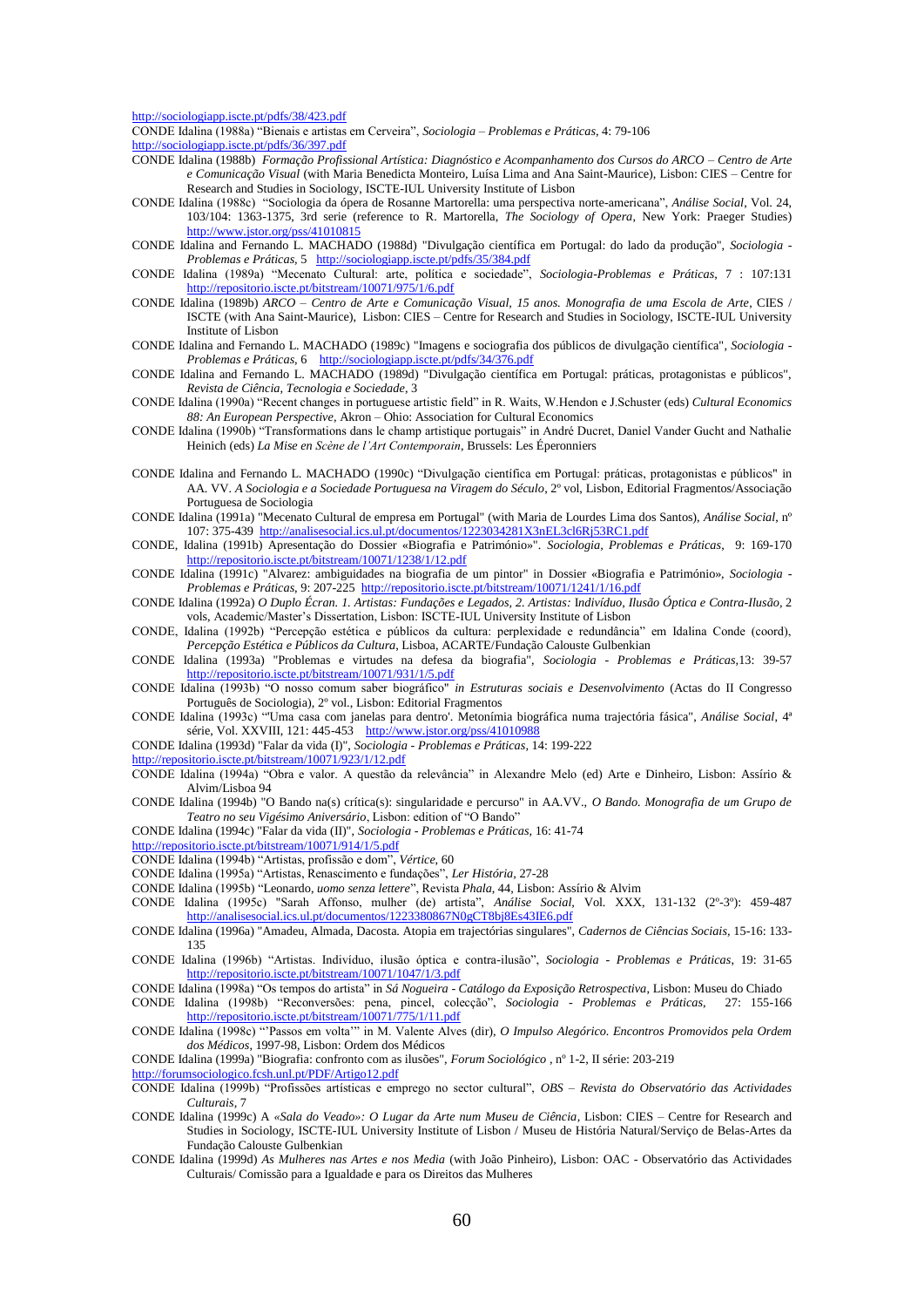http://sociologiapp.iscte.pt/pdfs/38/423.pdf

CONDE Idalina (1988a) "Bienais e artistas em Cerveira", *Sociologia – Problemas e Práticas*, 4: 79-106
http://sociologiapp.iscte.pt/pdfs/36/397.pdf

CONDE Idalina (1988b) *Formação Profissional Artística: Diagnóstico e Acompanhamento dos Cursos do ARCO – Centro de Arte e Comunicação Visual* (with Maria Benedicta Monteiro, Luísa Lima and Ana Saint-Maurice), Lisbon: CIES – Centre for Research and Studies in Sociology, ISCTE-IUL University Institute of Lisbon

CONDE Idalina (1988c) "Sociologia da ópera de Rosanne Martorella: uma perspectiva norte-americana", *Análise Social*, Vol. 24, 103/104: 1363-1375, 3rd serie (reference to R. Martorella, *The Sociology of Opera*, New York: Praeger Studies) http://www.jstor.org/pss/41010815

CONDE Idalina and Fernando L. MACHADO (1988d) "Divulgação científica em Portugal: do lado da produção", *Sociologia - Problemas e Práticas*, 5 http://sociologiapp.iscte.pt/pdfs/35/384.pdf

CONDE Idalina (1989a) "Mecenato Cultural: arte, política e sociedade", *Sociologia-Problemas e Práticas*, 7 : 107:131 http://repositorio.iscte.pt/bitstream/10071/975/1/6.pdf

CONDE Idalina (1989b) *ARCO – Centro de Arte e Comunicação Visual, 15 anos. Monografia de uma Escola de Arte*, CIES / ISCTE (with Ana Saint-Maurice), Lisbon: CIES – Centre for Research and Studies in Sociology, ISCTE-IUL University Institute of Lisbon

CONDE Idalina and Fernando L. MACHADO (1989c) "Imagens e sociografia dos públicos de divulgação científica", *Sociologia - Problemas e Práticas*, 6 http://sociologiapp.iscte.pt/pdfs/34/376.pdf

CONDE Idalina and Fernando L. MACHADO (1989d) "Divulgação científica em Portugal: práticas, protagonistas e públicos", *Revista de Ciência, Tecnologia e Sociedade*, 3

CONDE Idalina (1990a) "Recent changes in portuguese artistic field" in R. Waits, W.Hendon e J.Schuster (eds) *Cultural Economics 88: An European Perspective*, Akron – Ohio: Association for Cultural Economics

CONDE Idalina (1990b) "Transformations dans le champ artistique portugais" in André Ducret, Daniel Vander Gucht and Nathalie Heinich (eds) *La Mise en Scène de l'Art Contemporain*, Brussels: Les Éperonniers

CONDE Idalina and Fernando L. MACHADO (1990c) "Divulgação científica em Portugal: práticas, protagonistas e públicos" in AA. VV. *A Sociologia e a Sociedade Portuguesa na Viragem do Século*, 2º vol, Lisbon, Editorial Fragmentos/Associação Portuguesa de Sociologia

CONDE Idalina (1991a) "Mecenato Cultural de empresa em Portugal" (with Maria de Lourdes Lima dos Santos), *Análise Social*, nº 107: 375-439 http://analisesocial.ics.ul.pt/documentos/1223034281X3nEL3cl6Rj53RC1.pdf

CONDE, Idalina (1991b) Apresentação do Dossier «Biografia e Património»". *Sociologia, Problemas e Práticas*, 9: 169-170 http://repositorio.iscte.pt/bitstream/10071/1238/1/12.pdf

CONDE Idalina (1991c) "Alvarez: ambiguidades na biografia de um pintor" in Dossier «Biografia e Património», *Sociologia - Problemas e Práticas*, 9: 207-225 http://repositorio.iscte.pt/bitstream/10071/1241/1/16.pdf

CONDE Idalina (1992a) *O Duplo Écran. 1. Artistas: Fundações e Legados, 2. Artistas:* I*ndivíduo, Ilusão Óptica e Contra-Ilusão*, 2 vols, Academic/Master's Dissertation, Lisbon: ISCTE-IUL University Institute of Lisbon

CONDE, Idalina (1992b) "Percepção estética e públicos da cultura: perplexidade e redundância" em Idalina Conde (coord), *Percepção Estética e Públicos da Cultura*, Lisboa, ACARTE/Fundação Calouste Gulbenkian

CONDE Idalina (1993a) "Problemas e virtudes na defesa da biografia", *Sociologia - Problemas e Práticas*,13: 39-57 http://repositorio.iscte.pt/bitstream/10071/931/1/5.pdf

CONDE Idalina (1993b) "O nosso comum saber biográfico" *in Estruturas sociais e Desenvolvimento* (Actas do II Congresso Português de Sociologia), 2º vol., Lisbon: Editorial Fragmentos

CONDE Idalina (1993c) "'Uma casa com janelas para dentro'. Metonímia biográfica numa trajectória fásica", *Análise Social*, 4ª série, Vol. XXVIII, 121: 445-453 http://www.jstor.org/pss/41010988

CONDE Idalina (1993d) "Falar da vida (I)", *Sociologia - Problemas e Práticas*, 14: 199-222
http://repositorio.iscte.pt/bitstream/10071/923/1/12.pdf

CONDE Idalina (1994a) "Obra e valor. A questão da relevância" in Alexandre Melo (ed) Arte e Dinheiro, Lisbon: Assírio & Alvim/Lisboa 94

CONDE Idalina (1994b) "O Bando na(s) crítica(s): singularidade e percurso" in AA.VV., *O Bando. Monografia de um Grupo de Teatro no seu Vigésimo Aniversário*, Lisbon: edition of "O Bando"

CONDE Idalina (1994c) "Falar da vida (II)", *Sociologia - Problemas e Práticas*, 16: 41-74
http://repositorio.iscte.pt/bitstream/10071/914/1/5.pdf

CONDE Idalina (1994b) "Artistas, profissão e dom", *Vértice*, 60

CONDE Idalina (1995a) "Artistas, Renascimento e fundações", *Ler História*, 27-28

CONDE Idalina (1995b) "Leonardo, *uomo senza lettere*", Revista *Phala*, 44, Lisbon: Assírio & Alvim

CONDE Idalina (1995c) "Sarah Affonso, mulher (de) artista", *Análise Social*, Vol. XXX, 131-132 (2º-3º): 459-487 http://analisesocial.ics.ul.pt/documentos/1223380867N0gCT8bj8Es43IE6.pdf

CONDE Idalina (1996a) "Amadeu, Almada, Dacosta. Atopia em trajectórias singulares", *Cadernos de Ciências Sociais*, 15-16: 133-135

CONDE Idalina (1996b) "Artistas. Indivíduo, ilusão óptica e contra-ilusão", *Sociologia - Problemas e Práticas*, 19: 31-65 http://repositorio.iscte.pt/bitstream/10071/1047/1/3.pdf

CONDE Idalina (1998a) "Os tempos do artista" in *Sá Nogueira - Catálogo da Exposição Retrospectiva*, Lisbon: Museu do Chiado

CONDE Idalina (1998b) "Reconversões: pena, pincel, colecção", *Sociologia - Problemas e Práticas*, 27: 155-166 http://repositorio.iscte.pt/bitstream/10071/775/1/11.pdf

CONDE Idalina (1998c) "'Passos em volta'" in M. Valente Alves (dir), *O Impulso Alegórico. Encontros Promovidos pela Ordem dos Médicos*, 1997-98, Lisbon: Ordem dos Médicos

CONDE Idalina (1999a) "Biografia: confronto com as ilusões", *Forum Sociológico* , nº 1-2, II série: 203-219
http://forumsociologico.fcsh.unl.pt/PDF/Artigo12.pdf

CONDE Idalina (1999b) "Profissões artísticas e emprego no sector cultural", *OBS – Revista do Observatório das Actividades Culturais*, 7

CONDE Idalina (1999c) A *«Sala do Veado»: O Lugar da Arte num Museu de Ciência*, Lisbon: CIES – Centre for Research and Studies in Sociology, ISCTE-IUL University Institute of Lisbon / Museu de História Natural/Serviço de Belas-Artes da Fundação Calouste Gulbenkian

CONDE Idalina (1999d) *As Mulheres nas Artes e nos Media* (with João Pinheiro), Lisbon: OAC - Observatório das Actividades Culturais/ Comissão para a Igualdade e para os Direitos das Mulheres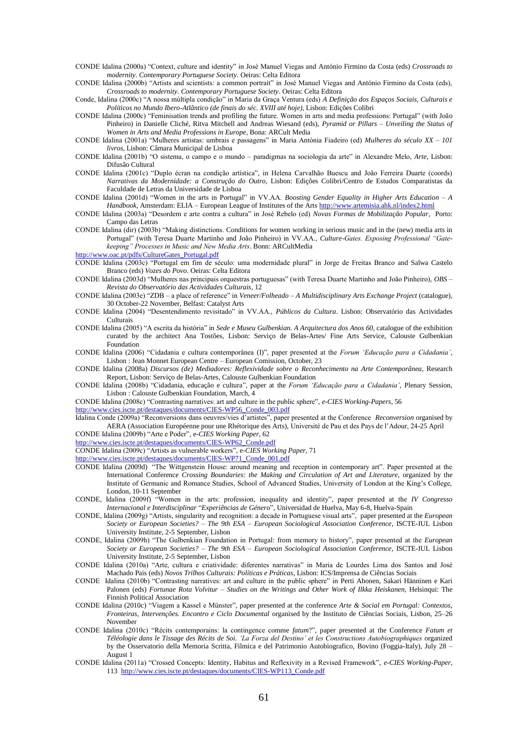CONDE Idalina (2000a) "Context, culture and identity" in José Manuel Viegas and António Firmino da Costa (eds) *Crossroads to modernity. Contemporary Portuguese Society*. Oeiras: Celta Editora

CONDE Idalina (2000b) "Artists and scientists: a common portrait" in José Manuel Viegas and António Firmino da Costa (eds), *Crossroads to modernity. Contemporary Portuguese Society*. Oeiras: Celta Editora

Conde, Idalina (2000c) "A nossa múltipla condição" in Maria da Graça Ventura (eds) *A Definição dos Espaços Sociais, Culturais e Políticos no Mundo Ibero-Atlântico (de finais do séc. XVIII até hoje)*, Lisbon: Edições Colibri

CONDE Idalina (2000c) "Feminisation trends and profiling the future. Women in arts and media professions: Portugal" (with João Pinheiro) in Danielle Cliché, Ritva Mitchell and Andreas Wiesand (eds), *Pyramid or Pillars – Unveiling the Status of Women in Arts and Media Professions in Europe*, Bona: ARCult Media

CONDE Idalina (2001a) "Mulheres artistas: umbrais e passagens" in Maria Antónia Fiadeiro (ed) *Mulheres do século XX – 101 livros*, Lisbon: Câmara Municipal de Lisboa

CONDE Idalina (2001b) "O sistema, o campo e o mundo – paradigmas na sociologia da arte" in Alexandre Melo, *Arte*, Lisbon: Difusão Cultural

CONDE Idalina (2001c) "Duplo écran na condição artística", in Helena Carvalhão Buescu and João Ferreira Duarte (coords) *Narrativas da Modernidade: a Construção do Outro*, Lisbon: Edições Colibri/Centro de Estudos Comparatistas da Faculdade de Letras da Universidade de Lisboa

CONDE Idalina (2001d) "Women in the arts in Portugal" in VV.AA. *Boosting Gender Equality in Higher Arts Education – A Handbook*, Amsterdam: ELIA – European League of Institutes of the Arts http://www.artemisia.ahk.nl/index2.html

CONDE Idalina (2003a) "Desordem e arte contra a cultura" in José Rebelo (ed) *Novas Formas de Mobilização Popular*, Porto: Campo das Letras

CONDE Idalina (dir) (2003b) "Making distinctions. Conditions for women working in serious music and in the (new) media arts in Portugal" (with Teresa Duarte Martinho and João Pinheiro) in VV.AA., *Culture-Gates. Exposing Professional "Gate-keeping" Processes in Music and New Media Arts*. Bonn: ARCultMedia

http://www.oac.pt/pdfs/CultureGates_Portugal.pdf

CONDE Idalina (2003c) "Portugal em fim de século: uma modernidade plural" in Jorge de Freitas Branco and Salwa Castelo Branco (eds) *Vozes do Povo*. Oeiras: Celta Editora

CONDE Idalina (2003d) "Mulheres nas principais orquestras portuguesas" (with Teresa Duarte Martinho and João Pinheiro), *OBS – Revista do Observatório das Actividades Culturais*, 12

CONDE Idalina (2003e) "ZDB – a place of reference" in *Veneer/Folheado – A Multidisciplinary Arts Exchange Project* (catalogue), 30 October-22 November, Belfast: Catalyst Arts

CONDE Idalina (2004) "Desentendimento revisitado" in VV.AA., *Públicos da Cultura*. Lisbon: Observatório das Actividades Culturais

CONDE Idalina (2005) "A escrita da história" in *Sede e Museu Gulbenkian. A Arquitectura dos Anos 60*, catalogue of the exhibition curated by the architect Ana Tostões, Lisbon: Serviço de Belas-Artes/ Fine Arts Service, Calouste Gulbenkian Foundation

CONDE Idalina (2006) "Cidadania e cultura contemporânea (I)", paper presented at the *Forum 'Educação para a Cidadania'*, Lisbon : Jean Monnet European Centre – European Comission, October, 23

CONDE Idalina (2008a) *Discursos (de) Mediadores: Reflexividade sobre o Reconhecimento na Arte Contemporânea*, Research Report, Lisbon: Serviço de Belas-Artes, Calouste Gulbenkian Foundation

CONDE Idalina (2008b) "Cidadania, educação e cultura", paper at the *Forum 'Educação para a Cidadania'*, Plenary Session, Lisbon : Calouste Gulbenkian Foundation, March, 4

CONDE Idalina (2008c) "Contrasting narratives: art and culture in the public sphere", *e-CIES Working-Papers*, 56

http://www.cies.iscte.pt/destaques/documents/CIES-WP56_Conde_003.pdf

Idalina Conde (2009a) "Reconversions dans oeuvres/vies d'artistes", paper presented at the Conference *Reconversion* organised by AERA (Association Européenne pour une Rhétorique des Arts), Université de Pau et des Pays de l'Adour, 24-25 April

CONDE Idalina (2009b) "Arte e Poder", e-*CIES Working Paper*, 62

http://www.cies.iscte.pt/destaques/documents/CIES-WP62_Conde.pdf

CONDE Idalina (2009c) "Artists as vulnerable workers", e-*CIES Working Paper*, 71

http://www.cies.iscte.pt/destaques/documents/CIES-WP71_Conde_001.pdf

CONDE Idalina (2009d) "The Wittgenstein House: around meaning and reception in contemporary art". Paper presented at the International Conference *Crossing Boundaries: the Making and Circulation of Art and Literature*, organized by the Institute of Germanic and Romance Studies, School of Advanced Studies, University of London at the King's College, London, 10-11 September

CONDE, Idalina (2009f) "Women in the arts: profession, inequality and identity", paper presented at the *IV Congresso Internacional e Interdisciplinar* "*Experiências de Género*", Universidad de Huelva, May 6-8, Huelva-Spain

CONDE, Idalina (2009g) "Artists, singularity and recognition: a decade in Portuguese visual arts", paper presented at the *European Society or European Societies? – The 9th ESA – European Sociological Association Conference*, ISCTE-IUL Lisbon University Institute, 2-5 September, Lisbon

CONDE, Idalina (2009h) "The Gulbenkian Foundation in Portugal: from memory to history", paper presented at the *European Society or European Societies? – The 9th ESA – European Sociological Association Conference*, ISCTE-IUL Lisbon University Institute, 2-5 September, Lisbon

CONDE Idalina (2010a) "Arte, cultura e criatividade: diferentes narrativas" in Maria de Lourdes Lima dos Santos and José Machado Pais (eds) *Novos Trilhos Culturais: Políticas e Práticas*, Lisbon: ICS/Imprensa de Ciências Sociais

CONDE Idalina (2010b) "Contrasting narratives: art and culture in the public sphere" in Perti Ahonen, Sakari Hänninen e Kari Palonen (eds) *Fortunae Rota Volvitur – Studies on the Writings and Other Work of Ilkka Heiskanen*, Helsinqui: The Finnish Political Association

CONDE Idalina (2010c) "Viagem a Kassel e Münster", paper presented at the conference *Arte & Social em Portugal: Contextos, Fronteiras, Intervenções. Encontro e Ciclo Documental* organised by the Instituto de Ciências Sociais, Lisbon, 25–26 November

CONDE Idalina (2010c) "Récits contemporains: la contingence comme *fatum*?", paper presented at the Conference *Fatum et Téléologie dans le Tissage des Récits de Soi. 'La Forza del Destino' et les Constructions Autobiographiques* organized by the Osservatorio della Memoria Scritta, Filmica e del Patrimonio Autobiografico, Bovino (Foggia-Italy), July 28 – August 1

CONDE Idalina (2011a) "Crossed Concepts: Identity, Habitus and Reflexivity in a Revised Framework", *e-CIES Working-Paper*, 113 http://www.cies.iscte.pt/destaques/documents/CIES-WP113_Conde.pdf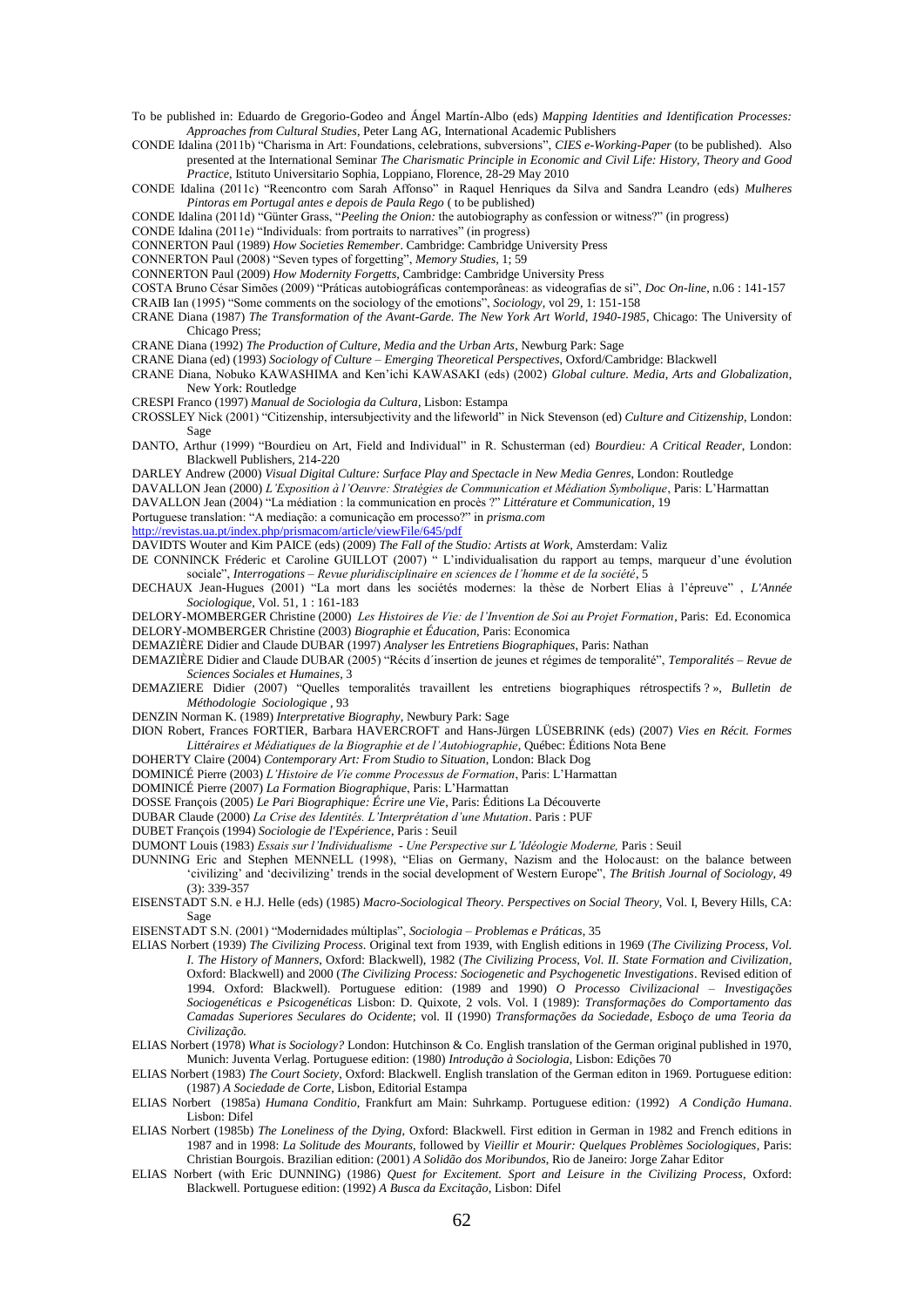To be published in: Eduardo de Gregorio-Godeo and Ángel Martín-Albo (eds) *Mapping Identities and Identification Processes: Approaches from Cultural Studies*, Peter Lang AG, International Academic Publishers

CONDE Idalina (2011b) "Charisma in Art: Foundations, celebrations, subversions", *CIES e-Working-Paper* (to be published). Also presented at the International Seminar *The Charismatic Principle in Economic and Civil Life: History, Theory and Good Practice*, Istituto Universitario Sophia, Loppiano, Florence, 28-29 May 2010

CONDE Idalina (2011c) "Reencontro com Sarah Affonso" in Raquel Henriques da Silva and Sandra Leandro (eds) *Mulheres Pintoras em Portugal antes e depois de Paula Rego* ( to be published)

CONDE Idalina (2011d) "Günter Grass, "*Peeling the Onion:* the autobiography as confession or witness?" (in progress)

CONDE Idalina (2011e) "Individuals: from portraits to narratives" (in progress)

CONNERTON Paul (1989) *How Societies Remember*. Cambridge: Cambridge University Press

CONNERTON Paul (2008) "Seven types of forgetting", *Memory Studies*, 1; 59

CONNERTON Paul (2009) *How Modernity Forgetts*, Cambridge: Cambridge University Press

COSTA Bruno César Simões (2009) "Práticas autobiográficas contemporâneas: as videografias de si", *Doc On-line*, n.06 : 141-157

CRAIB Ian (1995) "Some comments on the sociology of the emotions", *Sociology*, vol 29, 1: 151-158

CRANE Diana (1987) *The Transformation of the Avant-Garde. The New York Art World, 1940-1985*, Chicago: The University of Chicago Press;

CRANE Diana (1992) *The Production of Culture, Media and the Urban Arts*, Newburg Park: Sage

CRANE Diana (ed) (1993) *Sociology of Culture – Emerging Theoretical Perspectives*, Oxford/Cambridge: Blackwell

CRANE Diana, Nobuko KAWASHIMA and Ken'ichi KAWASAKI (eds) (2002) *Global culture. Media, Arts and Globalization*, New York: Routledge

CRESPI Franco (1997) *Manual de Sociologia da Cultura*, Lisbon: Estampa

CROSSLEY Nick (2001) "Citizenship, intersubjectivity and the lifeworld" in Nick Stevenson (ed) *Culture and Citizenship*, London: Sage

DANTO, Arthur (1999) "Bourdieu on Art, Field and Individual" in R. Schusterman (ed) *Bourdieu: A Critical Reader*, London: Blackwell Publishers, 214-220

DARLEY Andrew (2000) *Visual Digital Culture: Surface Play and Spectacle in New Media Genres*, London: Routledge

DAVALLON Jean (2000) *L'Exposition à l'Oeuvre: Stratégies de Communication et Médiation Symbolique*, Paris: L'Harmattan

DAVALLON Jean (2004) "La médiation : la communication en procès ?" *Littérature et Communication*, 19

Portuguese translation: "A mediação: a comunicação em processo?" in *prisma.com*

http://revistas.ua.pt/index.php/prismacom/article/viewFile/645/pdf

DAVIDTS Wouter and Kim PAICE (eds) (2009) *The Fall of the Studio: Artists at Work*, Amsterdam: Valiz

DE CONNINCK Fréderic et Caroline GUILLOT (2007) " L'individualisation du rapport au temps, marqueur d'une évolution sociale", *Interrogations – Revue pluridisciplinaire en sciences de l'homme et de la société*, 5

DECHAUX Jean-Hugues (2001) "La mort dans les sociétés modernes: la thèse de Norbert Elias à l'épreuve" , *L'Année Sociologique*, Vol. 51, 1 : 161-183

DELORY-MOMBERGER Christine (2000) *Les Histoires de Vie: de l'Invention de Soi au Projet Formation*, Paris: Ed. Economica

DELORY-MOMBERGER Christine (2003) *Biographie et Éducation*, Paris: Economica

DEMAZIÈRE Didier and Claude DUBAR (1997) *Analyser les Entretiens Biographiques*, Paris: Nathan

DEMAZIÈRE Didier and Claude DUBAR (2005) "Récits d´insertion de jeunes et régimes de temporalité", *Temporalités – Revue de Sciences Sociales et Humaines*, 3

DEMAZIERE Didier (2007) "Quelles temporalités travaillent les entretiens biographiques rétrospectifs ? », *Bulletin de Méthodologie Sociologique* , 93

DENZIN Norman K. (1989) *Interpretative Biography*, Newbury Park: Sage

DION Robert, Frances FORTIER, Barbara HAVERCROFT and Hans-Jürgen LÜSEBRINK (eds) (2007) *Vies en Récit. Formes Littéraires et Médiatiques de la Biographie et de l'Autobiographie*, Québec: Éditions Nota Bene

DOHERTY Claire (2004) *Contemporary Art: From Studio to Situation*, London: Black Dog

DOMINICÉ Pierre (2003) *L'Histoire de Vie comme Processus de Formation*, Paris: L'Harmattan

DOMINICÉ Pierre (2007) *La Formation Biographique*, Paris: L'Harmattan

DOSSE François (2005) *Le Pari Biographique: Écrire une Vie*, Paris: Éditions La Découverte

DUBAR Claude (2000) *La Crise des Identités. L'Interprétation d'une Mutation*. Paris : PUF

DUBET François (1994) *Sociologie de l'Expérience*, Paris : Seuil

DUMONT Louis (1983) *Essais sur l'Individualisme - Une Perspective sur L'Idéologie Moderne,* Paris : Seuil

DUNNING Eric and Stephen MENNELL (1998), "Elias on Germany, Nazism and the Holocaust: on the balance between 'civilizing' and 'decivilizing' trends in the social development of Western Europe", *The British Journal of Sociology*, 49 (3): 339-357

EISENSTADT S.N. e H.J. Helle (eds) (1985) *Macro-Sociological Theory. Perspectives on Social Theory*, Vol. I, Bevery Hills, CA: Sage

EISENSTADT S.N. (2001) "Modernidades múltiplas", *Sociologia – Problemas e Práticas*, 35

ELIAS Norbert (1939) *The Civilizing Process*. Original text from 1939, with English editions in 1969 (*The Civilizing Process, Vol. I. The History of Manners*, Oxford: Blackwell), 1982 (*The Civilizing Process, Vol. II. State Formation and Civilization*, Oxford: Blackwell) and 2000 (*The Civilizing Process: Sociogenetic and Psychogenetic Investigations*. Revised edition of 1994. Oxford: Blackwell). Portuguese edition: (1989 and 1990) *O Processo Civilizacional – Investigações Sociogenéticas e Psicogenéticas* Lisbon: D. Quixote, 2 vols. Vol. I (1989): *Transformações do Comportamento das Camadas Superiores Seculares do Ocidente*; vol. II (1990) *Transformações da Sociedade, Esboço de uma Teoria da Civilização.*

ELIAS Norbert (1978) *What is Sociology?* London: Hutchinson & Co. English translation of the German original published in 1970, Munich: Juventa Verlag. Portuguese edition: (1980) *Introdução à Sociologia*, Lisbon: Edições 70

ELIAS Norbert (1983) *The Court Society*, Oxford: Blackwell. English translation of the German editon in 1969. Portuguese edition: (1987) *A Sociedade de Corte*, Lisbon, Editorial Estampa

ELIAS Norbert (1985a) *Humana Conditio*, Frankfurt am Main: Suhrkamp. Portuguese edition*:* (1992) *A Condição Humana*. Lisbon: Difel

ELIAS Norbert (1985b) *The Loneliness of the Dying*, Oxford: Blackwell. First edition in German in 1982 and French editions in 1987 and in 1998: *La Solitude des Mourants*, followed by *Vieillir et Mourir: Quelques Problèmes Sociologiques*, Paris: Christian Bourgois. Brazilian edition: (2001) *A Solidão dos Moribundos*, Rio de Janeiro: Jorge Zahar Editor

ELIAS Norbert (with Eric DUNNING) (1986) *Quest for Excitement. Sport and Leisure in the Civilizing Process*, Oxford: Blackwell. Portuguese edition: (1992) *A Busca da Excitação*, Lisbon: Difel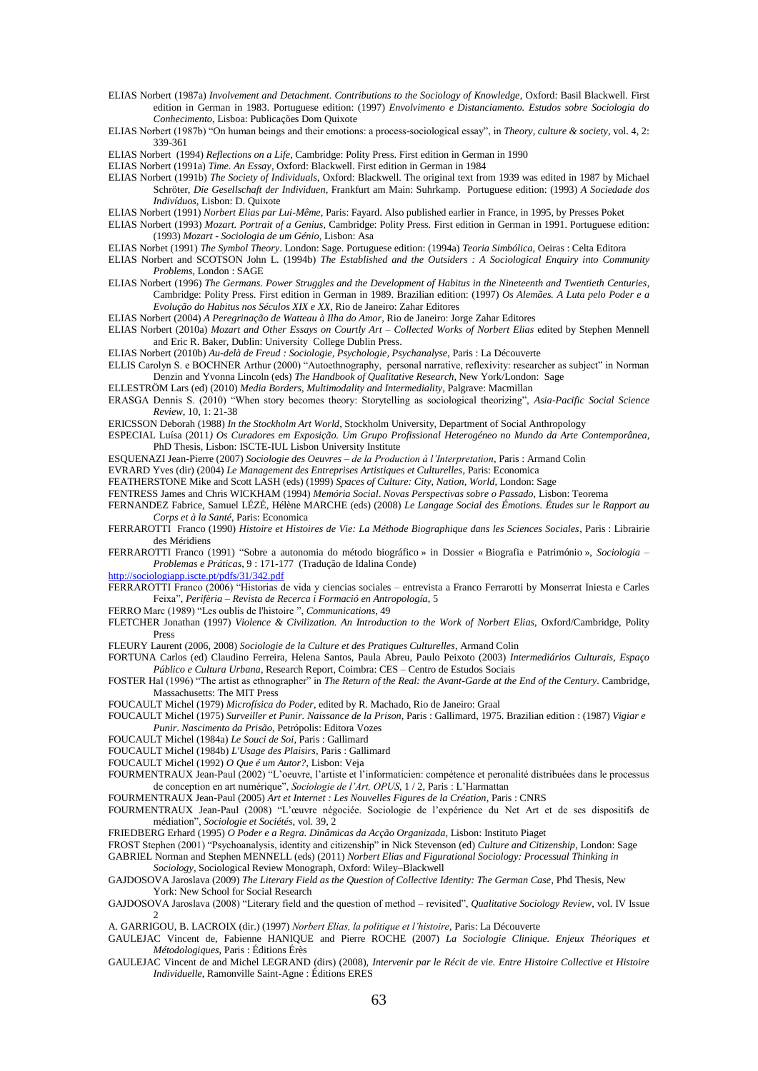ELIAS Norbert (1987a) *Involvement and Detachment. Contributions to the Sociology of Knowledge*, Oxford: Basil Blackwell. First edition in German in 1983. Portuguese edition: (1997) *Envolvimento e Distanciamento. Estudos sobre Sociologia do Conhecimento*, Lisboa: Publicações Dom Quixote

ELIAS Norbert (1987b) "On human beings and their emotions: a process-sociological essay", in *Theory, culture & society*, vol. 4, 2: 339-361

ELIAS Norbert (1994) *Reflections on a Life*, Cambridge: Polity Press. First edition in German in 1990

ELIAS Norbert (1991a) *Time. An Essay*, Oxford: Blackwell. First edition in German in 1984

ELIAS Norbert (1991b) *The Society of Individuals*, Oxford: Blackwell. The original text from 1939 was edited in 1987 by Michael Schröter, *Die Gesellschaft der Individuen*, Frankfurt am Main: Suhrkamp. Portuguese edition: (1993) *A Sociedade dos Indivíduos*, Lisbon: D. Quixote

ELIAS Norbert (1991) *Norbert Elias par Lui-Même*, Paris: Fayard. Also published earlier in France, in 1995, by Presses Poket

ELIAS Norbert (1993) *Mozart. Portrait of a Genius*, Cambridge: Polity Press. First edition in German in 1991. Portuguese edition: (1993) *Mozart - Sociologia de um Génio*, Lisbon: Asa

ELIAS Norbet (1991) *The Symbol Theory*. London: Sage. Portuguese edition: (1994a) *Teoria Simbólica*, Oeiras : Celta Editora

ELIAS Norbert and SCOTSON John L. (1994b) *The Established and the Outsiders : A Sociological Enquiry into Community Problems*, London : SAGE

ELIAS Norbert (1996) *The Germans. Power Struggles and the Development of Habitus in the Nineteenth and Twentieth Centuries*, Cambridge: Polity Press. First edition in German in 1989. Brazilian edition: (1997) *Os Alemães. A Luta pelo Poder e a Evolução do Habitus nos Séculos XIX e XX*, Rio de Janeiro: Zahar Editores

ELIAS Norbert (2004) *A Peregrinação de Watteau à Ilha do Amor*, Rio de Janeiro: Jorge Zahar Editores

ELIAS Norbert (2010a) *Mozart and Other Essays on Courtly Art – Collected Works of Norbert Elias* edited by Stephen Mennell and Eric R. Baker, Dublin: University College Dublin Press.

ELIAS Norbert (2010b) *Au-delà de Freud : Sociologie, Psychologie, Psychanalyse*, Paris : La Découverte

ELLIS Carolyn S. e BOCHNER Arthur (2000) "Autoethnography, personal narrative, reflexivity: researcher as subject" in Norman Denzin and Yvonna Lincoln (eds) *The Handbook of Qualitative Research*, New York/London: Sage

ELLESTRÖM Lars (ed) (2010) *Media Borders, Multimodality and Intermediality*, Palgrave: Macmillan

ERASGA Dennis S. (2010) "When story becomes theory: Storytelling as sociological theorizing", *Asia-Pacific Social Science Review*, 10, 1: 21-38

ERICSSON Deborah (1988) *In the Stockholm Art World*, Stockholm University, Department of Social Anthropology

ESPECIAL Luísa (2011*) Os Curadores em Exposição. Um Grupo Profissional Heterogéneo no Mundo da Arte Contemporânea*, PhD Thesis, Lisbon: ISCTE-IUL Lisbon University Institute

ESQUENAZI Jean-Pierre (2007) *Sociologie des Oeuvres – de la Production à l'Interpretation*, Paris : Armand Colin

EVRARD Yves (dir) (2004) *Le Management des Entreprises Artistiques et Culturelles*, Paris: Economica

FEATHERSTONE Mike and Scott LASH (eds) (1999) *Spaces of Culture: City, Nation, World*, London: Sage

FENTRESS James and Chris WICKHAM (1994) *Memória Social. Novas Perspectivas sobre o Passado*, Lisbon: Teorema

FERNANDEZ Fabrice, Samuel LÉZÉ, Hélène MARCHE (eds) (2008) *Le Langage Social des Émotions. Études sur le Rapport au Corps et à la Santé*, Paris: Economica

FERRAROTTI Franco (1990) *Histoire et Histoires de Vie: La Méthode Biographique dans les Sciences Sociales*, Paris : Librairie des Méridiens

FERRAROTTI Franco (1991) "Sobre a autonomia do método biográfico » in Dossier « Biografia e Património », *Sociologia – Problemas e Práticas*, 9 : 171-177 (Tradução de Idalina Conde)

http://sociologiapp.iscte.pt/pdfs/31/342.pdf

FERRAROTTI Franco (2006) "Historias de vida y ciencias sociales – entrevista a Franco Ferrarotti by Monserrat Iniesta e Carles Feixa", *Perifèria – Revista de Recerca i Formació en Antropologia*, 5

FERRO Marc (1989) "Les oublis de l'histoire ", *Communications*, 49

FLETCHER Jonathan (1997) *Violence & Civilization. An Introduction to the Work of Norbert Elias*, Oxford/Cambridge, Polity Press

FLEURY Laurent (2006, 2008) *Sociologie de la Culture et des Pratiques Culturelles*, Armand Colin

FORTUNA Carlos (ed) Claudino Ferreira, Helena Santos, Paula Abreu, Paulo Peixoto (2003) *Intermediários Culturais, Espaço Público e Cultura Urbana*, Research Report, Coimbra: CES – Centro de Estudos Sociais

FOSTER Hal (1996) "The artist as ethnographer" in *The Return of the Real: the Avant-Garde at the End of the Century*. Cambridge, Massachusetts: The MIT Press

FOUCAULT Michel (1979) *Microfísica do Poder*, edited by R. Machado, Rio de Janeiro: Graal

FOUCAULT Michel (1975) *Surveiller et Punir. Naissance de la Prison*, Paris : Gallimard, 1975. Brazilian edition : (1987) *Vigiar e Punir. Nascimento da Prisão*, Petrópolis: Editora Vozes

FOUCAULT Michel (1984a) *Le Souci de Soi*, Paris : Gallimard

FOUCAULT Michel (1984b) *L'Usage des Plaisirs*, Paris : Gallimard

FOUCAULT Michel (1992) *O Que é um Autor?*, Lisbon: Veja

FOURMENTRAUX Jean-Paul (2002) "L'oeuvre, l'artiste et l'informaticien: compétence et peronalité distribuées dans le processus de conception en art numérique", *Sociologie de l'Art, OPUS*, 1 / 2, Paris : L'Harmattan

FOURMENTRAUX Jean-Paul (2005) *Art et Internet : Les Nouvelles Figures de la Création*, Paris : CNRS

FOURMENTRAUX Jean-Paul (2008) "L'œuvre négociée. Sociologie de l'expérience du Net Art et de ses dispositifs de médiation", *Sociologie et Sociétés*, vol. 39, 2

FRIEDBERG Erhard (1995) *O Poder e a Regra. Dinâmicas da Acção Organizada*, Lisbon: Instituto Piaget

FROST Stephen (2001) "Psychoanalysis, identity and citizenship" in Nick Stevenson (ed) *Culture and Citizenship*, London: Sage

GABRIEL Norman and Stephen MENNELL (eds) (2011) *Norbert Elias and Figurational Sociology: Processual Thinking in Sociology*, Sociological Review Monograph, Oxford: Wiley–Blackwell

GAJDOSOVA Jaroslava (2009) *The Literary Field as the Question of Collective Identity: The German Case*, Phd Thesis, New York: New School for Social Research

GAJDOSOVA Jaroslava (2008) "Literary field and the question of method – revisited", *Qualitative Sociology Review*, vol. IV Issue 2

A. GARRIGOU, B. LACROIX (dir.) (1997) *Norbert Elias, la politique et l'histoire*, Paris: La Découverte

GAULEJAC Vincent de, Fabienne HANIQUE and Pierre ROCHE (2007) *La Sociologie Clinique. Enjeux Théoriques et Métodologiques*, Paris : Éditions Érès

GAULEJAC Vincent de and Michel LEGRAND (dirs) (2008), *Intervenir par le Récit de vie. Entre Histoire Collective et Histoire Individuelle*, Ramonville Saint-Agne : Éditions ERES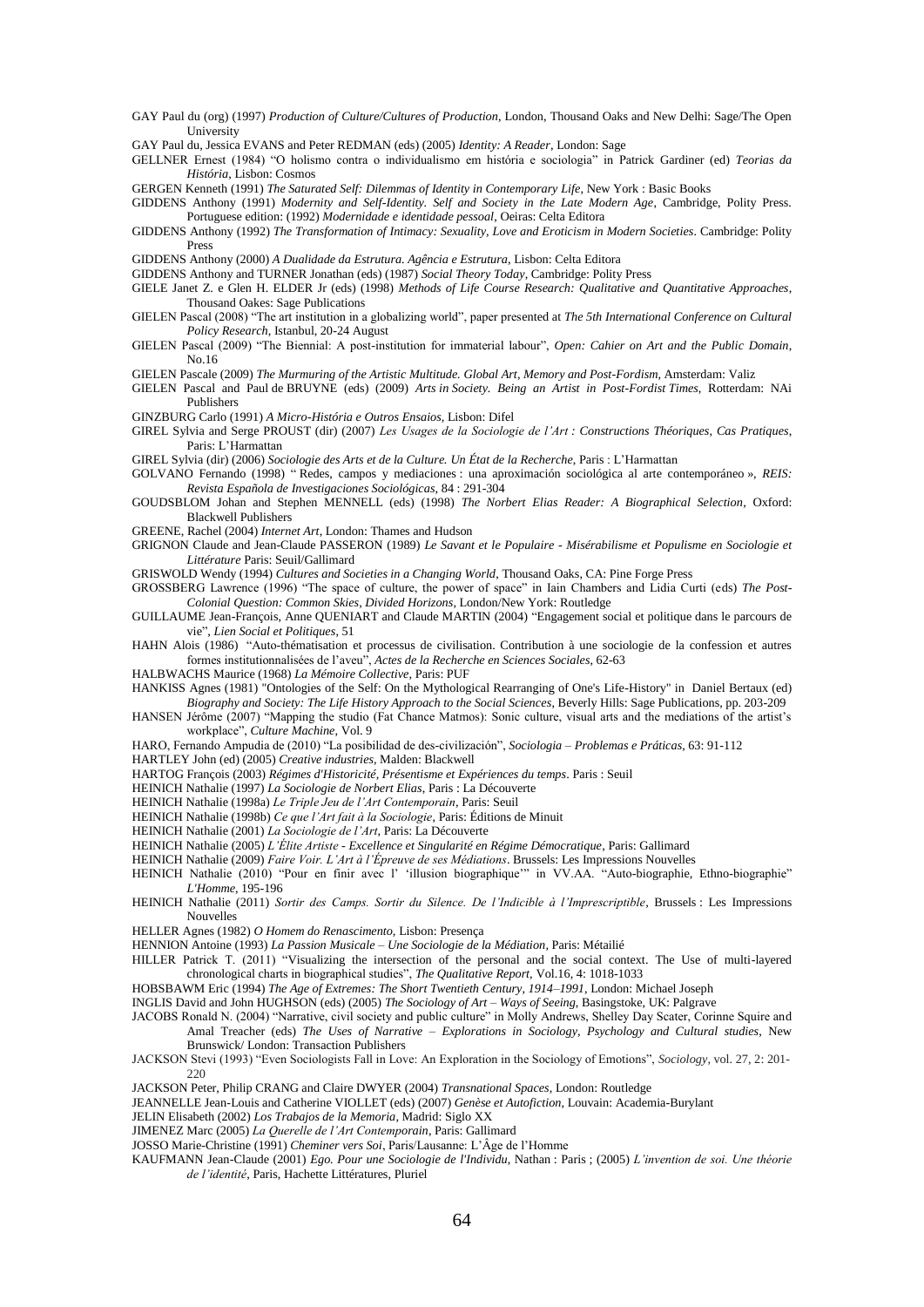GAY Paul du (org) (1997) *Production of Culture/Cultures of Production*, London, Thousand Oaks and New Delhi: Sage/The Open University

GAY Paul du, Jessica EVANS and Peter REDMAN (eds) (2005) *Identity: A Reader*, London: Sage

GELLNER Ernest (1984) "O holismo contra o individualismo em história e sociologia" in Patrick Gardiner (ed) *Teorias da História*, Lisbon: Cosmos

GERGEN Kenneth (1991) *The Saturated Self: Dilemmas of Identity in Contemporary Life*, New York : Basic Books

GIDDENS Anthony (1991) *Modernity and Self-Identity. Self and Society in the Late Modern Age*, Cambridge, Polity Press. Portuguese edition: (1992) *Modernidade e identidade pessoal*, Oeiras: Celta Editora

GIDDENS Anthony (1992) *The Transformation of Intimacy: Sexuality, Love and Eroticism in Modern Societies*. Cambridge: Polity Press

GIDDENS Anthony (2000) *A Dualidade da Estrutura. Agência e Estrutura*, Lisbon: Celta Editora

GIDDENS Anthony and TURNER Jonathan (eds) (1987) *Social Theory Today*, Cambridge: Polity Press

GIELE Janet Z. e Glen H. ELDER Jr (eds) (1998) *Methods of Life Course Research: Qualitative and Quantitative Approaches*, Thousand Oakes: Sage Publications

GIELEN Pascal (2008) "The art institution in a globalizing world", paper presented at *The 5th International Conference on Cultural Policy Research*, Istanbul, 20-24 August

GIELEN Pascal (2009) "The Biennial: A post-institution for immaterial labour", *Open: Cahier on Art and the Public Domain*, No.16

GIELEN Pascale (2009) *The Murmuring of the Artistic Multitude. Global Art, Memory and Post-Fordism*, Amsterdam: Valiz

GIELEN Pascal and Paul de BRUYNE (eds) (2009) *Arts in Society. Being an Artist in Post-Fordist Times*, Rotterdam: NAi Publishers

GINZBURG Carlo (1991) *A Micro-História e Outros Ensaios*, Lisbon: Difel

GIREL Sylvia and Serge PROUST (dir) (2007) *Les Usages de la Sociologie de l'Art : Constructions Théoriques, Cas Pratiques*, Paris: L'Harmattan

GIREL Sylvia (dir) (2006) *Sociologie des Arts et de la Culture. Un État de la Recherche*, Paris : L'Harmattan

GOLVANO Fernando (1998) " Redes, campos y mediaciones : una aproximación sociológica al arte contemporáneo », *REIS: Revista Española de Investigaciones Sociológicas*, 84 : 291-304

GOUDSBLOM Johan and Stephen MENNELL (eds) (1998) *The Norbert Elias Reader: A Biographical Selection*, Oxford: Blackwell Publishers

GREENE, Rachel (2004) *Internet Art*, London: Thames and Hudson

GRIGNON Claude and Jean-Claude PASSERON (1989) *Le Savant et le Populaire - Misérabilisme et Populisme en Sociologie et Littérature* Paris: Seuil/Gallimard

GRISWOLD Wendy (1994) *Cultures and Societies in a Changing World*, Thousand Oaks, CA: Pine Forge Press

GROSSBERG Lawrence (1996) "The space of culture, the power of space" in Iain Chambers and Lidia Curti (eds) *The Post-Colonial Question: Common Skies, Divided Horizons*, London/New York: Routledge

GUILLAUME Jean-François, Anne QUENIART and Claude MARTIN (2004) "Engagement social et politique dans le parcours de vie", *Lien Social et Politiques*, 51

HAHN Alois (1986) "Auto-thématisation et processus de civilisation. Contribution à une sociologie de la confession et autres formes institutionnalisées de l'aveu", *Actes de la Recherche en Sciences Sociales*, 62-63

HALBWACHS Maurice (1968) *La Mémoire Collective*, Paris: PUF

HANKISS Agnes (1981) "Ontologies of the Self: On the Mythological Rearranging of One's Life-History" in Daniel Bertaux (ed) *Biography and Society: The Life History Approach to the Social Sciences*, Beverly Hills: Sage Publications, pp. 203-209

HANSEN Jérôme (2007) "Mapping the studio (Fat Chance Matmos): Sonic culture, visual arts and the mediations of the artist's workplace", *Culture Machine*, Vol. 9

HARO, Fernando Ampudia de (2010) "La posibilidad de des-civilización", *Sociologia – Problemas e Práticas*, 63: 91-112

HARTLEY John (ed) (2005) *Creative industries*, Malden: Blackwell

HARTOG François (2003) *Régimes d'Historicité, Présentisme et Expériences du temps*. Paris : Seuil

HEINICH Nathalie (1997) *La Sociologie de Norbert Elias*, Paris : La Découverte

HEINICH Nathalie (1998a) *Le Triple Jeu de l'Art Contemporain*, Paris: Seuil

HEINICH Nathalie (1998b) *Ce que l'Art fait à la Sociologie*, Paris: Éditions de Minuit

HEINICH Nathalie (2001) *La Sociologie de l'Art*, Paris: La Découverte

HEINICH Nathalie (2005) *L'Élite Artiste - Excellence et Singularité en Régime Démocratique*, Paris: Gallimard

HEINICH Nathalie (2009) *Faire Voir. L'Art à l'Épreuve de ses Médiations*. Brussels: Les Impressions Nouvelles

HEINICH Nathalie (2010) "Pour en finir avec l' 'illusion biographique'" in VV.AA. "Auto-biographie, Ethno-biographie" *L'Homme*, 195-196

HEINICH Nathalie (2011) *Sortir des Camps. Sortir du Silence. De l'Indicible à l'Imprescriptible*, Brussels : Les Impressions Nouvelles

HELLER Agnes (1982) *O Homem do Renascimento*, Lisbon: Presença

HENNION Antoine (1993) *La Passion Musicale – Une Sociologie de la Médiation*, Paris: Métailié

HILLER Patrick T. (2011) "Visualizing the intersection of the personal and the social context. The Use of multi-layered chronological charts in biographical studies", *The Qualitative Report*, Vol.16, 4: 1018-1033

HOBSBAWM Eric (1994) *The Age of Extremes: The Short Twentieth Century, 1914–1991*, London: Michael Joseph

INGLIS David and John HUGHSON (eds) (2005) *The Sociology of Art – Ways of Seeing*, Basingstoke, UK: Palgrave

JACOBS Ronald N. (2004) "Narrative, civil society and public culture" in Molly Andrews, Shelley Day Scater, Corinne Squire and Amal Treacher (eds) *The Uses of Narrative – Explorations in Sociology, Psychology and Cultural studies*, New Brunswick/ London: Transaction Publishers

JACKSON Stevi (1993) "Even Sociologists Fall in Love: An Exploration in the Sociology of Emotions", *Sociology*, vol. 27, 2: 201-220

JACKSON Peter, Philip CRANG and Claire DWYER (2004) *Transnational Spaces*, London: Routledge

JEANNELLE Jean-Louis and Catherine VIOLLET (eds) (2007) *Genèse et Autofiction*, Louvain: Academia-Burylant

JELIN Elisabeth (2002) *Los Trabajos de la Memoria*, Madrid: Siglo XX

JIMENEZ Marc (2005) *La Querelle de l'Art Contemporain*, Paris: Gallimard

JOSSO Marie-Christine (1991) *Cheminer vers Soi*, Paris/Lausanne: L'Âge de l'Homme

KAUFMANN Jean-Claude (2001) *Ego. Pour une Sociologie de l'Individu*, Nathan : Paris ; (2005) *L'invention de soi. Une théorie de l'identité*, Paris, Hachette Littératures, Pluriel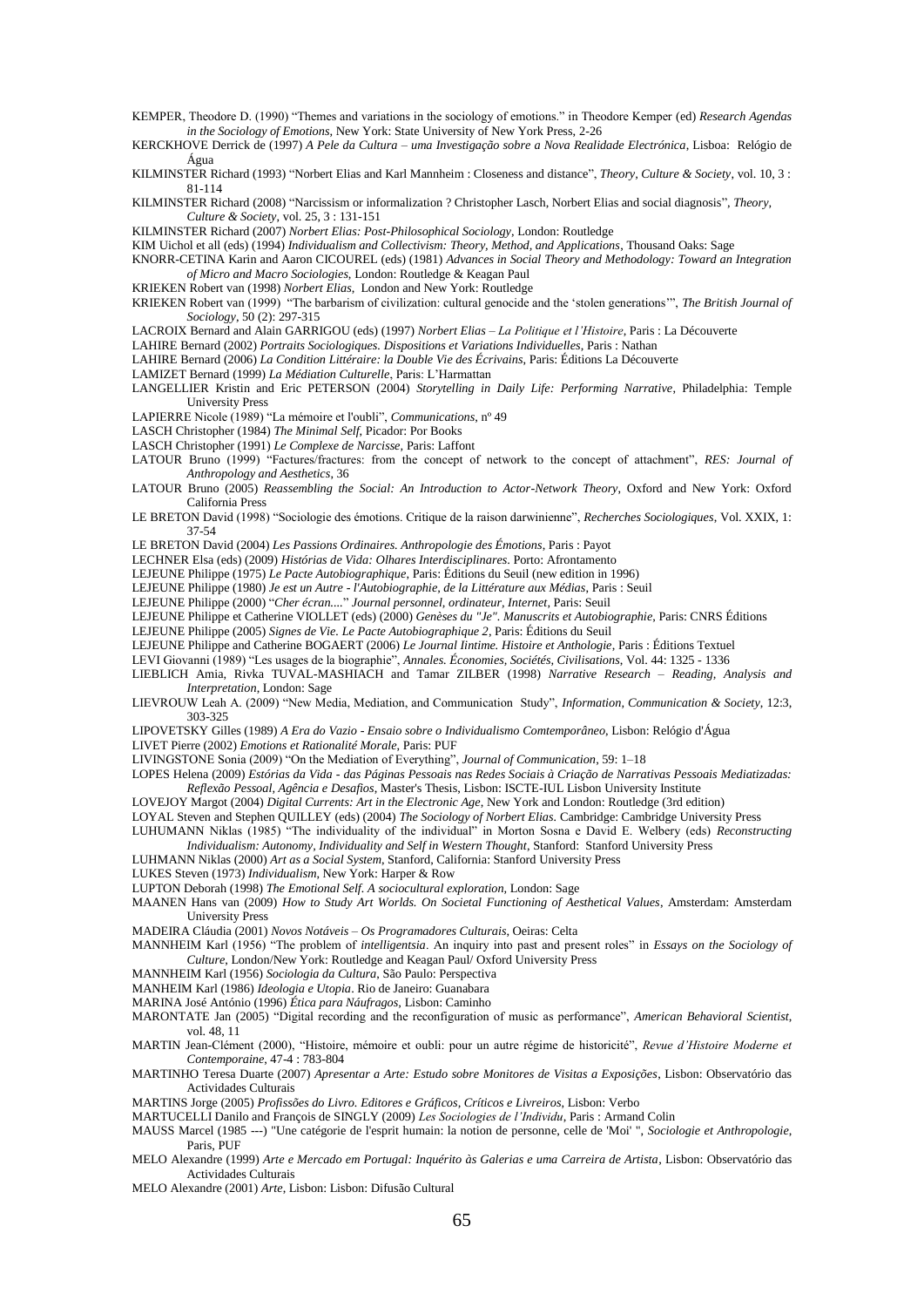KEMPER, Theodore D. (1990) "Themes and variations in the sociology of emotions." in Theodore Kemper (ed) *Research Agendas in the Sociology of Emotions*, New York: State University of New York Press, 2-26

KERCKHOVE Derrick de (1997) *A Pele da Cultura – uma Investigação sobre a Nova Realidade Electrónica*, Lisboa: Relógio de Água

KILMINSTER Richard (1993) "Norbert Elias and Karl Mannheim : Closeness and distance", *Theory, Culture & Society*, vol. 10, 3 : 81-114

KILMINSTER Richard (2008) "Narcissism or informalization ? Christopher Lasch, Norbert Elias and social diagnosis", *Theory, Culture & Society*, vol. 25, 3 : 131-151

KILMINSTER Richard (2007) *Norbert Elias: Post-Philosophical Sociology*, London: Routledge

KIM Uichol et all (eds) (1994) *Individualism and Collectivism: Theory, Method, and Applications*, Thousand Oaks: Sage

KNORR-CETINA Karin and Aaron CICOUREL (eds) (1981) *Advances in Social Theory and Methodology: Toward an Integration of Micro and Macro Sociologies*, London: Routledge & Keagan Paul

KRIEKEN Robert van (1998) *Norbert Elias*, London and New York: Routledge

KRIEKEN Robert van (1999) "The barbarism of civilization: cultural genocide and the 'stolen generations'", *The British Journal of Sociology*, 50 (2): 297-315

LACROIX Bernard and Alain GARRIGOU (eds) (1997) *Norbert Elias – La Politique et l'Histoire*, Paris : La Découverte

LAHIRE Bernard (2002) *Portraits Sociologiques. Dispositions et Variations Individuelles*, Paris : Nathan

LAHIRE Bernard (2006) *La Condition Littéraire: la Double Vie des Écrivains*, Paris: Éditions La Découverte

LAMIZET Bernard (1999) *La Médiation Culturelle*, Paris: L'Harmattan

LANGELLIER Kristin and Eric PETERSON (2004) *Storytelling in Daily Life: Performing Narrative*, Philadelphia: Temple University Press

LAPIERRE Nicole (1989) "La mémoire et l'oubli", *Communications*, nº 49

LASCH Christopher (1984) *The Minimal Self*, Picador: Por Books

LASCH Christopher (1991) *Le Complexe de Narcisse*, Paris: Laffont

LATOUR Bruno (1999) "Factures/fractures: from the concept of network to the concept of attachment", *RES: Journal of Anthropology and Aesthetics*, 36

LATOUR Bruno (2005) *Reassembling the Social: An Introduction to Actor-Network Theory*, Oxford and New York: Oxford California Press

LE BRETON David (1998) "Sociologie des émotions. Critique de la raison darwinienne", *Recherches Sociologiques*, Vol. XXIX, 1: 37-54

LE BRETON David (2004) *Les Passions Ordinaires. Anthropologie des Émotions*, Paris : Payot

LECHNER Elsa (eds) (2009) *Histórias de Vida: Olhares Interdisciplinares*. Porto: Afrontamento

LEJEUNE Philippe (1975) *Le Pacte Autobiographique*, Paris: Éditions du Seuil (new edition in 1996)

LEJEUNE Philippe (1980) *Je est un Autre - l'Autobiographie, de la Littérature aux Médias*, Paris : Seuil

LEJEUNE Philippe (2000) "*Cher écran....*" *Journal personnel, ordinateur, Internet*, Paris: Seuil

LEJEUNE Philippe et Catherine VIOLLET (eds) (2000) *Genèses du "Je". Manuscrits et Autobiographie*, Paris: CNRS Éditions

LEJEUNE Philippe (2005) *Signes de Vie. Le Pacte Autobiographique 2*, Paris: Éditions du Seuil

LEJEUNE Philippe and Catherine BOGAERT (2006) *Le Journal Iintime. Histoire et Anthologie*, Paris : Éditions Textuel

LEVI Giovanni (1989) "Les usages de la biographie", *Annales. Économies, Sociétés, Civilisations*, Vol. 44: 1325 - 1336

LIEBLICH Amia, Rivka TUVAL-MASHIACH and Tamar ZILBER (1998) *Narrative Research – Reading, Analysis and Interpretation*, London: Sage

LIEVROUW Leah A. (2009) "New Media, Mediation, and Communication Study", *Information, Communication & Society*, 12:3, 303-325

LIPOVETSKY Gilles (1989) *A Era do Vazio - Ensaio sobre o Individualismo Comtemporâneo*, Lisbon: Relógio d'Água

LIVET Pierre (2002) *Emotions et Rationalité Morale*, Paris: PUF

LIVINGSTONE Sonia (2009) "On the Mediation of Everything", *Journal of Communication*, 59: 1–18

LOPES Helena (2009) *Estórias da Vida - das Páginas Pessoais nas Redes Sociais à Criação de Narrativas Pessoais Mediatizadas: Reflexão Pessoal, Agência e Desafios*, Master's Thesis, Lisbon: ISCTE-IUL Lisbon University Institute

LOVEJOY Margot (2004) *Digital Currents: Art in the Electronic Age*, New York and London: Routledge (3rd edition)

LOYAL Steven and Stephen QUILLEY (eds) (2004) *The Sociology of Norbert Elias*. Cambridge: Cambridge University Press

LUHUMANN Niklas (1985) "The individuality of the individual" in Morton Sosna e David E. Welbery (eds) *Reconstructing Individualism: Autonomy, Individuality and Self in Western Thought*, Stanford: Stanford University Press

LUHMANN Niklas (2000) *Art as a Social System*, Stanford, California: Stanford University Press

LUKES Steven (1973) *Individualism*, New York: Harper & Row

LUPTON Deborah (1998) *The Emotional Self. A sociocultural exploration*, London: Sage

MAANEN Hans van (2009) *How to Study Art Worlds. On Societal Functioning of Aesthetical Values*, Amsterdam: Amsterdam University Press

MADEIRA Cláudia (2001) *Novos Notáveis – Os Programadores Culturais*, Oeiras: Celta

MANNHEIM Karl (1956) "The problem of *intelligentsia*. An inquiry into past and present roles" in *Essays on the Sociology of Culture*, London/New York: Routledge and Keagan Paul/ Oxford University Press

MANNHEIM Karl (1956) *Sociologia da Cultura*, São Paulo: Perspectiva

MANHEIM Karl (1986) *Ideologia e Utopia*. Rio de Janeiro: Guanabara

MARINA José António (1996) *Ética para Náufragos*, Lisbon: Caminho

MARONTATE Jan (2005) "Digital recording and the reconfiguration of music as performance", *American Behavioral Scientist*, vol. 48, 11

MARTIN Jean-Clément (2000), "Histoire, mémoire et oubli: pour un autre régime de historicité", *Revue d'Histoire Moderne et Contemporaine*, 47-4 : 783-804

MARTINHO Teresa Duarte (2007) *Apresentar a Arte: Estudo sobre Monitores de Visitas a Exposições*, Lisbon: Observatório das Actividades Culturais

MARTINS Jorge (2005) *Profissões do Livro. Editores e Gráficos, Críticos e Livreiros*, Lisbon: Verbo

MARTUCELLI Danilo and François de SINGLY (2009) *Les Sociologies de l'Individu*, Paris : Armand Colin

MAUSS Marcel (1985 ---) "Une catégorie de l'esprit humain: la notion de personne, celle de 'Moi' ", *Sociologie et Anthropologie*, Paris, PUF

MELO Alexandre (1999) *Arte e Mercado em Portugal: Inquérito às Galerias e uma Carreira de Artista*, Lisbon: Observatório das Actividades Culturais

MELO Alexandre (2001) *Arte*, Lisbon: Lisbon: Difusão Cultural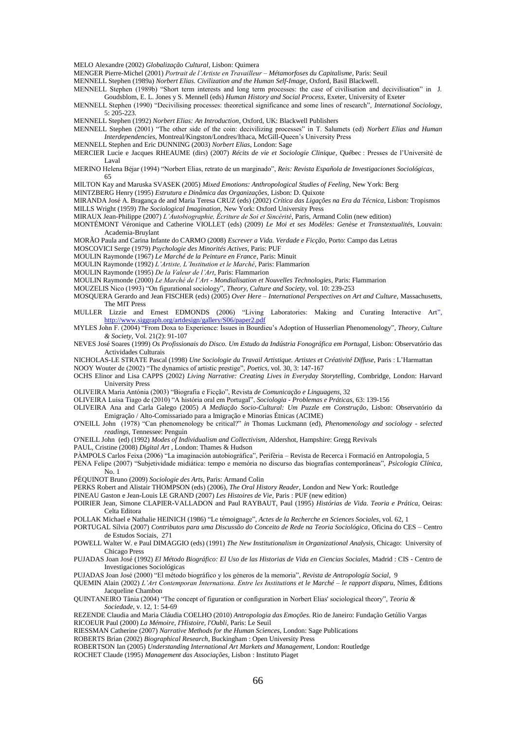MELO Alexandre (2002) *Globalização Cultural*, Lisbon: Quimera

MENGER Pierre-Michel (2001) *Portrait de l'Artiste en Travailleur – Métamorfoses du Capitalisme*, Paris: Seuil

MENNELL Stephen (1989a) *Norbert Elias. Civilization and the Human Self-Image*, Oxford, Basil Blackwell.

MENNELL Stephen (1989b) "Short term interests and long term processes: the case of civilisation and decivilisation" in J. Goudsblom, E. L. Jones y S. Mennell (eds) *Human History and Social Process*, Exeter, University of Exeter

MENNELL Stephen (1990) "Decivilising processes: theoretical significance and some lines of research", *International Sociology*, 5: 205-223.

MENNELL Stephen (1992) *Norbert Elias: An Introduction*, Oxford, UK: Blackwell Publishers

MENNELL Stephen (2001) "The other side of the coin: decivilizing processes" in T. Salumets (ed) *Norbert Elias and Human Interdependencies*, Montreal/Kingston/Londres/Ithaca, McGill-Queen's University Press

MENNELL Stephen and Eric DUNNING (2003) *Norbert Elias*, London: Sage

MERCIER Lucie e Jacques RHEAUME (dirs) (2007) *Récits de vie et Sociologie Clinique*, Québec : Presses de l'Université de Laval

MERINO Helena Béjar (1994) "Norbert Elias, retrato de un marginado", *Reis: Revista Española de Investigaciones Sociológicas*, 65

MILTON Kay and Maruska SVASEK (2005) *Mixed Emotions: Anthropological Studies of Feeling*, New York: Berg

MINTZBERG Henry (1995) *Estrutura e Dinâmica das Organizações*, Lisbon: D. Quixote

MIRANDA José A. Bragança de and Maria Teresa CRUZ (eds) (2002) *Crítica das Ligações na Era da Técnica*, Lisbon: Tropismos

MILLS Wright (1959) *The Sociological Imagination*, New York: Oxford University Press

MIRAUX Jean-Philippe (2007) *L'Autobiographie, Écriture de Soi et Sincérité*, Paris, Armand Colin (new edition)

MONTÉMONT Véronique and Catherine VIOLLET (eds) (2009) *Le Moi et ses Modèles: Genèse et Transtextualités*, Louvain: Academia-Bruylant

MORÃO Paula and Carina Infante do CARMO (2008) *Escrever a Vida. Verdade e Ficção*, Porto: Campo das Letras

MOSCOVICI Serge (1979) *Psychologie des Minorités Actives*, Paris: PUF

MOULIN Raymonde (1967) *Le Marché de la Peinture en France*, Paris: Minuit

MOULIN Raymonde (1992) *L'Artiste, L'Institution et le Marché*, Paris: Flammarion

MOULIN Raymonde (1995) *De la Valeur de l'Art*, Paris: Flammarion

MOULIN Raymonde (2000) *Le Marché de l'Art - Mondialisation et Nouvelles Technologies*, Paris: Flammarion

MOUZELIS Nico (1993) "On figurational sociology", *Theory, Culture and Society*, vol. 10: 239-253

MOSQUERA Gerardo and Jean FISCHER (eds) (2005) *Over Here – International Perspectives on Art and Culture*, Massachusetts, The MIT Press

MULLER Lizzie and Ernest EDMONDS (2006) "Living Laboratories: Making and Curating Interactive Art", http://www.siggraph.org/artdesign/gallery/S06/paper2.pdf

MYLES John F. (2004) "From Doxa to Experience: Issues in Bourdieu's Adoption of Husserlian Phenomenology", *Theory, Culture & Society*, Vol. 21(2): 91-107

NEVES José Soares (1999) *Os Profissionais do Disco. Um Estudo da Indústria Fonográfica em Portugal*, Lisbon: Observatório das Actividades Culturais

NICHOLAS-LE STRATE Pascal (1998) *Une Sociologie du Travail Artistique. Artistes et Créativité Diffuse*, Paris : L'Harmattan

NOOY Wouter de (2002) "The dynamics of artistic prestige", *Poetics*, vol. 30, 3: 147-167

OCHS Elinor and Lisa CAPPS (2002) *Living Narrative: Creating Lives in Everyday Storytelling*, Combridge, London: Harvard University Press

OLIVEIRA Maria Antónia (2003) "Biografia e Ficção", Revista *de Comunicação e Linguagens*, 32

OLIVEIRA Luísa Tiago de (2010) "A história oral em Portugal", *Sociologia - Problemas e Práticas*, 63: 139-156

OLIVEIRA Ana and Carla Galego (2005) *A Mediação Socio-Cultural: Um Puzzle em Construção*, Lisbon: Observatório da Emigração / Alto-Comissariado para a Imigração e Minorias Étnicas (ACIME)

O'NEILL John (1978) "Can phenomenology be critical?" *in* Thomas Luckmann (ed), *Phenomenology and sociology - selected readings*, Tennessee: Penguin

O'NEILL John (ed) (1992) *Modes of Individualism and Collectivism*, Aldershot, Hampshire: Gregg Revivals

PAUL, Cristine (2008) *Digital Art* , London: Thames & Hudson

PÀMPOLS Carlos Feixa (2006) "La imaginación autobiográfica", Perifèria – Revista de Recerca i Formació en Antropologia, 5

PENA Felipe (2007) "Subjetividade midiática: tempo e memória no discurso das biografias contemporâneas", *Psicologia Clínica*, No. 1

PÉQUINOT Bruno (2009) *Sociologie des Arts*, Paris: Armand Colin

PERKS Robert and Alistair THOMPSON (eds) (2006), *The Oral History Reader*, London and New York: Routledge

PINEAU Gaston e Jean-Louis LE GRAND (2007) *Les Histoires de Vie*, Paris : PUF (new edition)

POIRIER Jean, Simone CLAPIER-VALLADON and Paul RAYBAUT, Paul (1995) *Histórias de Vida. Teoria e Prática*, Oeiras: Celta Editora

POLLAK Michael e Nathalie HEINICH (1986) "Le témoignage", *Actes de la Recherche en Sciences Sociales*, vol. 62, 1

PORTUGAL Sílvia (2007) *Contributos para uma Discussão do Conceito de Rede na Teoria Sociológica*, Oficina do CES – Centro de Estudos Sociais, 271

POWELL Walter W. e Paul DIMAGGIO (eds) (1991) *The New Institutionalism in Organizational Analysis*, Chicago: University of Chicago Press

PUJADAS Joan José (1992) *El Método Biográfico: El Uso de las Historias de Vida en Ciencias Sociales*, Madrid : CIS - Centro de Investigaciones Sociológicas

PUJADAS Joan José (2000) "El método biográfico y los géneros de la memoria", *Revista de Antropología Social*, 9

QUEMIN Alain (2002) *L'Art Contemporan Internationa. Entre les Institutions et le Marché – le rapport disparu*, Nîmes, Éditions Jacqueline Chambon

QUINTANEIRO Tânia (2004) "The concept of figuration or configuration in Norbert Elias' sociological theory", *Teoria & Sociedade*, v. 12, 1: 54-69

REZENDE Claudia and Maria Cláudia COELHO (2010) *Antropologia das Emoções*. Rio de Janeiro: Fundação Getúlio Vargas

RICOEUR Paul (2000) *La Mémoire, l'Histoire, l'Oubli*, Paris: Le Seuil

RIESSMAN Catherine (2007) *Narrative Methods for the Human Sciences*, London: Sage Publications

ROBERTS Brian (2002) *Biographical Research*, Buckingham : Open University Press

ROBERTSON Ian (2005) *Understanding International Art Markets and Management*, London: Routledge

ROCHET Claude (1995) *Management das Associações*, Lisbon : Instituto Piaget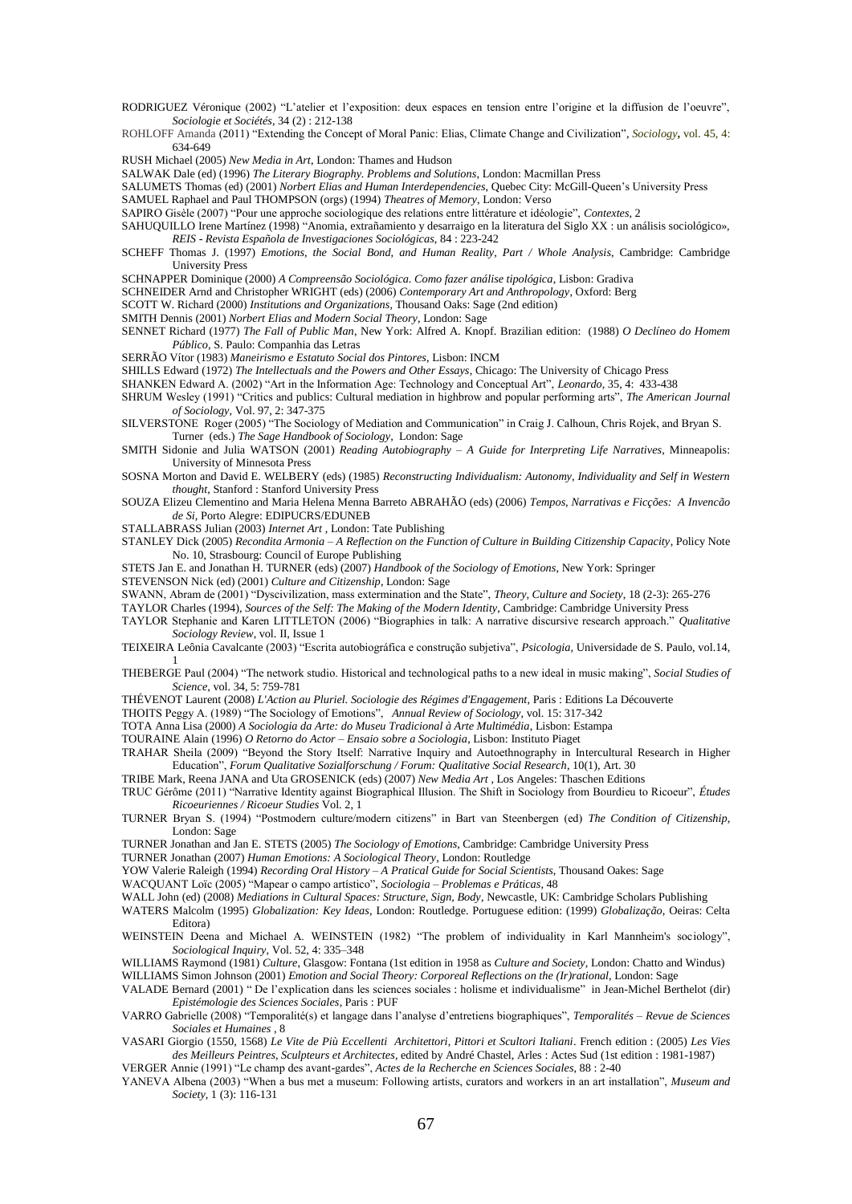RODRIGUEZ Véronique (2002) "L'atelier et l'exposition: deux espaces en tension entre l'origine et la diffusion de l'oeuvre", *Sociologie et Sociétés*, 34 (2) : 212-138

ROHLOFF Amanda (2011) "Extending the Concept of Moral Panic: Elias, Climate Change and Civilization", *Sociology*, vol. 45, 4: 634-649

RUSH Michael (2005) *New Media in Art*, London: Thames and Hudson

SALWAK Dale (ed) (1996) *The Literary Biography. Problems and Solutions*, London: Macmillan Press

SALUMETS Thomas (ed) (2001) *Norbert Elias and Human Interdependencies*, Quebec City: McGill-Queen's University Press

SAMUEL Raphael and Paul THOMPSON (orgs) (1994) *Theatres of Memory*, London: Verso

SAPIRO Gisèle (2007) "Pour une approche sociologique des relations entre littérature et idéologie", *Contextes*, 2

SAHUQUILLO Irene Martínez (1998) "Anomia, extrañamiento y desarraigo en la literatura del Siglo XX : un análisis sociológico», *REIS - Revista Española de Investigaciones Sociológicas*, 84 : 223-242

SCHEFF Thomas J. (1997) *Emotions, the Social Bond, and Human Reality, Part / Whole Analysis*, Cambridge: Cambridge University Press

SCHNAPPER Dominique (2000) *A Compreensão Sociológica. Como fazer análise tipológica*, Lisbon: Gradiva

SCHNEIDER Arnd and Christopher WRIGHT (eds) (2006) *Contemporary Art and Anthropology*, Oxford: Berg

SCOTT W. Richard (2000) *Institutions and Organizations*, Thousand Oaks: Sage (2nd edition)

SMITH Dennis (2001) *Norbert Elias and Modern Social Theory*, London: Sage

SENNET Richard (1977) *The Fall of Public Man*, New York: Alfred A. Knopf. Brazilian edition: (1988) *O Declíneo do Homem Público*, S. Paulo: Companhia das Letras

SERRÃO Vítor (1983) *Maneirismo e Estatuto Social dos Pintores*, Lisbon: INCM

SHILLS Edward (1972) *The Intellectuals and the Powers and Other Essays*, Chicago: The University of Chicago Press

SHANKEN Edward A. (2002) "Art in the Information Age: Technology and Conceptual Art", *Leonardo*, 35, 4: 433-438

SHRUM Wesley (1991) "Critics and publics: Cultural mediation in highbrow and popular performing arts", *The American Journal of Sociology*, Vol. 97, 2: 347-375

SILVERSTONE Roger (2005) "The Sociology of Mediation and Communication" in Craig J. Calhoun, Chris Rojek, and Bryan S. Turner (eds.) *The Sage Handbook of Sociology*, London: Sage

SMITH Sidonie and Julia WATSON (2001) *Reading Autobiography – A Guide for Interpreting Life Narratives*, Minneapolis: University of Minnesota Press

SOSNA Morton and David E. WELBERY (eds) (1985) *Reconstructing Individualism: Autonomy, Individuality and Self in Western thought*, Stanford : Stanford University Press

SOUZA Elizeu Clementino and Maria Helena Menna Barreto ABRAHÃO (eds) (2006) *Tempos, Narrativas e Ficções: A Invencão de Si*, Porto Alegre: EDIPUCRS/EDUNEB

STALLABRASS Julian (2003) *Internet Art* , London: Tate Publishing

STANLEY Dick (2005) *Recondita Armonia – A Reflection on the Function of Culture in Building Citizenship Capacity*, Policy Note No. 10, Strasbourg: Council of Europe Publishing

STETS Jan E. and Jonathan H. TURNER (eds) (2007) *Handbook of the Sociology of Emotions*, New York: Springer

STEVENSON Nick (ed) (2001) *Culture and Citizenship*, London: Sage

SWANN, Abram de (2001) "Dyscivilization, mass extermination and the State", *Theory, Culture and Society*, 18 (2-3): 265-276

TAYLOR Charles (1994), *Sources of the Self: The Making of the Modern Identity*, Cambridge: Cambridge University Press

TAYLOR Stephanie and Karen LITTLETON (2006) "Biographies in talk: A narrative discursive research approach." *Qualitative Sociology Review*, vol. II, Issue 1

TEIXEIRA Leônia Cavalcante (2003) "Escrita autobiográfica e construção subjetiva", *Psicologia*, Universidade de S. Paulo, vol.14, 1

THEBERGE Paul (2004) "The network studio. Historical and technological paths to a new ideal in music making", *Social Studies of Science*, vol. 34, 5: 759-781

THÉVENOT Laurent (2008) *L'Action au Pluriel. Sociologie des Régimes d'Engagement*, Paris : Editions La Découverte

THOITS Peggy A. (1989) "The Sociology of Emotions", *Annual Review of Sociology*, vol. 15: 317-342

TOTA Anna Lisa (2000) *A Sociologia da Arte: do Museu Tradicional à Arte Multimédia*, Lisbon: Estampa

TOURAINE Alain (1996) *O Retorno do Actor – Ensaio sobre a Sociologia*, Lisbon: Instituto Piaget

TRAHAR Sheila (2009) "Beyond the Story Itself: Narrative Inquiry and Autoethnography in Intercultural Research in Higher Education", *Forum Qualitative Sozialforschung / Forum: Qualitative Social Research*, 10(1), Art. 30

TRIBE Mark, Reena JANA and Uta GROSENICK (eds) (2007) *New Media Art* , Los Angeles: Thaschen Editions

TRUC Gérôme (2011) "Narrative Identity against Biographical Illusion. The Shift in Sociology from Bourdieu to Ricoeur", *Études Ricoeuriennes / Ricoeur Studies* Vol. 2, 1

TURNER Bryan S. (1994) "Postmodern culture/modern citizens" in Bart van Steenbergen (ed) *The Condition of Citizenship*, London: Sage

TURNER Jonathan and Jan E. STETS (2005) *The Sociology of Emotions*, Cambridge: Cambridge University Press

TURNER Jonathan (2007) *Human Emotions: A Sociological Theory*, London: Routledge

YOW Valerie Raleigh (1994) *Recording Oral History – A Pratical Guide for Social Scientists*, Thousand Oakes: Sage

WACQUANT Loïc (2005) "Mapear o campo artístico", *Sociologia – Problemas e Práticas*, 48

WALL John (ed) (2008) *Mediations in Cultural Spaces: Structure, Sign, Body*, Newcastle, UK: Cambridge Scholars Publishing

WATERS Malcolm (1995) *Globalization: Key Ideas*, London: Routledge. Portuguese edition: (1999) *Globalização*, Oeiras: Celta Editora)

WEINSTEIN Deena and Michael A. WEINSTEIN (1982) "The problem of individuality in Karl Mannheim's sociology", *Sociological Inquiry*, Vol. 52, 4: 335–348

WILLIAMS Raymond (1981) *Culture*, Glasgow: Fontana (1st edition in 1958 as *Culture and Society*, London: Chatto and Windus)

WILLIAMS Simon Johnson (2001) *Emotion and Social Theory: Corporeal Reflections on the (Ir)rational*, London: Sage

VALADE Bernard (2001) " De l'explication dans les sciences sociales : holisme et individualisme" in Jean-Michel Berthelot (dir) *Epistémologie des Sciences Sociales*, Paris : PUF

VARRO Gabrielle (2008) "Temporalité(s) et langage dans l'analyse d'entretiens biographiques", *Temporalités – Revue de Sciences Sociales et Humaines* , 8

VASARI Giorgio (1550, 1568) *Le Vite de Più Eccellenti Architettori, Pittori et Scultori Italiani*. French edition : (2005) *Les Vies des Meilleurs Peintres, Sculpteurs et Architectes*, edited by André Chastel, Arles : Actes Sud (1st edition : 1981-1987)

VERGER Annie (1991) "Le champ des avant-gardes", *Actes de la Recherche en Sciences Sociales*, 88 : 2-40

YANEVA Albena (2003) "When a bus met a museum: Following artists, curators and workers in an art installation", *Museum and Society*, 1 (3): 116-131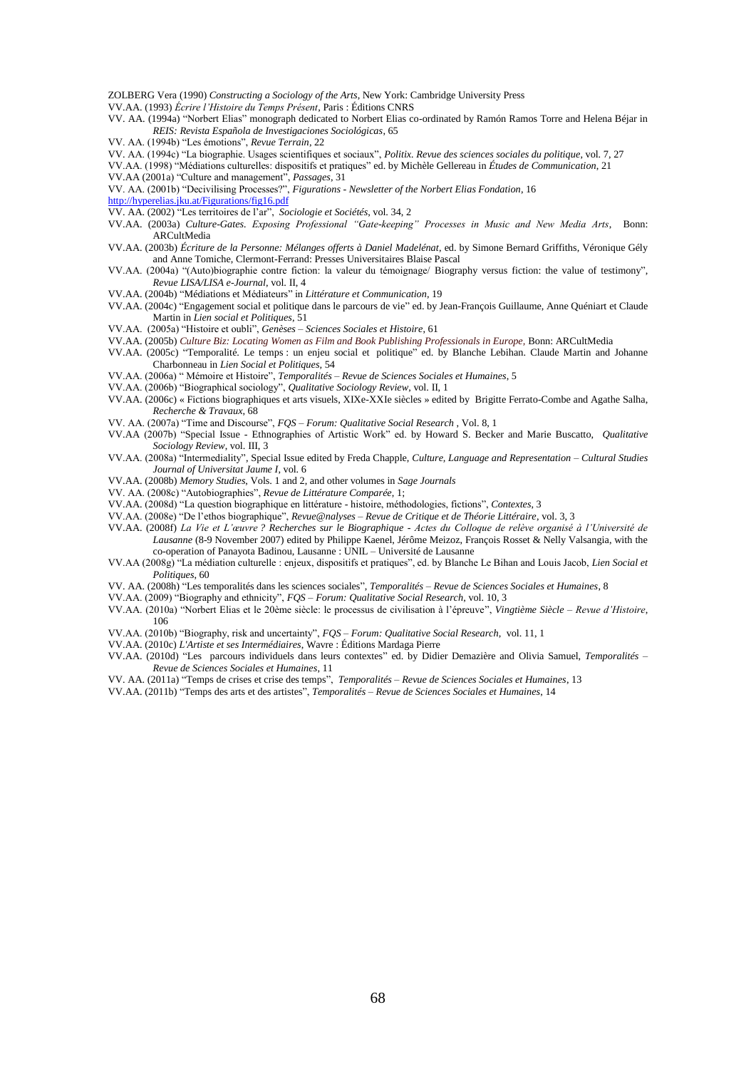ZOLBERG Vera (1990) *Constructing a Sociology of the Arts*, New York: Cambridge University Press

VV.AA. (1993) *Écrire l'Histoire du Temps Présent*, Paris : Éditions CNRS

VV. AA. (1994a) "Norbert Elias" monograph dedicated to Norbert Elias co-ordinated by Ramón Ramos Torre and Helena Béjar in *REIS: Revista Española de Investigaciones Sociológicas*, 65

VV. AA. (1994b) "Les émotions", *Revue Terrain*, 22

VV. AA. (1994c) "La biographie. Usages scientifiques et sociaux", *Politix. Revue des sciences sociales du politique*, vol. 7, 27

VV.AA. (1998) "Médiations culturelles: dispositifs et pratiques" ed. by Michèle Gellereau in *Études de Communication*, 21

VV.AA (2001a) "Culture and management", *Passages*, 31

VV. AA. (2001b) "Decivilising Processes?", *Figurations - Newsletter of the Norbert Elias Fondation*, 16
http://hyperelias.jku.at/Figurations/fig16.pdf

VV. AA. (2002) "Les territoires de l'ar", *Sociologie et Sociétés*, vol. 34, 2

VV.AA. (2003a) *Culture-Gates. Exposing Professional "Gate-keeping" Processes in Music and New Media Arts*, Bonn: ARCultMedia

VV.AA. (2003b) *Écriture de la Personne: Mélanges offerts à Daniel Madelénat*, ed. by Simone Bernard Griffiths, Véronique Gély and Anne Tomiche, Clermont-Ferrand: Presses Universitaires Blaise Pascal

VV.AA. (2004a) "(Auto)biographie contre fiction: la valeur du témoignage/ Biography versus fiction: the value of testimony", *Revue LISA/LISA e-Journal*, vol. II, 4

VV.AA. (2004b) "Médiations et Médiateurs" in *Littérature et Communication*, 19

VV.AA. (2004c) "Engagement social et politique dans le parcours de vie" ed. by Jean-François Guillaume, Anne Quéniart et Claude Martin in *Lien social et Politiques*, 51

VV.AA. (2005a) "Histoire et oubli", *Genèses – Sciences Sociales et Histoire*, 61

VV.AA. (2005b) *Culture Biz: Locating Women as Film and Book Publishing Professionals in Europe*, Bonn: ARCultMedia

VV.AA. (2005c) "Temporalité. Le temps : un enjeu social et politique" ed. by Blanche Lebihan. Claude Martin and Johanne Charbonneau in *Lien Social et Politiques*, 54

VV.AA. (2006a) " Mémoire et Histoire", *Temporalités – Revue de Sciences Sociales et Humaines*, 5

VV.AA. (2006b) "Biographical sociology", *Qualitative Sociology Review*, vol. II, 1

VV.AA. (2006c) « Fictions biographiques et arts visuels, XIXe-XXIe siècles » edited by Brigitte Ferrato-Combe and Agathe Salha, *Recherche & Travaux*, 68

VV. AA. (2007a) "Time and Discourse", *FQS – Forum: Qualitative Social Research* , Vol. 8, 1

VV.AA (2007b) "Special Issue - Ethnographies of Artistic Work" ed. by Howard S. Becker and Marie Buscatto, *Qualitative Sociology Review*, vol. III, 3

VV.AA. (2008a) "Intermediality", Special Issue edited by Freda Chapple, *Culture, Language and Representation – Cultural Studies Journal of Universitat Jaume I*, vol. 6

VV.AA. (2008b) *Memory Studies*, Vols. 1 and 2, and other volumes in *Sage Journals*

VV. AA. (2008c) "Autobiographies", *Revue de Littérature Comparée*, 1;

VV.AA. (2008d) "La question biographique en littérature - histoire, méthodologies, fictions", *Contextes*, 3

VV.AA. (2008e) "De l'ethos biographique", *Revue@nalyses – Revue de Critique et de Théorie Littéraire*, vol. 3, 3

VV.AA. (2008f) *La Vie et L'œuvre ? Recherches sur le Biographique - Actes du Colloque de relève organisé à l'Université de Lausanne* (8-9 November 2007) edited by Philippe Kaenel, Jérôme Meizoz, François Rosset & Nelly Valsangia, with the co-operation of Panayota Badinou, Lausanne : UNIL – Université de Lausanne

VV.AA (2008g) "La médiation culturelle : enjeux, dispositifs et pratiques", ed. by Blanche Le Bihan and Louis Jacob, *Lien Social et Politiques*, 60

VV. AA. (2008h) "Les temporalités dans les sciences sociales", *Temporalités – Revue de Sciences Sociales et Humaines*, 8

VV.AA. (2009) "Biography and ethnicity", *FQS – Forum: Qualitative Social Research*, vol. 10, 3

VV.AA. (2010a) "Norbert Elias et le 20ème siècle: le processus de civilisation à l'épreuve", *Vingtième Siècle – Revue d'Histoire*, 106

VV.AA. (2010b) "Biography, risk and uncertainty", *FQS – Forum: Qualitative Social Research*, vol. 11, 1

VV.AA. (2010c) *L'Artiste et ses Intermédiaires*, Wavre : Éditions Mardaga Pierre

VV.AA. (2010d) "Les parcours individuels dans leurs contextes" ed. by Didier Demazière and Olivia Samuel, *Temporalités – Revue de Sciences Sociales et Humaines*, 11

VV. AA. (2011a) "Temps de crises et crise des temps", *Temporalités – Revue de Sciences Sociales et Humaines*, 13

VV.AA. (2011b) "Temps des arts et des artistes", *Temporalités – Revue de Sciences Sociales et Humaines*, 14